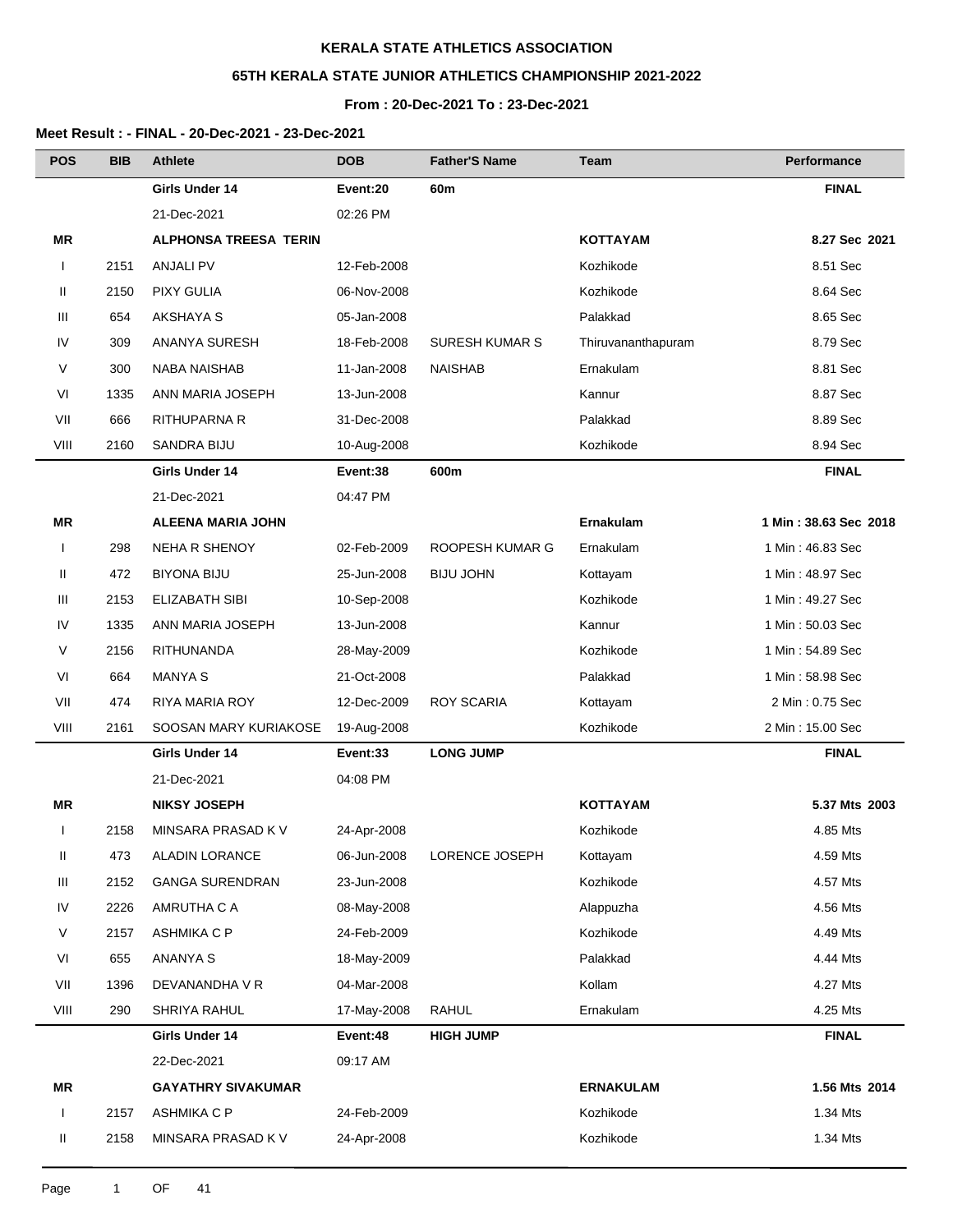# KERALA STATE ATHLETICS ASSOCIATION

## 65TH KERALA STATE JUNIOR ATHLETICS CHAMPIONSHIP 2021-2022

### From : 20-Dec-2021 To : 23-Dec-2021

**Meet Result : - FINAL - 20-Dec-2021 - 23-Dec-2021**

| POS | BIB | Athlete | DOB | Father'S Name | Team | Performance |
|---|---|---|---|---|---|---|
| | | **Girls Under 14** | **Event:20** | **60m** | | **FINAL** |
| | | 21-Dec-2021 | 02:26 PM | | | |
| **MR** | | **ALPHONSA TREESA TERIN** | | | **KOTTAYAM** | **8.27 Sec 2021** |
| I | 2151 | ANJALI PV | 12-Feb-2008 | | Kozhikode | 8.51 Sec |
| II | 2150 | PIXY GULIA | 06-Nov-2008 | | Kozhikode | 8.64 Sec |
| III | 654 | AKSHAYA S | 05-Jan-2008 | | Palakkad | 8.65 Sec |
| IV | 309 | ANANYA SURESH | 18-Feb-2008 | SURESH KUMAR S | Thiruvananthapuram | 8.79 Sec |
| V | 300 | NABA NAISHAB | 11-Jan-2008 | NAISHAB | Ernakulam | 8.81 Sec |
| VI | 1335 | ANN MARIA JOSEPH | 13-Jun-2008 | | Kannur | 8.87 Sec |
| VII | 666 | RITHUPARNA R | 31-Dec-2008 | | Palakkad | 8.89 Sec |
| VIII | 2160 | SANDRA BIJU | 10-Aug-2008 | | Kozhikode | 8.94 Sec |
| | | **Girls Under 14** | **Event:38** | **600m** | | **FINAL** |
| | | 21-Dec-2021 | 04:47 PM | | | |
| **MR** | | **ALEENA MARIA JOHN** | | | **Ernakulam** | **1 Min : 38.63 Sec 2018** |
| I | 298 | NEHA R SHENOY | 02-Feb-2009 | ROOPESH KUMAR G | Ernakulam | 1 Min : 46.83 Sec |
| II | 472 | BIYONA BIJU | 25-Jun-2008 | BIJU JOHN | Kottayam | 1 Min : 48.97 Sec |
| III | 2153 | ELIZABATH SIBI | 10-Sep-2008 | | Kozhikode | 1 Min : 49.27 Sec |
| IV | 1335 | ANN MARIA JOSEPH | 13-Jun-2008 | | Kannur | 1 Min : 50.03 Sec |
| V | 2156 | RITHUNANDA | 28-May-2009 | | Kozhikode | 1 Min : 54.89 Sec |
| VI | 664 | MANYA S | 21-Oct-2008 | | Palakkad | 1 Min : 58.98 Sec |
| VII | 474 | RIYA MARIA ROY | 12-Dec-2009 | ROY SCARIA | Kottayam | 2 Min : 0.75 Sec |
| VIII | 2161 | SOOSAN MARY KURIAKOSE | 19-Aug-2008 | | Kozhikode | 2 Min : 15.00 Sec |
| | | **Girls Under 14** | **Event:33** | **LONG JUMP** | | **FINAL** |
| | | 21-Dec-2021 | 04:08 PM | | | |
| **MR** | | **NIKSY JOSEPH** | | | **KOTTAYAM** | **5.37 Mts 2003** |
| I | 2158 | MINSARA PRASAD K V | 24-Apr-2008 | | Kozhikode | 4.85 Mts |
| II | 473 | ALADIN LORANCE | 06-Jun-2008 | LORENCE JOSEPH | Kottayam | 4.59 Mts |
| III | 2152 | GANGA SURENDRAN | 23-Jun-2008 | | Kozhikode | 4.57 Mts |
| IV | 2226 | AMRUTHA C A | 08-May-2008 | | Alappuzha | 4.56 Mts |
| V | 2157 | ASHMIKA C P | 24-Feb-2009 | | Kozhikode | 4.49 Mts |
| VI | 655 | ANANYA S | 18-May-2009 | | Palakkad | 4.44 Mts |
| VII | 1396 | DEVANANDHA V R | 04-Mar-2008 | | Kollam | 4.27 Mts |
| VIII | 290 | SHRIYA RAHUL | 17-May-2008 | RAHUL | Ernakulam | 4.25 Mts |
| | | **Girls Under 14** | **Event:48** | **HIGH JUMP** | | **FINAL** |
| | | 22-Dec-2021 | 09:17 AM | | | |
| **MR** | | **GAYATHRY SIVAKUMAR** | | | **ERNAKULAM** | **1.56 Mts 2014** |
| I | 2157 | ASHMIKA C P | 24-Feb-2009 | | Kozhikode | 1.34 Mts |
| II | 2158 | MINSARA PRASAD K V | 24-Apr-2008 | | Kozhikode | 1.34 Mts |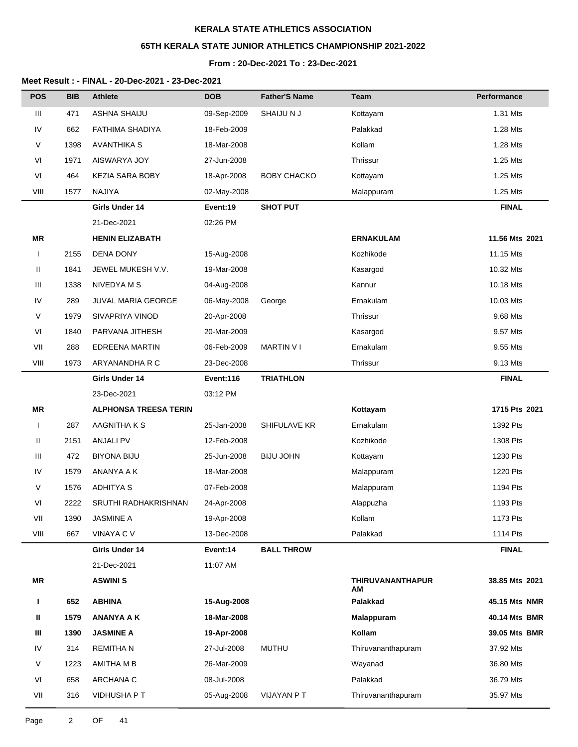**KERALA STATE ATHLETICS ASSOCIATION**

**65TH KERALA STATE JUNIOR ATHLETICS CHAMPIONSHIP 2021-2022**

**From : 20-Dec-2021 To : 23-Dec-2021**

**Meet Result : - FINAL - 20-Dec-2021 - 23-Dec-2021**

| POS | BIB | Athlete | DOB | Father'S Name | Team | Performance |
|---|---|---|---|---|---|---|
| III | 471 | ASHNA SHAIJU | 09-Sep-2009 | SHAIJU N J | Kottayam | 1.31 Mts |
| IV | 662 | FATHIMA SHADIYA | 18-Feb-2009 | | Palakkad | 1.28 Mts |
| V | 1398 | AVANTHIKA S | 18-Mar-2008 | | Kollam | 1.28 Mts |
| VI | 1971 | AISWARYA JOY | 27-Jun-2008 | | Thrissur | 1.25 Mts |
| VI | 464 | KEZIA SARA BOBY | 18-Apr-2008 | BOBY CHACKO | Kottayam | 1.25 Mts |
| VIII | 1577 | NAJIYA | 02-May-2008 | | Malappuram | 1.25 Mts |
| | | **Girls Under 14** | **Event:19** | **SHOT PUT** | | **FINAL** |
| | | 21-Dec-2021 | 02:26 PM | | | |
| **MR** | | **HENIN ELIZABATH** | | | **ERNAKULAM** | **11.56 Mts 2021** |
| I | 2155 | DENA DONY | 15-Aug-2008 | | Kozhikode | 11.15 Mts |
| II | 1841 | JEWEL MUKESH V.V. | 19-Mar-2008 | | Kasargod | 10.32 Mts |
| III | 1338 | NIVEDYA M S | 04-Aug-2008 | | Kannur | 10.18 Mts |
| IV | 289 | JUVAL MARIA GEORGE | 06-May-2008 | George | Ernakulam | 10.03 Mts |
| V | 1979 | SIVAPRIYA VINOD | 20-Apr-2008 | | Thrissur | 9.68 Mts |
| VI | 1840 | PARVANA JITHESH | 20-Mar-2009 | | Kasargod | 9.57 Mts |
| VII | 288 | EDREENA MARTIN | 06-Feb-2009 | MARTIN V I | Ernakulam | 9.55 Mts |
| VIII | 1973 | ARYANANDHA R C | 23-Dec-2008 | | Thrissur | 9.13 Mts |
| | | **Girls Under 14** | **Event:116** | **TRIATHLON** | | **FINAL** |
| | | 23-Dec-2021 | 03:12 PM | | | |
| **MR** | | **ALPHONSA TREESA TERIN** | | | **Kottayam** | **1715 Pts 2021** |
| I | 287 | AAGNITHA K S | 25-Jan-2008 | SHIFULAVE KR | Ernakulam | 1392 Pts |
| II | 2151 | ANJALI PV | 12-Feb-2008 | | Kozhikode | 1308 Pts |
| III | 472 | BIYONA BIJU | 25-Jun-2008 | BIJU JOHN | Kottayam | 1230 Pts |
| IV | 1579 | ANANYA A K | 18-Mar-2008 | | Malappuram | 1220 Pts |
| V | 1576 | ADHITYA S | 07-Feb-2008 | | Malappuram | 1194 Pts |
| VI | 2222 | SRUTHI RADHAKRISHNAN | 24-Apr-2008 | | Alappuzha | 1193 Pts |
| VII | 1390 | JASMINE A | 19-Apr-2008 | | Kollam | 1173 Pts |
| VIII | 667 | VINAYA C V | 13-Dec-2008 | | Palakkad | 1114 Pts |
| | | **Girls Under 14** | **Event:14** | **BALL THROW** | | **FINAL** |
| | | 21-Dec-2021 | 11:07 AM | | | |
| **MR** | | **ASWINI S** | | | **THIRUVANANTHAPURAM** | **38.85 Mts 2021** |
| **I** | **652** | **ABHINA** | **15-Aug-2008** | | **Palakkad** | **45.15 Mts NMR** |
| **II** | **1579** | **ANANYA A K** | **18-Mar-2008** | | **Malappuram** | **40.14 Mts BMR** |
| **III** | **1390** | **JASMINE A** | **19-Apr-2008** | | **Kollam** | **39.05 Mts BMR** |
| IV | 314 | REMITHA N | 27-Jul-2008 | MUTHU | Thiruvananthapuram | 37.92 Mts |
| V | 1223 | AMITHA M B | 26-Mar-2009 | | Wayanad | 36.80 Mts |
| VI | 658 | ARCHANA C | 08-Jul-2008 | | Palakkad | 36.79 Mts |
| VII | 316 | VIDHUSHA P T | 05-Aug-2008 | VIJAYAN P T | Thiruvananthapuram | 35.97 Mts |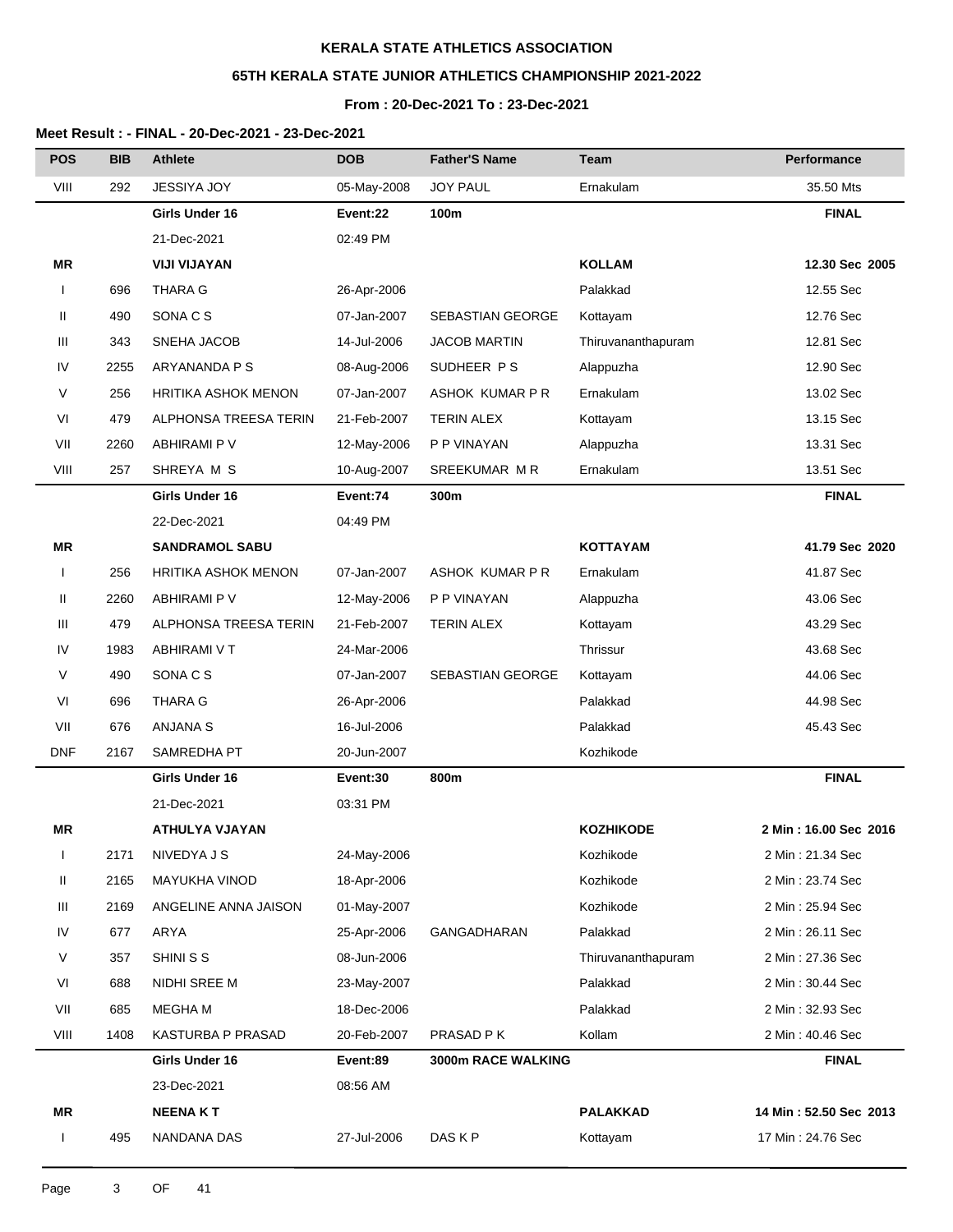**KERALA STATE ATHLETICS ASSOCIATION**

**65TH KERALA STATE JUNIOR ATHLETICS CHAMPIONSHIP 2021-2022**

**From : 20-Dec-2021 To : 23-Dec-2021**

**Meet Result : - FINAL - 20-Dec-2021 - 23-Dec-2021**

| POS | BIB | Athlete | DOB | Father'S Name | Team | Performance |
|---|---|---|---|---|---|---|
| VIII | 292 | JESSIYA JOY | 05-May-2008 | JOY PAUL | Ernakulam | 35.50 Mts |
| | | **Girls Under 16** | **Event:22** | **100m** | | **FINAL** |
| | | 21-Dec-2021 | 02:49 PM | | | |
| **MR** | | **VIJI VIJAYAN** | | | **KOLLAM** | **12.30 Sec 2005** |
| I | 696 | THARA G | 26-Apr-2006 | | Palakkad | 12.55 Sec |
| II | 490 | SONA C S | 07-Jan-2007 | SEBASTIAN GEORGE | Kottayam | 12.76 Sec |
| III | 343 | SNEHA JACOB | 14-Jul-2006 | JACOB MARTIN | Thiruvananthapuram | 12.81 Sec |
| IV | 2255 | ARYANANDA P S | 08-Aug-2006 | SUDHEER P S | Alappuzha | 12.90 Sec |
| V | 256 | HRITIKA ASHOK MENON | 07-Jan-2007 | ASHOK KUMAR P R | Ernakulam | 13.02 Sec |
| VI | 479 | ALPHONSA TREESA TERIN | 21-Feb-2007 | TERIN ALEX | Kottayam | 13.15 Sec |
| VII | 2260 | ABHIRAMI P V | 12-May-2006 | P P VINAYAN | Alappuzha | 13.31 Sec |
| VIII | 257 | SHREYA M S | 10-Aug-2007 | SREEKUMAR M R | Ernakulam | 13.51 Sec |
| | | **Girls Under 16** | **Event:74** | **300m** | | **FINAL** |
| | | 22-Dec-2021 | 04:49 PM | | | |
| **MR** | | **SANDRAMOL SABU** | | | **KOTTAYAM** | **41.79 Sec 2020** |
| I | 256 | HRITIKA ASHOK MENON | 07-Jan-2007 | ASHOK KUMAR P R | Ernakulam | 41.87 Sec |
| II | 2260 | ABHIRAMI P V | 12-May-2006 | P P VINAYAN | Alappuzha | 43.06 Sec |
| III | 479 | ALPHONSA TREESA TERIN | 21-Feb-2007 | TERIN ALEX | Kottayam | 43.29 Sec |
| IV | 1983 | ABHIRAMI V T | 24-Mar-2006 | | Thrissur | 43.68 Sec |
| V | 490 | SONA C S | 07-Jan-2007 | SEBASTIAN GEORGE | Kottayam | 44.06 Sec |
| VI | 696 | THARA G | 26-Apr-2006 | | Palakkad | 44.98 Sec |
| VII | 676 | ANJANA S | 16-Jul-2006 | | Palakkad | 45.43 Sec |
| DNF | 2167 | SAMREDHA PT | 20-Jun-2007 | | Kozhikode | |
| | | **Girls Under 16** | **Event:30** | **800m** | | **FINAL** |
| | | 21-Dec-2021 | 03:31 PM | | | |
| **MR** | | **ATHULYA VJAYAN** | | | **KOZHIKODE** | **2 Min : 16.00 Sec 2016** |
| I | 2171 | NIVEDYA J S | 24-May-2006 | | Kozhikode | 2 Min : 21.34 Sec |
| II | 2165 | MAYUKHA VINOD | 18-Apr-2006 | | Kozhikode | 2 Min : 23.74 Sec |
| III | 2169 | ANGELINE ANNA JAISON | 01-May-2007 | | Kozhikode | 2 Min : 25.94 Sec |
| IV | 677 | ARYA | 25-Apr-2006 | GANGADHARAN | Palakkad | 2 Min : 26.11 Sec |
| V | 357 | SHINI S S | 08-Jun-2006 | | Thiruvananthapuram | 2 Min : 27.36 Sec |
| VI | 688 | NIDHI SREE M | 23-May-2007 | | Palakkad | 2 Min : 30.44 Sec |
| VII | 685 | MEGHA M | 18-Dec-2006 | | Palakkad | 2 Min : 32.93 Sec |
| VIII | 1408 | KASTURBA P PRASAD | 20-Feb-2007 | PRASAD P K | Kollam | 2 Min : 40.46 Sec |
| | | **Girls Under 16** | **Event:89** | **3000m RACE WALKING** | | **FINAL** |
| | | 23-Dec-2021 | 08:56 AM | | | |
| **MR** | | **NEENA K T** | | | **PALAKKAD** | **14 Min : 52.50 Sec 2013** |
| I | 495 | NANDANA DAS | 27-Jul-2006 | DAS K P | Kottayam | 17 Min : 24.76 Sec |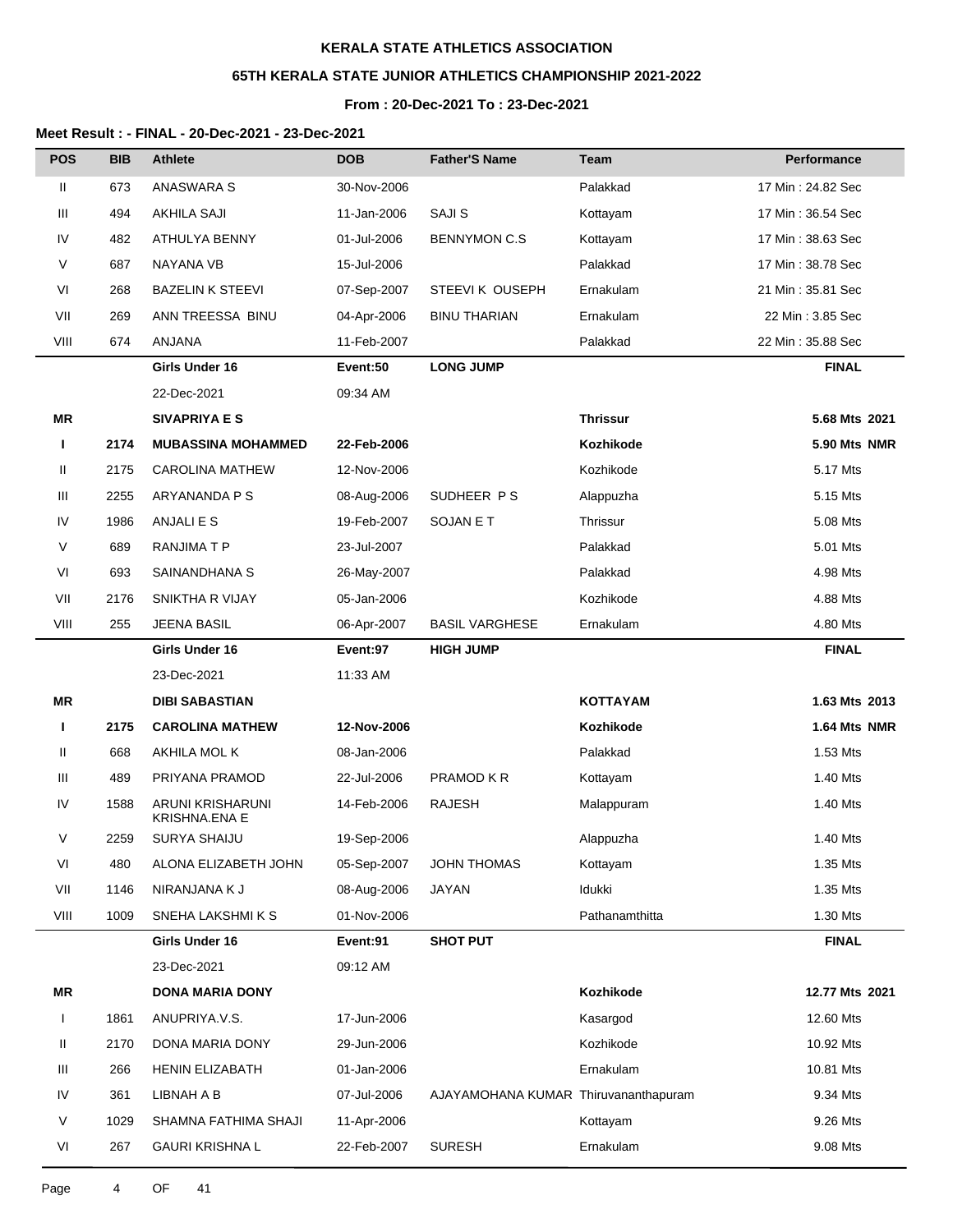**KERALA STATE ATHLETICS ASSOCIATION**

**65TH KERALA STATE JUNIOR ATHLETICS CHAMPIONSHIP 2021-2022**

**From : 20-Dec-2021 To : 23-Dec-2021**

**Meet Result : - FINAL - 20-Dec-2021 - 23-Dec-2021**

| POS | BIB | Athlete | DOB | Father'S Name | Team | Performance |
|---|---|---|---|---|---|---|
| II | 673 | ANASWARA S | 30-Nov-2006 | | Palakkad | 17 Min : 24.82 Sec |
| III | 494 | AKHILA SAJI | 11-Jan-2006 | SAJI S | Kottayam | 17 Min : 36.54 Sec |
| IV | 482 | ATHULYA BENNY | 01-Jul-2006 | BENNYMON C.S | Kottayam | 17 Min : 38.63 Sec |
| V | 687 | NAYANA VB | 15-Jul-2006 | | Palakkad | 17 Min : 38.78 Sec |
| VI | 268 | BAZELIN K STEEVI | 07-Sep-2007 | STEEVI K OUSEPH | Ernakulam | 21 Min : 35.81 Sec |
| VII | 269 | ANN TREESSA BINU | 04-Apr-2006 | BINU THARIAN | Ernakulam | 22 Min : 3.85 Sec |
| VIII | 674 | ANJANA | 11-Feb-2007 | | Palakkad | 22 Min : 35.88 Sec |
| | | **Girls Under 16** | **Event:50** | **LONG JUMP** | | **FINAL** |
| | | 22-Dec-2021 | 09:34 AM | | | |
| **MR** | | **SIVAPRIYA E S** | | | **Thrissur** | **5.68 Mts 2021** |
| **I** | **2174** | **MUBASSINA MOHAMMED** | **22-Feb-2006** | | **Kozhikode** | **5.90 Mts NMR** |
| II | 2175 | CAROLINA MATHEW | 12-Nov-2006 | | Kozhikode | 5.17 Mts |
| III | 2255 | ARYANANDA P S | 08-Aug-2006 | SUDHEER P S | Alappuzha | 5.15 Mts |
| IV | 1986 | ANJALI E S | 19-Feb-2007 | SOJAN E T | Thrissur | 5.08 Mts |
| V | 689 | RANJIMA T P | 23-Jul-2007 | | Palakkad | 5.01 Mts |
| VI | 693 | SAINANDHANA S | 26-May-2007 | | Palakkad | 4.98 Mts |
| VII | 2176 | SNIKTHA R VIJAY | 05-Jan-2006 | | Kozhikode | 4.88 Mts |
| VIII | 255 | JEENA BASIL | 06-Apr-2007 | BASIL VARGHESE | Ernakulam | 4.80 Mts |
| | | **Girls Under 16** | **Event:97** | **HIGH JUMP** | | **FINAL** |
| | | 23-Dec-2021 | 11:33 AM | | | |
| **MR** | | **DIBI SABASTIAN** | | | **KOTTAYAM** | **1.63 Mts 2013** |
| **I** | **2175** | **CAROLINA MATHEW** | **12-Nov-2006** | | **Kozhikode** | **1.64 Mts NMR** |
| II | 668 | AKHILA MOL K | 08-Jan-2006 | | Palakkad | 1.53 Mts |
| III | 489 | PRIYANA PRAMOD | 22-Jul-2006 | PRAMOD K R | Kottayam | 1.40 Mts |
| IV | 1588 | ARUNI KRISHARUNI KRISHNA.ENA E | 14-Feb-2006 | RAJESH | Malappuram | 1.40 Mts |
| V | 2259 | SURYA SHAIJU | 19-Sep-2006 | | Alappuzha | 1.40 Mts |
| VI | 480 | ALONA ELIZABETH JOHN | 05-Sep-2007 | JOHN THOMAS | Kottayam | 1.35 Mts |
| VII | 1146 | NIRANJANA K J | 08-Aug-2006 | JAYAN | Idukki | 1.35 Mts |
| VIII | 1009 | SNEHA LAKSHMI K S | 01-Nov-2006 | | Pathanamthitta | 1.30 Mts |
| | | **Girls Under 16** | **Event:91** | **SHOT PUT** | | **FINAL** |
| | | 23-Dec-2021 | 09:12 AM | | | |
| **MR** | | **DONA MARIA DONY** | | | **Kozhikode** | **12.77 Mts 2021** |
| I | 1861 | ANUPRIYA.V.S. | 17-Jun-2006 | | Kasargod | 12.60 Mts |
| II | 2170 | DONA MARIA DONY | 29-Jun-2006 | | Kozhikode | 10.92 Mts |
| III | 266 | HENIN ELIZABATH | 01-Jan-2006 | | Ernakulam | 10.81 Mts |
| IV | 361 | LIBNAH A B | 07-Jul-2006 | AJAYAMOHANA KUMAR | Thiruvananthapuram | 9.34 Mts |
| V | 1029 | SHAMNA FATHIMA SHAJI | 11-Apr-2006 | | Kottayam | 9.26 Mts |
| VI | 267 | GAURI KRISHNA L | 22-Feb-2007 | SURESH | Ernakulam | 9.08 Mts |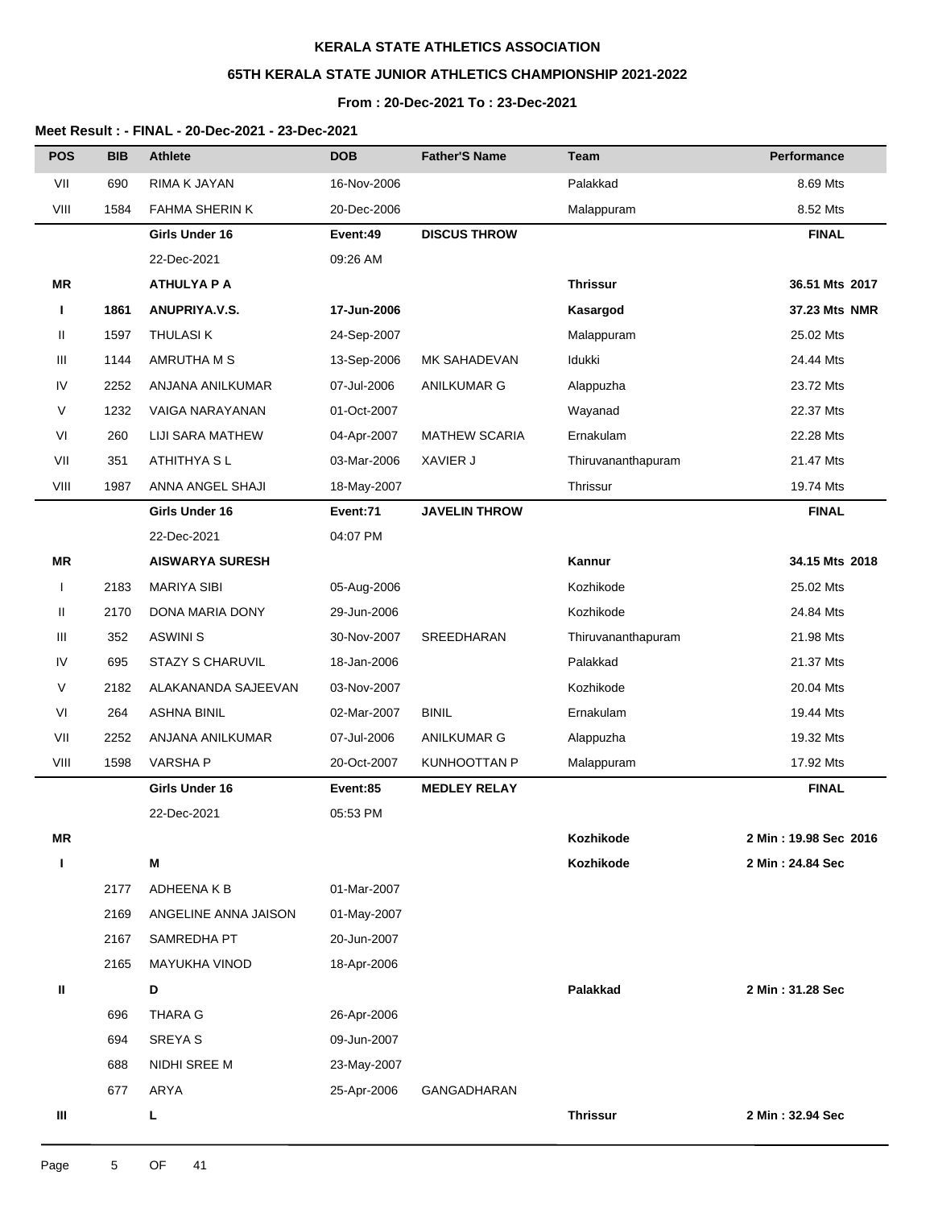# KERALA STATE ATHLETICS ASSOCIATION

## 65TH KERALA STATE JUNIOR ATHLETICS CHAMPIONSHIP 2021-2022

### From : 20-Dec-2021 To : 23-Dec-2021

**Meet Result : - FINAL - 20-Dec-2021 - 23-Dec-2021**

| POS | BIB | Athlete | DOB | Father'S Name | Team | Performance |
|---|---|---|---|---|---|---|
| VII | 690 | RIMA K JAYAN | 16-Nov-2006 | | Palakkad | 8.69 Mts |
| VIII | 1584 | FAHMA SHERIN K | 20-Dec-2006 | | Malappuram | 8.52 Mts |
| | | **Girls Under 16** | **Event:49** | **DISCUS THROW** | | **FINAL** |
| | | 22-Dec-2021 | 09:26 AM | | | |
| **MR** | | **ATHULYA P A** | | | **Thrissur** | **36.51 Mts 2017** |
| **I** | **1861** | **ANUPRIYA.V.S.** | **17-Jun-2006** | | **Kasargod** | **37.23 Mts NMR** |
| II | 1597 | THULASI K | 24-Sep-2007 | | Malappuram | 25.02 Mts |
| III | 1144 | AMRUTHA M S | 13-Sep-2006 | MK SAHADEVAN | Idukki | 24.44 Mts |
| IV | 2252 | ANJANA ANILKUMAR | 07-Jul-2006 | ANILKUMAR G | Alappuzha | 23.72 Mts |
| V | 1232 | VAIGA NARAYANAN | 01-Oct-2007 | | Wayanad | 22.37 Mts |
| VI | 260 | LIJI SARA MATHEW | 04-Apr-2007 | MATHEW SCARIA | Ernakulam | 22.28 Mts |
| VII | 351 | ATHITHYA S L | 03-Mar-2006 | XAVIER J | Thiruvananthapuram | 21.47 Mts |
| VIII | 1987 | ANNA ANGEL SHAJI | 18-May-2007 | | Thrissur | 19.74 Mts |
| | | **Girls Under 16** | **Event:71** | **JAVELIN THROW** | | **FINAL** |
| | | 22-Dec-2021 | 04:07 PM | | | |
| **MR** | | **AISWARYA SURESH** | | | **Kannur** | **34.15 Mts 2018** |
| I | 2183 | MARIYA SIBI | 05-Aug-2006 | | Kozhikode | 25.02 Mts |
| II | 2170 | DONA MARIA DONY | 29-Jun-2006 | | Kozhikode | 24.84 Mts |
| III | 352 | ASWINI S | 30-Nov-2007 | SREEDHARAN | Thiruvananthapuram | 21.98 Mts |
| IV | 695 | STAZY S CHARUVIL | 18-Jan-2006 | | Palakkad | 21.37 Mts |
| V | 2182 | ALAKANANDA SAJEEVAN | 03-Nov-2007 | | Kozhikode | 20.04 Mts |
| VI | 264 | ASHNA BINIL | 02-Mar-2007 | BINIL | Ernakulam | 19.44 Mts |
| VII | 2252 | ANJANA ANILKUMAR | 07-Jul-2006 | ANILKUMAR G | Alappuzha | 19.32 Mts |
| VIII | 1598 | VARSHA P | 20-Oct-2007 | KUNHOOTTAN P | Malappuram | 17.92 Mts |
| | | **Girls Under 16** | **Event:85** | **MEDLEY RELAY** | | **FINAL** |
| | | 22-Dec-2021 | 05:53 PM | | | |
| **MR** | | | | | **Kozhikode** | **2 Min : 19.98 Sec 2016** |
| **I** | | **M** | | | **Kozhikode** | **2 Min : 24.84 Sec** |
| | 2177 | ADHEENA K B | 01-Mar-2007 | | | |
| | 2169 | ANGELINE ANNA JAISON | 01-May-2007 | | | |
| | 2167 | SAMREDHA PT | 20-Jun-2007 | | | |
| | 2165 | MAYUKHA VINOD | 18-Apr-2006 | | | |
| **II** | | **D** | | | **Palakkad** | **2 Min : 31.28 Sec** |
| | 696 | THARA G | 26-Apr-2006 | | | |
| | 694 | SREYA S | 09-Jun-2007 | | | |
| | 688 | NIDHI SREE M | 23-May-2007 | | | |
| | 677 | ARYA | 25-Apr-2006 | GANGADHARAN | | |
| **III** | | **L** | | | **Thrissur** | **2 Min : 32.94 Sec** |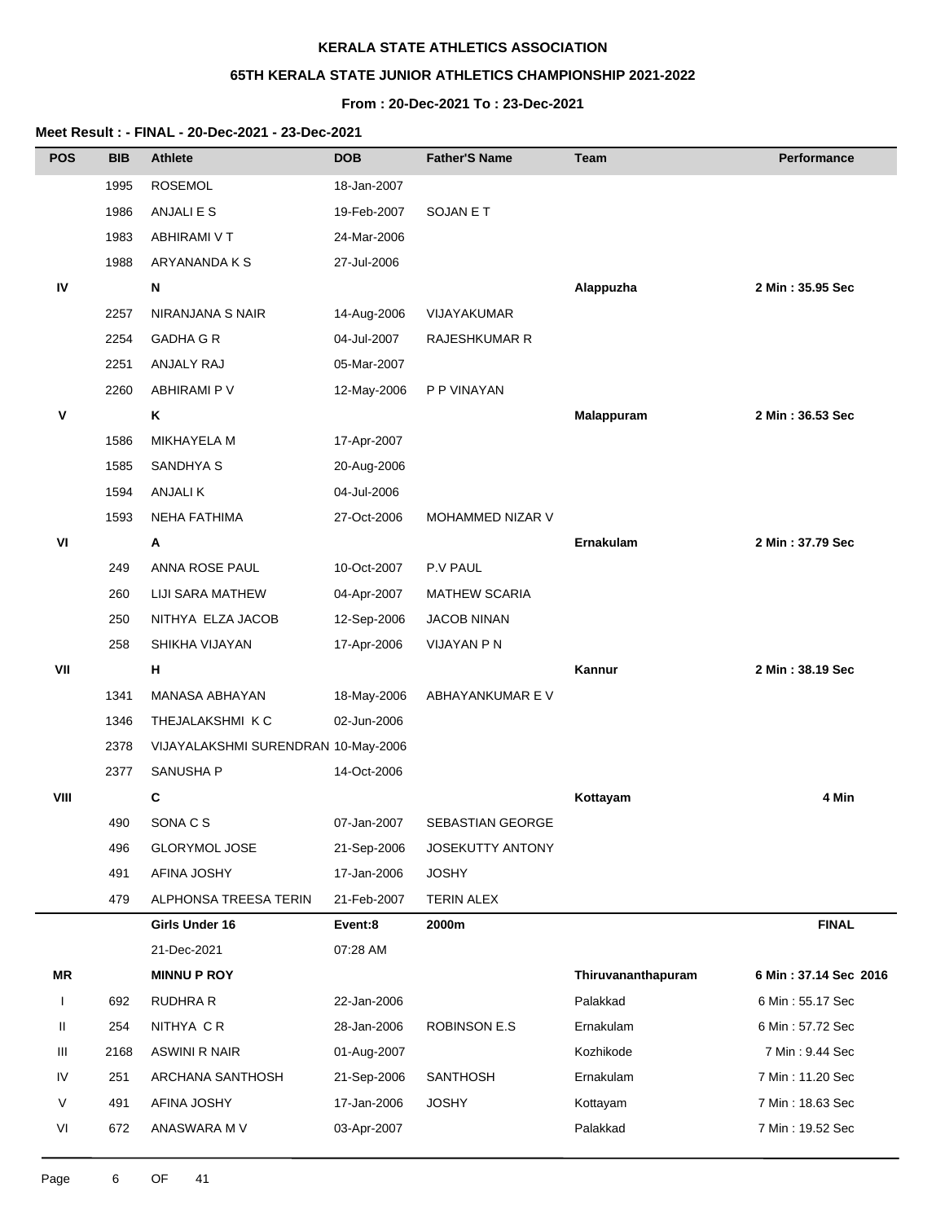**KERALA STATE ATHLETICS ASSOCIATION**

**65TH KERALA STATE JUNIOR ATHLETICS CHAMPIONSHIP 2021-2022**

**From : 20-Dec-2021 To : 23-Dec-2021**

**Meet Result : - FINAL - 20-Dec-2021 - 23-Dec-2021**

| POS | BIB | Athlete | DOB | Father'S Name | Team | Performance |
|---|---|---|---|---|---|---|
| | 1995 | ROSEMOL | 18-Jan-2007 | | | |
| | 1986 | ANJALI E S | 19-Feb-2007 | SOJAN E T | | |
| | 1983 | ABHIRAMI V T | 24-Mar-2006 | | | |
| | 1988 | ARYANANDA K S | 27-Jul-2006 | | | |
| **IV** | | **N** | | | **Alappuzha** | **2 Min : 35.95 Sec** |
| | 2257 | NIRANJANA S NAIR | 14-Aug-2006 | VIJAYAKUMAR | | |
| | 2254 | GADHA G R | 04-Jul-2007 | RAJESHKUMAR R | | |
| | 2251 | ANJALY RAJ | 05-Mar-2007 | | | |
| | 2260 | ABHIRAMI P V | 12-May-2006 | P P VINAYAN | | |
| **V** | | **K** | | | **Malappuram** | **2 Min : 36.53 Sec** |
| | 1586 | MIKHAYELA M | 17-Apr-2007 | | | |
| | 1585 | SANDHYA S | 20-Aug-2006 | | | |
| | 1594 | ANJALI K | 04-Jul-2006 | | | |
| | 1593 | NEHA FATHIMA | 27-Oct-2006 | MOHAMMED NIZAR V | | |
| **VI** | | **A** | | | **Ernakulam** | **2 Min : 37.79 Sec** |
| | 249 | ANNA ROSE PAUL | 10-Oct-2007 | P.V PAUL | | |
| | 260 | LIJI SARA MATHEW | 04-Apr-2007 | MATHEW SCARIA | | |
| | 250 | NITHYA ELZA JACOB | 12-Sep-2006 | JACOB NINAN | | |
| | 258 | SHIKHA VIJAYAN | 17-Apr-2006 | VIJAYAN P N | | |
| **VII** | | **H** | | | **Kannur** | **2 Min : 38.19 Sec** |
| | 1341 | MANASA ABHAYAN | 18-May-2006 | ABHAYANKUMAR E V | | |
| | 1346 | THEJALAKSHMI K C | 02-Jun-2006 | | | |
| | 2378 | VIJAYALAKSHMI SURENDRAN | 10-May-2006 | | | |
| | 2377 | SANUSHA P | 14-Oct-2006 | | | |
| **VIII** | | **C** | | | **Kottayam** | **4 Min** |
| | 490 | SONA C S | 07-Jan-2007 | SEBASTIAN GEORGE | | |
| | 496 | GLORYMOL JOSE | 21-Sep-2006 | JOSEKUTTY ANTONY | | |
| | 491 | AFINA JOSHY | 17-Jan-2006 | JOSHY | | |
| | 479 | ALPHONSA TREESA TERIN | 21-Feb-2007 | TERIN ALEX | | |
| | | **Girls Under 16** | **Event:8** | **2000m** | | **FINAL** |
| | | 21-Dec-2021 | 07:28 AM | | | |
| **MR** | | **MINNU P ROY** | | | **Thiruvananthapuram** | **6 Min : 37.14 Sec 2016** |
| I | 692 | RUDHRA R | 22-Jan-2006 | | Palakkad | 6 Min : 55.17 Sec |
| II | 254 | NITHYA C R | 28-Jan-2006 | ROBINSON E.S | Ernakulam | 6 Min : 57.72 Sec |
| III | 2168 | ASWINI R NAIR | 01-Aug-2007 | | Kozhikode | 7 Min : 9.44 Sec |
| IV | 251 | ARCHANA SANTHOSH | 21-Sep-2006 | SANTHOSH | Ernakulam | 7 Min : 11.20 Sec |
| V | 491 | AFINA JOSHY | 17-Jan-2006 | JOSHY | Kottayam | 7 Min : 18.63 Sec |
| VI | 672 | ANASWARA M V | 03-Apr-2007 | | Palakkad | 7 Min : 19.52 Sec |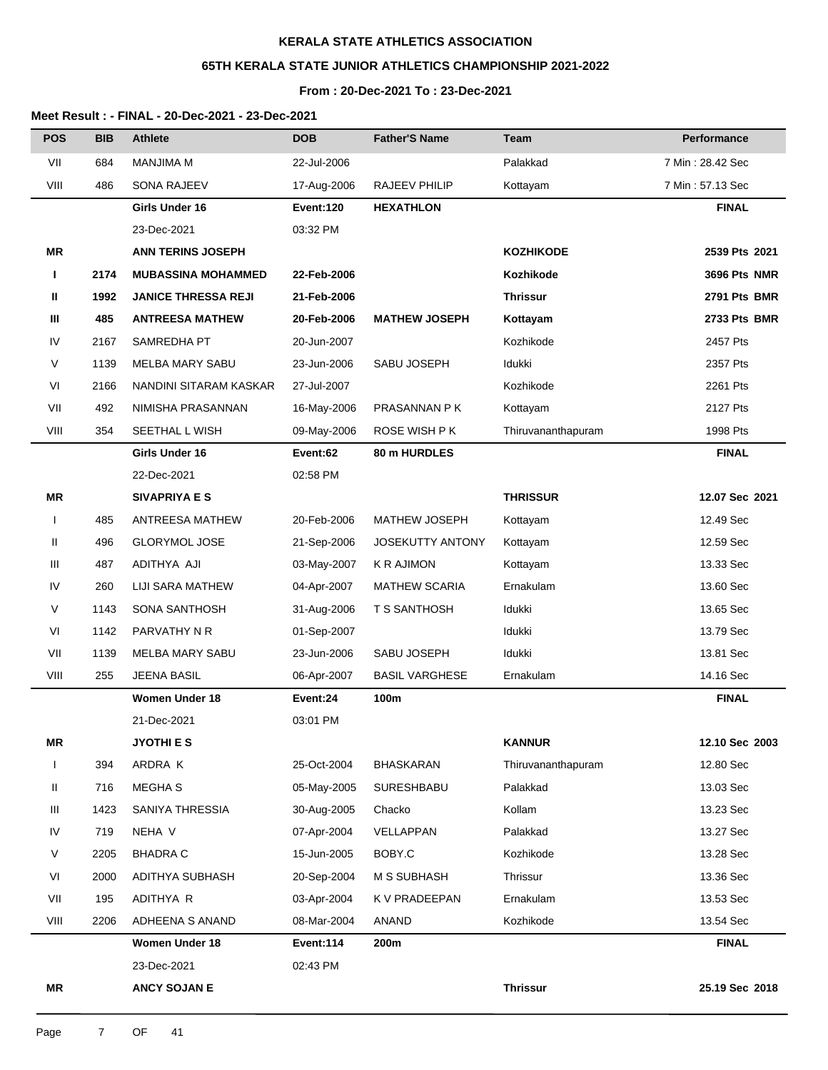**KERALA STATE ATHLETICS ASSOCIATION**

**65TH KERALA STATE JUNIOR ATHLETICS CHAMPIONSHIP 2021-2022**

**From : 20-Dec-2021 To : 23-Dec-2021**

**Meet Result : - FINAL - 20-Dec-2021 - 23-Dec-2021**

| POS | BIB | Athlete | DOB | Father'S Name | Team | Performance |
|---|---|---|---|---|---|---|
| VII | 684 | MANJIMA M | 22-Jul-2006 | | Palakkad | 7 Min : 28.42 Sec |
| VIII | 486 | SONA RAJEEV | 17-Aug-2006 | RAJEEV PHILIP | Kottayam | 7 Min : 57.13 Sec |
| | | **Girls Under 16** | **Event:120** | **HEXATHLON** | | **FINAL** |
| | | 23-Dec-2021 | 03:32 PM | | | |
| **MR** | | **ANN TERINS JOSEPH** | | | **KOZHIKODE** | **2539 Pts 2021** |
| **I** | **2174** | **MUBASSINA MOHAMMED** | **22-Feb-2006** | | **Kozhikode** | **3696 Pts NMR** |
| **II** | **1992** | **JANICE THRESSA REJI** | **21-Feb-2006** | | **Thrissur** | **2791 Pts BMR** |
| **III** | **485** | **ANTREESA MATHEW** | **20-Feb-2006** | **MATHEW JOSEPH** | **Kottayam** | **2733 Pts BMR** |
| IV | 2167 | SAMREDHA PT | 20-Jun-2007 | | Kozhikode | 2457 Pts |
| V | 1139 | MELBA MARY SABU | 23-Jun-2006 | SABU JOSEPH | Idukki | 2357 Pts |
| VI | 2166 | NANDINI SITARAM KASKAR | 27-Jul-2007 | | Kozhikode | 2261 Pts |
| VII | 492 | NIMISHA PRASANNAN | 16-May-2006 | PRASANNAN P K | Kottayam | 2127 Pts |
| VIII | 354 | SEETHAL L WISH | 09-May-2006 | ROSE WISH P K | Thiruvananthapuram | 1998 Pts |
| | | **Girls Under 16** | **Event:62** | **80 m HURDLES** | | **FINAL** |
| | | 22-Dec-2021 | 02:58 PM | | | |
| **MR** | | **SIVAPRIYA E S** | | | **THRISSUR** | **12.07 Sec 2021** |
| I | 485 | ANTREESA MATHEW | 20-Feb-2006 | MATHEW JOSEPH | Kottayam | 12.49 Sec |
| II | 496 | GLORYMOL JOSE | 21-Sep-2006 | JOSEKUTTY ANTONY | Kottayam | 12.59 Sec |
| III | 487 | ADITHYA AJI | 03-May-2007 | K R AJIMON | Kottayam | 13.33 Sec |
| IV | 260 | LIJI SARA MATHEW | 04-Apr-2007 | MATHEW SCARIA | Ernakulam | 13.60 Sec |
| V | 1143 | SONA SANTHOSH | 31-Aug-2006 | T S SANTHOSH | Idukki | 13.65 Sec |
| VI | 1142 | PARVATHY N R | 01-Sep-2007 | | Idukki | 13.79 Sec |
| VII | 1139 | MELBA MARY SABU | 23-Jun-2006 | SABU JOSEPH | Idukki | 13.81 Sec |
| VIII | 255 | JEENA BASIL | 06-Apr-2007 | BASIL VARGHESE | Ernakulam | 14.16 Sec |
| | | **Women Under 18** | **Event:24** | **100m** | | **FINAL** |
| | | 21-Dec-2021 | 03:01 PM | | | |
| **MR** | | **JYOTHI E S** | | | **KANNUR** | **12.10 Sec 2003** |
| I | 394 | ARDRA K | 25-Oct-2004 | BHASKARAN | Thiruvananthapuram | 12.80 Sec |
| II | 716 | MEGHA S | 05-May-2005 | SURESHBABU | Palakkad | 13.03 Sec |
| III | 1423 | SANIYA THRESSIA | 30-Aug-2005 | Chacko | Kollam | 13.23 Sec |
| IV | 719 | NEHA V | 07-Apr-2004 | VELLAPPAN | Palakkad | 13.27 Sec |
| V | 2205 | BHADRA C | 15-Jun-2005 | BOBY.C | Kozhikode | 13.28 Sec |
| VI | 2000 | ADITHYA SUBHASH | 20-Sep-2004 | M S SUBHASH | Thrissur | 13.36 Sec |
| VII | 195 | ADITHYA R | 03-Apr-2004 | K V PRADEEPAN | Ernakulam | 13.53 Sec |
| VIII | 2206 | ADHEENA S ANAND | 08-Mar-2004 | ANAND | Kozhikode | 13.54 Sec |
| | | **Women Under 18** | **Event:114** | **200m** | | **FINAL** |
| | | 23-Dec-2021 | 02:43 PM | | | |
| **MR** | | **ANCY SOJAN E** | | | **Thrissur** | **25.19 Sec 2018** |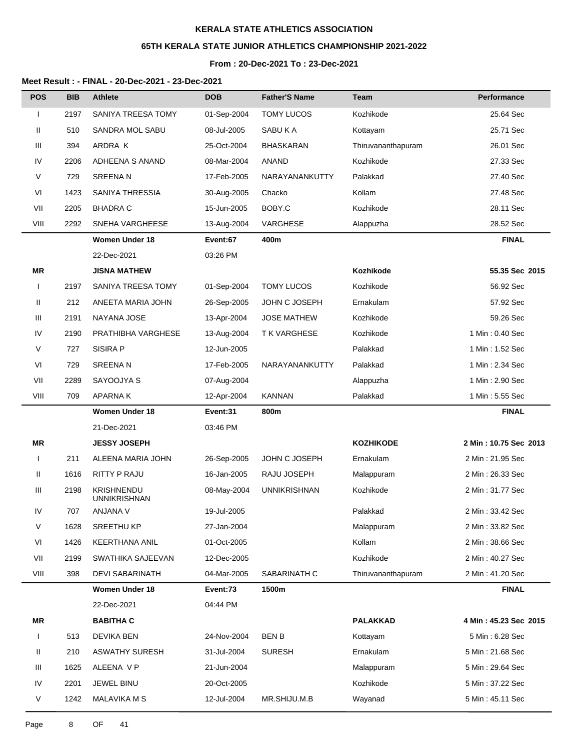**KERALA STATE ATHLETICS ASSOCIATION**

**65TH KERALA STATE JUNIOR ATHLETICS CHAMPIONSHIP 2021-2022**

**From : 20-Dec-2021 To : 23-Dec-2021**

**Meet Result : - FINAL - 20-Dec-2021 - 23-Dec-2021**

| POS | BIB | Athlete | DOB | Father'S Name | Team | Performance |
|---|---|---|---|---|---|---|
| I | 2197 | SANIYA TREESA TOMY | 01-Sep-2004 | TOMY LUCOS | Kozhikode | 25.64 Sec |
| II | 510 | SANDRA MOL SABU | 08-Jul-2005 | SABU K A | Kottayam | 25.71 Sec |
| III | 394 | ARDRA K | 25-Oct-2004 | BHASKARAN | Thiruvananthapuram | 26.01 Sec |
| IV | 2206 | ADHEENA S ANAND | 08-Mar-2004 | ANAND | Kozhikode | 27.33 Sec |
| V | 729 | SREENA N | 17-Feb-2005 | NARAYANANKUTTY | Palakkad | 27.40 Sec |
| VI | 1423 | SANIYA THRESSIA | 30-Aug-2005 | Chacko | Kollam | 27.48 Sec |
| VII | 2205 | BHADRA C | 15-Jun-2005 | BOBY.C | Kozhikode | 28.11 Sec |
| VIII | 2292 | SNEHA VARGHEESE | 13-Aug-2004 | VARGHESE | Alappuzha | 28.52 Sec |
| | | **Women Under 18** | **Event:67** | **400m** | | **FINAL** |
| | | 22-Dec-2021 | 03:26 PM | | | |
| **MR** | | **JISNA MATHEW** | | | **Kozhikode** | **55.35 Sec 2015** |
| I | 2197 | SANIYA TREESA TOMY | 01-Sep-2004 | TOMY LUCOS | Kozhikode | 56.92 Sec |
| II | 212 | ANEETA MARIA JOHN | 26-Sep-2005 | JOHN C JOSEPH | Ernakulam | 57.92 Sec |
| III | 2191 | NAYANA JOSE | 13-Apr-2004 | JOSE MATHEW | Kozhikode | 59.26 Sec |
| IV | 2190 | PRATHIBHA VARGHESE | 13-Aug-2004 | T K VARGHESE | Kozhikode | 1 Min : 0.40 Sec |
| V | 727 | SISIRA P | 12-Jun-2005 | | Palakkad | 1 Min : 1.52 Sec |
| VI | 729 | SREENA N | 17-Feb-2005 | NARAYANANKUTTY | Palakkad | 1 Min : 2.34 Sec |
| VII | 2289 | SAYOOJYA S | 07-Aug-2004 | | Alappuzha | 1 Min : 2.90 Sec |
| VIII | 709 | APARNA K | 12-Apr-2004 | KANNAN | Palakkad | 1 Min : 5.55 Sec |
| | | **Women Under 18** | **Event:31** | **800m** | | **FINAL** |
| | | 21-Dec-2021 | 03:46 PM | | | |
| **MR** | | **JESSY JOSEPH** | | | **KOZHIKODE** | **2 Min : 10.75 Sec 2013** |
| I | 211 | ALEENA MARIA JOHN | 26-Sep-2005 | JOHN C JOSEPH | Ernakulam | 2 Min : 21.95 Sec |
| II | 1616 | RITTY P RAJU | 16-Jan-2005 | RAJU JOSEPH | Malappuram | 2 Min : 26.33 Sec |
| III | 2198 | KRISHNENDU UNNIKRISHNAN | 08-May-2004 | UNNIKRISHNAN | Kozhikode | 2 Min : 31.77 Sec |
| IV | 707 | ANJANA V | 19-Jul-2005 | | Palakkad | 2 Min : 33.42 Sec |
| V | 1628 | SREETHU KP | 27-Jan-2004 | | Malappuram | 2 Min : 33.82 Sec |
| VI | 1426 | KEERTHANA ANIL | 01-Oct-2005 | | Kollam | 2 Min : 38.66 Sec |
| VII | 2199 | SWATHIKA SAJEEVAN | 12-Dec-2005 | | Kozhikode | 2 Min : 40.27 Sec |
| VIII | 398 | DEVI SABARINATH | 04-Mar-2005 | SABARINATH C | Thiruvananthapuram | 2 Min : 41.20 Sec |
| | | **Women Under 18** | **Event:73** | **1500m** | | **FINAL** |
| | | 22-Dec-2021 | 04:44 PM | | | |
| **MR** | | **BABITHA C** | | | **PALAKKAD** | **4 Min : 45.23 Sec 2015** |
| I | 513 | DEVIKA BEN | 24-Nov-2004 | BEN B | Kottayam | 5 Min : 6.28 Sec |
| II | 210 | ASWATHY SURESH | 31-Jul-2004 | SURESH | Ernakulam | 5 Min : 21.68 Sec |
| III | 1625 | ALEENA V P | 21-Jun-2004 | | Malappuram | 5 Min : 29.64 Sec |
| IV | 2201 | JEWEL BINU | 20-Oct-2005 | | Kozhikode | 5 Min : 37.22 Sec |
| V | 1242 | MALAVIKA M S | 12-Jul-2004 | MR.SHIJU.M.B | Wayanad | 5 Min : 45.11 Sec |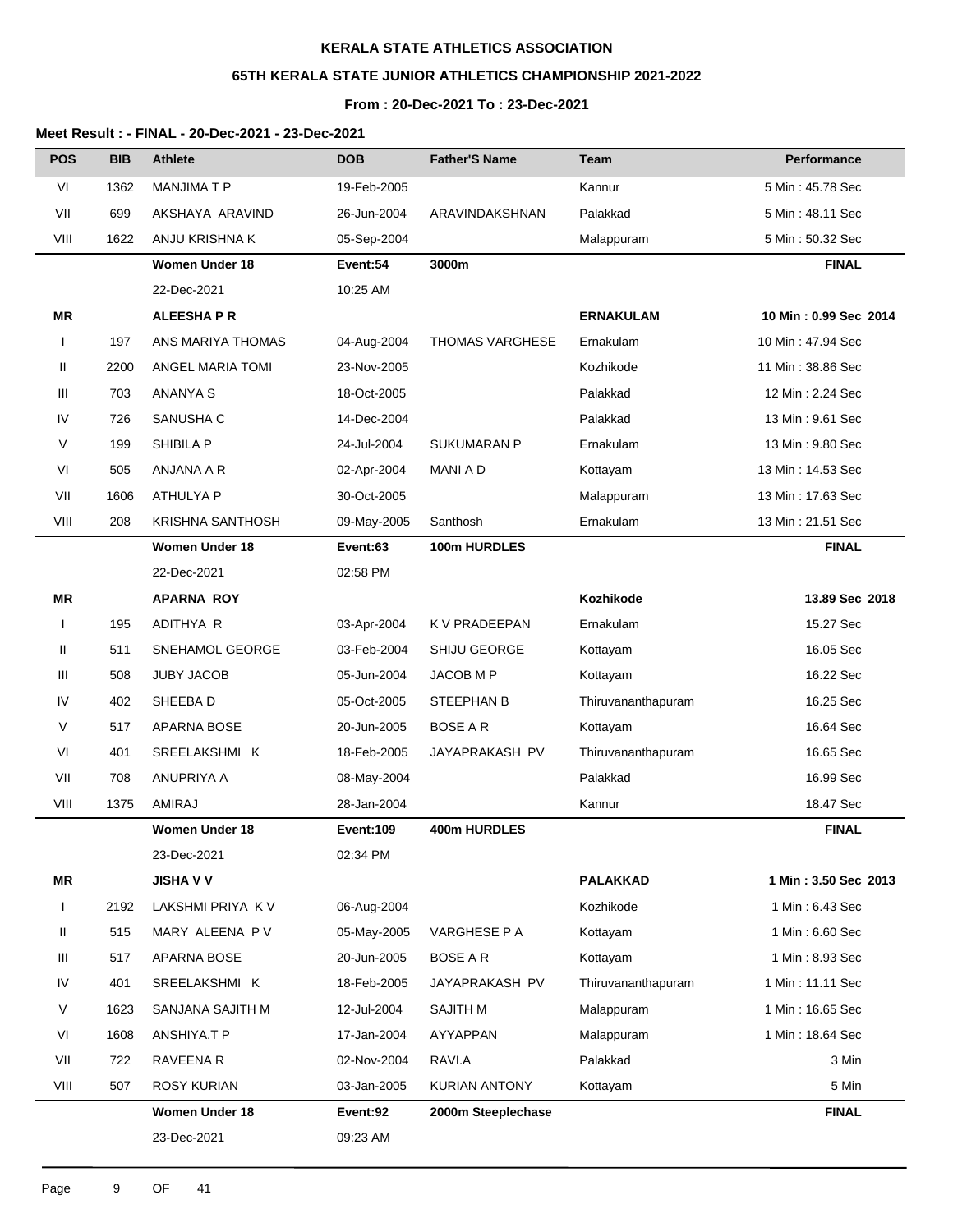**KERALA STATE ATHLETICS ASSOCIATION**

**65TH KERALA STATE JUNIOR ATHLETICS CHAMPIONSHIP 2021-2022**

**From : 20-Dec-2021 To : 23-Dec-2021**

**Meet Result : - FINAL - 20-Dec-2021 - 23-Dec-2021**

| POS | BIB | Athlete | DOB | Father'S Name | Team | Performance |
|---|---|---|---|---|---|---|
| VI | 1362 | MANJIMA T P | 19-Feb-2005 | | Kannur | 5 Min : 45.78 Sec |
| VII | 699 | AKSHAYA ARAVIND | 26-Jun-2004 | ARAVINDAKSHNAN | Palakkad | 5 Min : 48.11 Sec |
| VIII | 1622 | ANJU KRISHNA K | 05-Sep-2004 | | Malappuram | 5 Min : 50.32 Sec |
| | | **Women Under 18** | **Event:54** | **3000m** | | **FINAL** |
| | | 22-Dec-2021 | 10:25 AM | | | |
| **MR** | | **ALEESHA P R** | | | **ERNAKULAM** | **10 Min : 0.99 Sec 2014** |
| I | 197 | ANS MARIYA THOMAS | 04-Aug-2004 | THOMAS VARGHESE | Ernakulam | 10 Min : 47.94 Sec |
| II | 2200 | ANGEL MARIA TOMI | 23-Nov-2005 | | Kozhikode | 11 Min : 38.86 Sec |
| III | 703 | ANANYA S | 18-Oct-2005 | | Palakkad | 12 Min : 2.24 Sec |
| IV | 726 | SANUSHA C | 14-Dec-2004 | | Palakkad | 13 Min : 9.61 Sec |
| V | 199 | SHIBILA P | 24-Jul-2004 | SUKUMARAN P | Ernakulam | 13 Min : 9.80 Sec |
| VI | 505 | ANJANA A R | 02-Apr-2004 | MANI A D | Kottayam | 13 Min : 14.53 Sec |
| VII | 1606 | ATHULYA P | 30-Oct-2005 | | Malappuram | 13 Min : 17.63 Sec |
| VIII | 208 | KRISHNA SANTHOSH | 09-May-2005 | Santhosh | Ernakulam | 13 Min : 21.51 Sec |
| | | **Women Under 18** | **Event:63** | **100m HURDLES** | | **FINAL** |
| | | 22-Dec-2021 | 02:58 PM | | | |
| **MR** | | **APARNA ROY** | | | **Kozhikode** | **13.89 Sec 2018** |
| I | 195 | ADITHYA R | 03-Apr-2004 | K V PRADEEPAN | Ernakulam | 15.27 Sec |
| II | 511 | SNEHAMOL GEORGE | 03-Feb-2004 | SHIJU GEORGE | Kottayam | 16.05 Sec |
| III | 508 | JUBY JACOB | 05-Jun-2004 | JACOB M P | Kottayam | 16.22 Sec |
| IV | 402 | SHEEBA D | 05-Oct-2005 | STEEPHAN B | Thiruvananthapuram | 16.25 Sec |
| V | 517 | APARNA BOSE | 20-Jun-2005 | BOSE A R | Kottayam | 16.64 Sec |
| VI | 401 | SREELAKSHMI K | 18-Feb-2005 | JAYAPRAKASH PV | Thiruvananthapuram | 16.65 Sec |
| VII | 708 | ANUPRIYA A | 08-May-2004 | | Palakkad | 16.99 Sec |
| VIII | 1375 | AMIRAJ | 28-Jan-2004 | | Kannur | 18.47 Sec |
| | | **Women Under 18** | **Event:109** | **400m HURDLES** | | **FINAL** |
| | | 23-Dec-2021 | 02:34 PM | | | |
| **MR** | | **JISHA V V** | | | **PALAKKAD** | **1 Min : 3.50 Sec 2013** |
| I | 2192 | LAKSHMI PRIYA K V | 06-Aug-2004 | | Kozhikode | 1 Min : 6.43 Sec |
| II | 515 | MARY ALEENA P V | 05-May-2005 | VARGHESE P A | Kottayam | 1 Min : 6.60 Sec |
| III | 517 | APARNA BOSE | 20-Jun-2005 | BOSE A R | Kottayam | 1 Min : 8.93 Sec |
| IV | 401 | SREELAKSHMI K | 18-Feb-2005 | JAYAPRAKASH PV | Thiruvananthapuram | 1 Min : 11.11 Sec |
| V | 1623 | SANJANA SAJITH M | 12-Jul-2004 | SAJITH M | Malappuram | 1 Min : 16.65 Sec |
| VI | 1608 | ANSHIYA.T P | 17-Jan-2004 | AYYAPPAN | Malappuram | 1 Min : 18.64 Sec |
| VII | 722 | RAVEENA R | 02-Nov-2004 | RAVI.A | Palakkad | 3 Min |
| VIII | 507 | ROSY KURIAN | 03-Jan-2005 | KURIAN ANTONY | Kottayam | 5 Min |
| | | **Women Under 18** | **Event:92** | **2000m Steeplechase** | | **FINAL** |
| | | 23-Dec-2021 | 09:23 AM | | | |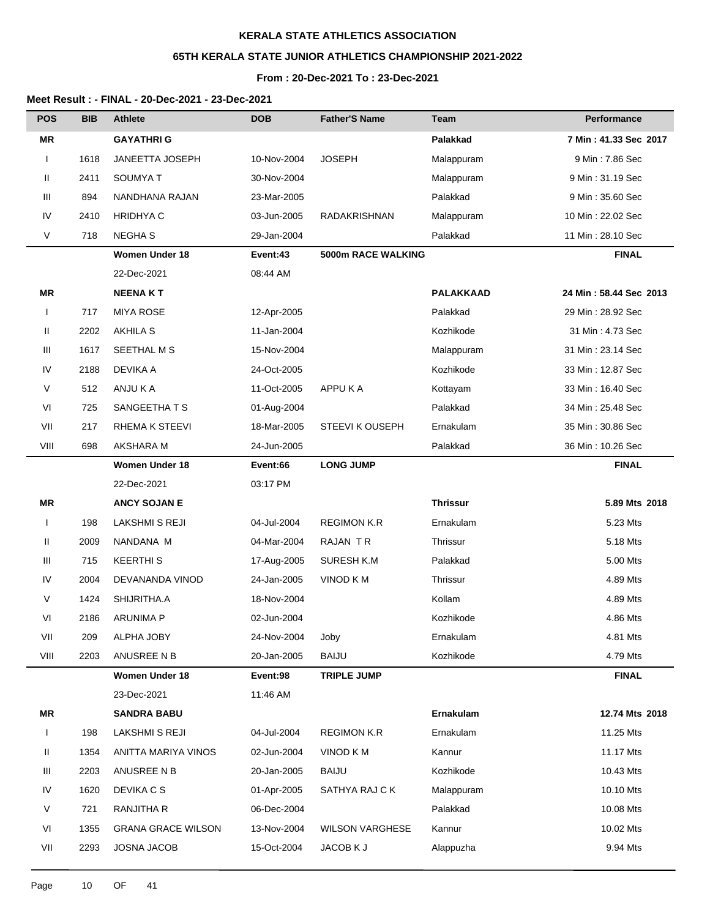**KERALA STATE ATHLETICS ASSOCIATION**

**65TH KERALA STATE JUNIOR ATHLETICS CHAMPIONSHIP 2021-2022**

**From : 20-Dec-2021 To : 23-Dec-2021**

**Meet Result : - FINAL - 20-Dec-2021 - 23-Dec-2021**

| POS | BIB | Athlete | DOB | Father'S Name | Team | Performance |
|---|---|---|---|---|---|---|
| **MR** | | **GAYATHRI G** | | | **Palakkad** | **7 Min : 41.33 Sec 2017** |
| I | 1618 | JANEETTA JOSEPH | 10-Nov-2004 | JOSEPH | Malappuram | 9 Min : 7.86 Sec |
| II | 2411 | SOUMYA T | 30-Nov-2004 | | Malappuram | 9 Min : 31.19 Sec |
| III | 894 | NANDHANA RAJAN | 23-Mar-2005 | | Palakkad | 9 Min : 35.60 Sec |
| IV | 2410 | HRIDHYA C | 03-Jun-2005 | RADAKRISHNAN | Malappuram | 10 Min : 22.02 Sec |
| V | 718 | NEGHA S | 29-Jan-2004 | | Palakkad | 11 Min : 28.10 Sec |
| | | **Women Under 18** | **Event:43** | **5000m RACE WALKING** | | **FINAL** |
| | | 22-Dec-2021 | 08:44 AM | | | |
| **MR** | | **NEENA K T** | | | **PALAKKAAD** | **24 Min : 58.44 Sec 2013** |
| I | 717 | MIYA ROSE | 12-Apr-2005 | | Palakkad | 29 Min : 28.92 Sec |
| II | 2202 | AKHILA S | 11-Jan-2004 | | Kozhikode | 31 Min : 4.73 Sec |
| III | 1617 | SEETHAL M S | 15-Nov-2004 | | Malappuram | 31 Min : 23.14 Sec |
| IV | 2188 | DEVIKA A | 24-Oct-2005 | | Kozhikode | 33 Min : 12.87 Sec |
| V | 512 | ANJU K A | 11-Oct-2005 | APPU K A | Kottayam | 33 Min : 16.40 Sec |
| VI | 725 | SANGEETHA T S | 01-Aug-2004 | | Palakkad | 34 Min : 25.48 Sec |
| VII | 217 | RHEMA K STEEVI | 18-Mar-2005 | STEEVI K OUSEPH | Ernakulam | 35 Min : 30.86 Sec |
| VIII | 698 | AKSHARA M | 24-Jun-2005 | | Palakkad | 36 Min : 10.26 Sec |
| | | **Women Under 18** | **Event:66** | **LONG JUMP** | | **FINAL** |
| | | 22-Dec-2021 | 03:17 PM | | | |
| **MR** | | **ANCY SOJAN E** | | | **Thrissur** | **5.89 Mts 2018** |
| I | 198 | LAKSHMI S REJI | 04-Jul-2004 | REGIMON K.R | Ernakulam | 5.23 Mts |
| II | 2009 | NANDANA M | 04-Mar-2004 | RAJAN T R | Thrissur | 5.18 Mts |
| III | 715 | KEERTHI S | 17-Aug-2005 | SURESH K.M | Palakkad | 5.00 Mts |
| IV | 2004 | DEVANANDA VINOD | 24-Jan-2005 | VINOD K M | Thrissur | 4.89 Mts |
| V | 1424 | SHIJRITHA.A | 18-Nov-2004 | | Kollam | 4.89 Mts |
| VI | 2186 | ARUNIMA P | 02-Jun-2004 | | Kozhikode | 4.86 Mts |
| VII | 209 | ALPHA JOBY | 24-Nov-2004 | Joby | Ernakulam | 4.81 Mts |
| VIII | 2203 | ANUSREE N B | 20-Jan-2005 | BAIJU | Kozhikode | 4.79 Mts |
| | | **Women Under 18** | **Event:98** | **TRIPLE JUMP** | | **FINAL** |
| | | 23-Dec-2021 | 11:46 AM | | | |
| **MR** | | **SANDRA BABU** | | | **Ernakulam** | **12.74 Mts 2018** |
| I | 198 | LAKSHMI S REJI | 04-Jul-2004 | REGIMON K.R | Ernakulam | 11.25 Mts |
| II | 1354 | ANITTA MARIYA VINOS | 02-Jun-2004 | VINOD K M | Kannur | 11.17 Mts |
| III | 2203 | ANUSREE N B | 20-Jan-2005 | BAIJU | Kozhikode | 10.43 Mts |
| IV | 1620 | DEVIKA C S | 01-Apr-2005 | SATHYA RAJ C K | Malappuram | 10.10 Mts |
| V | 721 | RANJITHA R | 06-Dec-2004 | | Palakkad | 10.08 Mts |
| VI | 1355 | GRANA GRACE WILSON | 13-Nov-2004 | WILSON VARGHESE | Kannur | 10.02 Mts |
| VII | 2293 | JOSNA JACOB | 15-Oct-2004 | JACOB K J | Alappuzha | 9.94 Mts |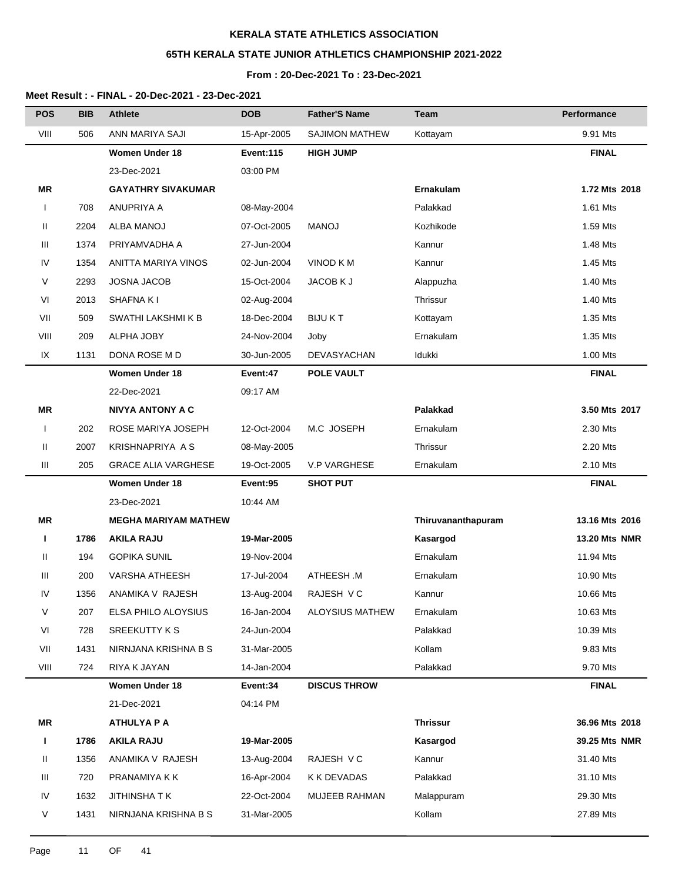**KERALA STATE ATHLETICS ASSOCIATION**

**65TH KERALA STATE JUNIOR ATHLETICS CHAMPIONSHIP 2021-2022**

**From : 20-Dec-2021 To : 23-Dec-2021**

**Meet Result : - FINAL - 20-Dec-2021 - 23-Dec-2021**

| POS | BIB | Athlete | DOB | Father'S Name | Team | Performance |
|---|---|---|---|---|---|---|
| VIII | 506 | ANN MARIYA SAJI | 15-Apr-2005 | SAJIMON MATHEW | Kottayam | 9.91 Mts |
| | | **Women Under 18** | **Event:115** | **HIGH JUMP** | | **FINAL** |
| | | 23-Dec-2021 | 03:00 PM | | | |
| **MR** | | **GAYATHRY SIVAKUMAR** | | | **Ernakulam** | **1.72 Mts 2018** |
| I | 708 | ANUPRIYA A | 08-May-2004 | | Palakkad | 1.61 Mts |
| II | 2204 | ALBA MANOJ | 07-Oct-2005 | MANOJ | Kozhikode | 1.59 Mts |
| III | 1374 | PRIYAMVADHA A | 27-Jun-2004 | | Kannur | 1.48 Mts |
| IV | 1354 | ANITTA MARIYA VINOS | 02-Jun-2004 | VINOD K M | Kannur | 1.45 Mts |
| V | 2293 | JOSNA JACOB | 15-Oct-2004 | JACOB K J | Alappuzha | 1.40 Mts |
| VI | 2013 | SHAFNA K I | 02-Aug-2004 | | Thrissur | 1.40 Mts |
| VII | 509 | SWATHI LAKSHMI K B | 18-Dec-2004 | BIJU K T | Kottayam | 1.35 Mts |
| VIII | 209 | ALPHA JOBY | 24-Nov-2004 | Joby | Ernakulam | 1.35 Mts |
| IX | 1131 | DONA ROSE M D | 30-Jun-2005 | DEVASYACHAN | Idukki | 1.00 Mts |
| | | **Women Under 18** | **Event:47** | **POLE VAULT** | | **FINAL** |
| | | 22-Dec-2021 | 09:17 AM | | | |
| **MR** | | **NIVYA ANTONY A C** | | | **Palakkad** | **3.50 Mts 2017** |
| I | 202 | ROSE MARIYA JOSEPH | 12-Oct-2004 | M.C JOSEPH | Ernakulam | 2.30 Mts |
| II | 2007 | KRISHNAPRIYA A S | 08-May-2005 | | Thrissur | 2.20 Mts |
| III | 205 | GRACE ALIA VARGHESE | 19-Oct-2005 | V.P VARGHESE | Ernakulam | 2.10 Mts |
| | | **Women Under 18** | **Event:95** | **SHOT PUT** | | **FINAL** |
| | | 23-Dec-2021 | 10:44 AM | | | |
| **MR** | | **MEGHA MARIYAM MATHEW** | | | **Thiruvananthapuram** | **13.16 Mts 2016** |
| **I** | **1786** | **AKILA RAJU** | **19-Mar-2005** | | **Kasargod** | **13.20 Mts NMR** |
| II | 194 | GOPIKA SUNIL | 19-Nov-2004 | | Ernakulam | 11.94 Mts |
| III | 200 | VARSHA ATHEESH | 17-Jul-2004 | ATHEESH .M | Ernakulam | 10.90 Mts |
| IV | 1356 | ANAMIKA V RAJESH | 13-Aug-2004 | RAJESH V C | Kannur | 10.66 Mts |
| V | 207 | ELSA PHILO ALOYSIUS | 16-Jan-2004 | ALOYSIUS MATHEW | Ernakulam | 10.63 Mts |
| VI | 728 | SREEKUTTY K S | 24-Jun-2004 | | Palakkad | 10.39 Mts |
| VII | 1431 | NIRNJANA KRISHNA B S | 31-Mar-2005 | | Kollam | 9.83 Mts |
| VIII | 724 | RIYA K JAYAN | 14-Jan-2004 | | Palakkad | 9.70 Mts |
| | | **Women Under 18** | **Event:34** | **DISCUS THROW** | | **FINAL** |
| | | 21-Dec-2021 | 04:14 PM | | | |
| **MR** | | **ATHULYA P A** | | | **Thrissur** | **36.96 Mts 2018** |
| **I** | **1786** | **AKILA RAJU** | **19-Mar-2005** | | **Kasargod** | **39.25 Mts NMR** |
| II | 1356 | ANAMIKA V RAJESH | 13-Aug-2004 | RAJESH V C | Kannur | 31.40 Mts |
| III | 720 | PRANAMIYA K K | 16-Apr-2004 | K K DEVADAS | Palakkad | 31.10 Mts |
| IV | 1632 | JITHINSHA T K | 22-Oct-2004 | MUJEEB RAHMAN | Malappuram | 29.30 Mts |
| V | 1431 | NIRNJANA KRISHNA B S | 31-Mar-2005 | | Kollam | 27.89 Mts |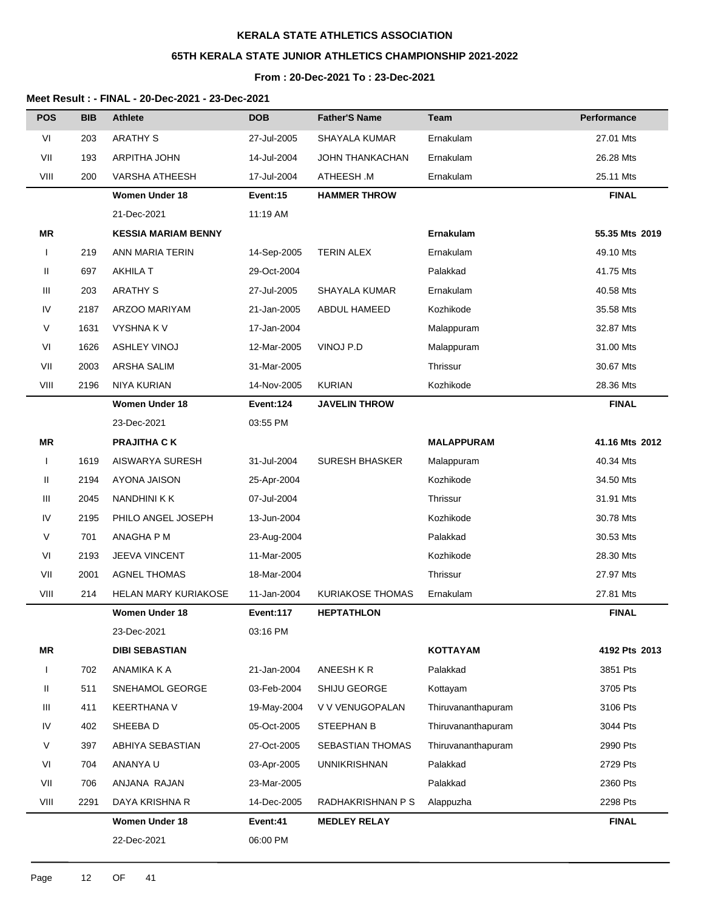**KERALA STATE ATHLETICS ASSOCIATION**

**65TH KERALA STATE JUNIOR ATHLETICS CHAMPIONSHIP 2021-2022**

**From : 20-Dec-2021 To : 23-Dec-2021**

**Meet Result : - FINAL - 20-Dec-2021 - 23-Dec-2021**

| POS | BIB | Athlete | DOB | Father'S Name | Team | Performance |
|---|---|---|---|---|---|---|
| VI | 203 | ARATHY S | 27-Jul-2005 | SHAYALA KUMAR | Ernakulam | 27.01 Mts |
| VII | 193 | ARPITHA JOHN | 14-Jul-2004 | JOHN THANKACHAN | Ernakulam | 26.28 Mts |
| VIII | 200 | VARSHA ATHEESH | 17-Jul-2004 | ATHEESH .M | Ernakulam | 25.11 Mts |
| | | **Women Under 18** | **Event:15** | **HAMMER THROW** | | **FINAL** |
| | | 21-Dec-2021 | 11:19 AM | | | |
| **MR** | | **KESSIA MARIAM BENNY** | | | **Ernakulam** | **55.35 Mts 2019** |
| I | 219 | ANN MARIA TERIN | 14-Sep-2005 | TERIN ALEX | Ernakulam | 49.10 Mts |
| II | 697 | AKHILA T | 29-Oct-2004 | | Palakkad | 41.75 Mts |
| III | 203 | ARATHY S | 27-Jul-2005 | SHAYALA KUMAR | Ernakulam | 40.58 Mts |
| IV | 2187 | ARZOO MARIYAM | 21-Jan-2005 | ABDUL HAMEED | Kozhikode | 35.58 Mts |
| V | 1631 | VYSHNA K V | 17-Jan-2004 | | Malappuram | 32.87 Mts |
| VI | 1626 | ASHLEY VINOJ | 12-Mar-2005 | VINOJ P.D | Malappuram | 31.00 Mts |
| VII | 2003 | ARSHA SALIM | 31-Mar-2005 | | Thrissur | 30.67 Mts |
| VIII | 2196 | NIYA KURIAN | 14-Nov-2005 | KURIAN | Kozhikode | 28.36 Mts |
| | | **Women Under 18** | **Event:124** | **JAVELIN THROW** | | **FINAL** |
| | | 23-Dec-2021 | 03:55 PM | | | |
| **MR** | | **PRAJITHA C K** | | | **MALAPPURAM** | **41.16 Mts 2012** |
| I | 1619 | AISWARYA SURESH | 31-Jul-2004 | SURESH BHASKER | Malappuram | 40.34 Mts |
| II | 2194 | AYONA JAISON | 25-Apr-2004 | | Kozhikode | 34.50 Mts |
| III | 2045 | NANDHINI K K | 07-Jul-2004 | | Thrissur | 31.91 Mts |
| IV | 2195 | PHILO ANGEL JOSEPH | 13-Jun-2004 | | Kozhikode | 30.78 Mts |
| V | 701 | ANAGHA P M | 23-Aug-2004 | | Palakkad | 30.53 Mts |
| VI | 2193 | JEEVA VINCENT | 11-Mar-2005 | | Kozhikode | 28.30 Mts |
| VII | 2001 | AGNEL THOMAS | 18-Mar-2004 | | Thrissur | 27.97 Mts |
| VIII | 214 | HELAN MARY KURIAKOSE | 11-Jan-2004 | KURIAKOSE THOMAS | Ernakulam | 27.81 Mts |
| | | **Women Under 18** | **Event:117** | **HEPTATHLON** | | **FINAL** |
| | | 23-Dec-2021 | 03:16 PM | | | |
| **MR** | | **DIBI SEBASTIAN** | | | **KOTTAYAM** | **4192 Pts 2013** |
| I | 702 | ANAMIKA K A | 21-Jan-2004 | ANEESH K R | Palakkad | 3851 Pts |
| II | 511 | SNEHAMOL GEORGE | 03-Feb-2004 | SHIJU GEORGE | Kottayam | 3705 Pts |
| III | 411 | KEERTHANA V | 19-May-2004 | V V VENUGOPALAN | Thiruvananthapuram | 3106 Pts |
| IV | 402 | SHEEBA D | 05-Oct-2005 | STEEPHAN B | Thiruvananthapuram | 3044 Pts |
| V | 397 | ABHIYA SEBASTIAN | 27-Oct-2005 | SEBASTIAN THOMAS | Thiruvananthapuram | 2990 Pts |
| VI | 704 | ANANYA U | 03-Apr-2005 | UNNIKRISHNAN | Palakkad | 2729 Pts |
| VII | 706 | ANJANA RAJAN | 23-Mar-2005 | | Palakkad | 2360 Pts |
| VIII | 2291 | DAYA KRISHNA R | 14-Dec-2005 | RADHAKRISHNAN P S | Alappuzha | 2298 Pts |
| | | **Women Under 18** | **Event:41** | **MEDLEY RELAY** | | **FINAL** |
| | | 22-Dec-2021 | 06:00 PM | | | |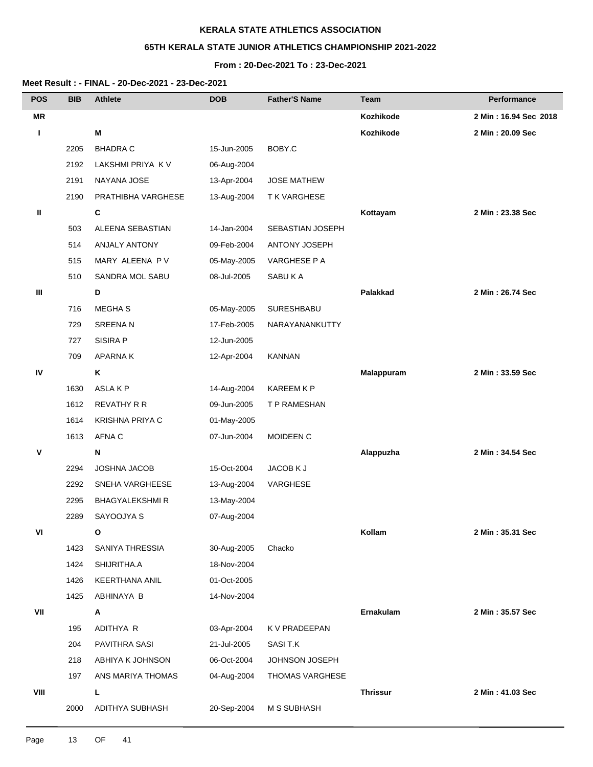**KERALA STATE ATHLETICS ASSOCIATION**

**65TH KERALA STATE JUNIOR ATHLETICS CHAMPIONSHIP 2021-2022**

**From : 20-Dec-2021 To : 23-Dec-2021**

**Meet Result : - FINAL - 20-Dec-2021 - 23-Dec-2021**

| POS | BIB | Athlete | DOB | Father'S Name | Team | Performance |
|---|---|---|---|---|---|---|
| **MR** | | | | | **Kozhikode** | **2 Min : 16.94 Sec 2018** |
| **I** | | **M** | | | **Kozhikode** | **2 Min : 20.09 Sec** |
| | 2205 | BHADRA C | 15-Jun-2005 | BOBY.C | | |
| | 2192 | LAKSHMI PRIYA K V | 06-Aug-2004 | | | |
| | 2191 | NAYANA JOSE | 13-Apr-2004 | JOSE MATHEW | | |
| | 2190 | PRATHIBHA VARGHESE | 13-Aug-2004 | T K VARGHESE | | |
| **II** | | **C** | | | **Kottayam** | **2 Min : 23.38 Sec** |
| | 503 | ALEENA SEBASTIAN | 14-Jan-2004 | SEBASTIAN JOSEPH | | |
| | 514 | ANJALY ANTONY | 09-Feb-2004 | ANTONY JOSEPH | | |
| | 515 | MARY ALEENA P V | 05-May-2005 | VARGHESE P A | | |
| | 510 | SANDRA MOL SABU | 08-Jul-2005 | SABU K A | | |
| **III** | | **D** | | | **Palakkad** | **2 Min : 26.74 Sec** |
| | 716 | MEGHA S | 05-May-2005 | SURESHBABU | | |
| | 729 | SREENA N | 17-Feb-2005 | NARAYANANKUTTY | | |
| | 727 | SISIRA P | 12-Jun-2005 | | | |
| | 709 | APARNA K | 12-Apr-2004 | KANNAN | | |
| **IV** | | **K** | | | **Malappuram** | **2 Min : 33.59 Sec** |
| | 1630 | ASLA K P | 14-Aug-2004 | KAREEM K P | | |
| | 1612 | REVATHY R R | 09-Jun-2005 | T P RAMESHAN | | |
| | 1614 | KRISHNA PRIYA C | 01-May-2005 | | | |
| | 1613 | AFNA C | 07-Jun-2004 | MOIDEEN C | | |
| **V** | | **N** | | | **Alappuzha** | **2 Min : 34.54 Sec** |
| | 2294 | JOSHNA JACOB | 15-Oct-2004 | JACOB K J | | |
| | 2292 | SNEHA VARGHEESE | 13-Aug-2004 | VARGHESE | | |
| | 2295 | BHAGYALEKSHMI R | 13-May-2004 | | | |
| | 2289 | SAYOOJYA S | 07-Aug-2004 | | | |
| **VI** | | **O** | | | **Kollam** | **2 Min : 35.31 Sec** |
| | 1423 | SANIYA THRESSIA | 30-Aug-2005 | Chacko | | |
| | 1424 | SHIJRITHA.A | 18-Nov-2004 | | | |
| | 1426 | KEERTHANA ANIL | 01-Oct-2005 | | | |
| | 1425 | ABHINAYA B | 14-Nov-2004 | | | |
| **VII** | | **A** | | | **Ernakulam** | **2 Min : 35.57 Sec** |
| | 195 | ADITHYA R | 03-Apr-2004 | K V PRADEEPAN | | |
| | 204 | PAVITHRA SASI | 21-Jul-2005 | SASI T.K | | |
| | 218 | ABHIYA K JOHNSON | 06-Oct-2004 | JOHNSON JOSEPH | | |
| | 197 | ANS MARIYA THOMAS | 04-Aug-2004 | THOMAS VARGHESE | | |
| **VIII** | | **L** | | | **Thrissur** | **2 Min : 41.03 Sec** |
| | 2000 | ADITHYA SUBHASH | 20-Sep-2004 | M S SUBHASH | | |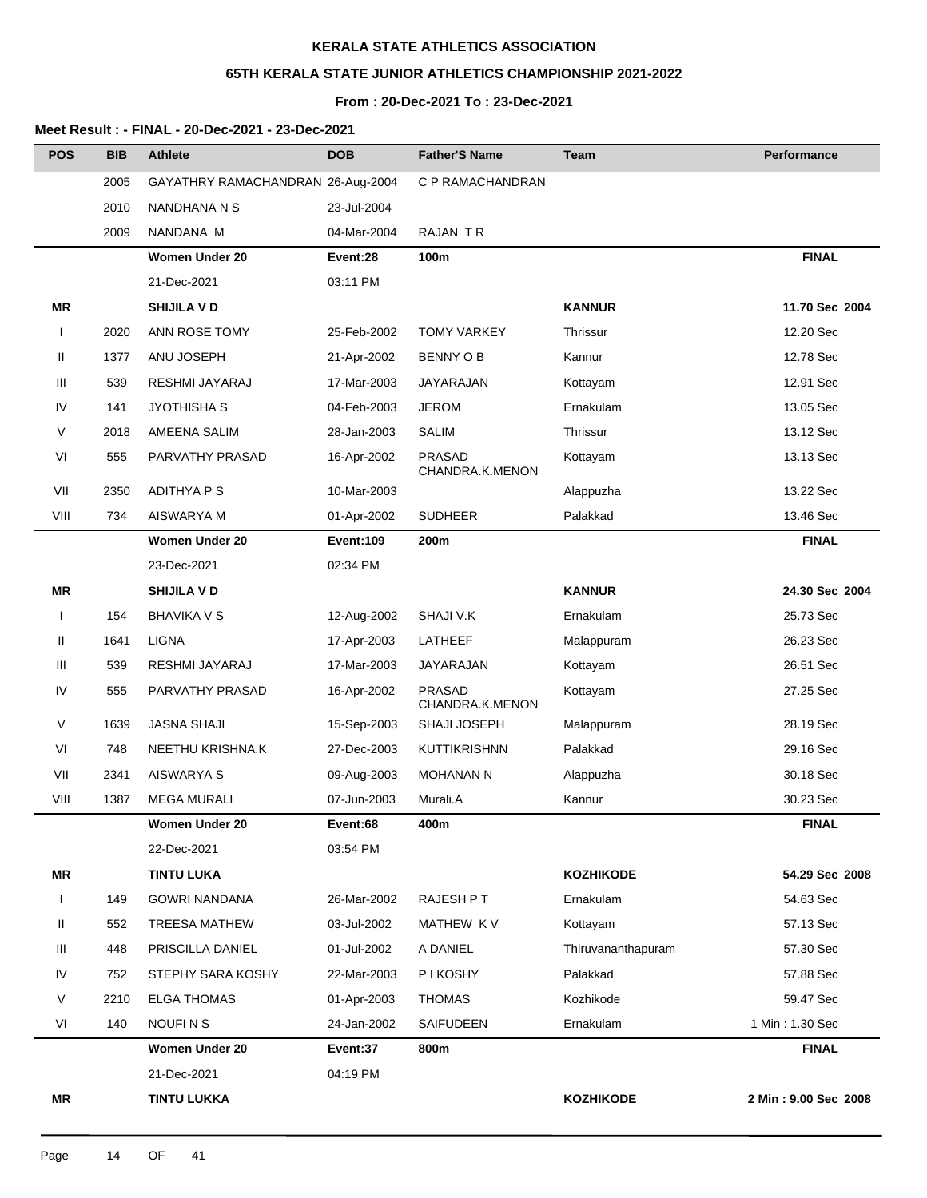**KERALA STATE ATHLETICS ASSOCIATION**

**65TH KERALA STATE JUNIOR ATHLETICS CHAMPIONSHIP 2021-2022**

**From : 20-Dec-2021 To : 23-Dec-2021**

**Meet Result : - FINAL - 20-Dec-2021 - 23-Dec-2021**

| POS | BIB | Athlete | DOB | Father'S Name | Team | Performance |
|---|---|---|---|---|---|---|
| | 2005 | GAYATHRY RAMACHANDRAN | 26-Aug-2004 | C P RAMACHANDRAN | | |
| | 2010 | NANDHANA N S | 23-Jul-2004 | | | |
| | 2009 | NANDANA M | 04-Mar-2004 | RAJAN T R | | |
| | | **Women Under 20** | **Event:28** | **100m** | | **FINAL** |
| | | 21-Dec-2021 | 03:11 PM | | | |
| **MR** | | **SHIJILA V D** | | | **KANNUR** | **11.70 Sec 2004** |
| I | 2020 | ANN ROSE TOMY | 25-Feb-2002 | TOMY VARKEY | Thrissur | 12.20 Sec |
| II | 1377 | ANU JOSEPH | 21-Apr-2002 | BENNY O B | Kannur | 12.78 Sec |
| III | 539 | RESHMI JAYARAJ | 17-Mar-2003 | JAYARAJAN | Kottayam | 12.91 Sec |
| IV | 141 | JYOTHISHA S | 04-Feb-2003 | JEROM | Ernakulam | 13.05 Sec |
| V | 2018 | AMEENA SALIM | 28-Jan-2003 | SALIM | Thrissur | 13.12 Sec |
| VI | 555 | PARVATHY PRASAD | 16-Apr-2002 | PRASAD CHANDRA.K.MENON | Kottayam | 13.13 Sec |
| VII | 2350 | ADITHYA P S | 10-Mar-2003 | | Alappuzha | 13.22 Sec |
| VIII | 734 | AISWARYA M | 01-Apr-2002 | SUDHEER | Palakkad | 13.46 Sec |
| | | **Women Under 20** | **Event:109** | **200m** | | **FINAL** |
| | | 23-Dec-2021 | 02:34 PM | | | |
| **MR** | | **SHIJILA V D** | | | **KANNUR** | **24.30 Sec 2004** |
| I | 154 | BHAVIKA V S | 12-Aug-2002 | SHAJI V.K | Ernakulam | 25.73 Sec |
| II | 1641 | LIGNA | 17-Apr-2003 | LATHEEF | Malappuram | 26.23 Sec |
| III | 539 | RESHMI JAYARAJ | 17-Mar-2003 | JAYARAJAN | Kottayam | 26.51 Sec |
| IV | 555 | PARVATHY PRASAD | 16-Apr-2002 | PRASAD CHANDRA.K.MENON | Kottayam | 27.25 Sec |
| V | 1639 | JASNA SHAJI | 15-Sep-2003 | SHAJI JOSEPH | Malappuram | 28.19 Sec |
| VI | 748 | NEETHU KRISHNA.K | 27-Dec-2003 | KUTTIKRISHNN | Palakkad | 29.16 Sec |
| VII | 2341 | AISWARYA S | 09-Aug-2003 | MOHANAN N | Alappuzha | 30.18 Sec |
| VIII | 1387 | MEGA MURALI | 07-Jun-2003 | Murali.A | Kannur | 30.23 Sec |
| | | **Women Under 20** | **Event:68** | **400m** | | **FINAL** |
| | | 22-Dec-2021 | 03:54 PM | | | |
| **MR** | | **TINTU LUKA** | | | **KOZHIKODE** | **54.29 Sec 2008** |
| I | 149 | GOWRI NANDANA | 26-Mar-2002 | RAJESH P T | Ernakulam | 54.63 Sec |
| II | 552 | TREESA MATHEW | 03-Jul-2002 | MATHEW K V | Kottayam | 57.13 Sec |
| III | 448 | PRISCILLA DANIEL | 01-Jul-2002 | A DANIEL | Thiruvananthapuram | 57.30 Sec |
| IV | 752 | STEPHY SARA KOSHY | 22-Mar-2003 | P I KOSHY | Palakkad | 57.88 Sec |
| V | 2210 | ELGA THOMAS | 01-Apr-2003 | THOMAS | Kozhikode | 59.47 Sec |
| VI | 140 | NOUFI N S | 24-Jan-2002 | SAIFUDEEN | Ernakulam | 1 Min : 1.30 Sec |
| | | **Women Under 20** | **Event:37** | **800m** | | **FINAL** |
| | | 21-Dec-2021 | 04:19 PM | | | |
| **MR** | | **TINTU LUKKA** | | | **KOZHIKODE** | **2 Min : 9.00 Sec 2008** |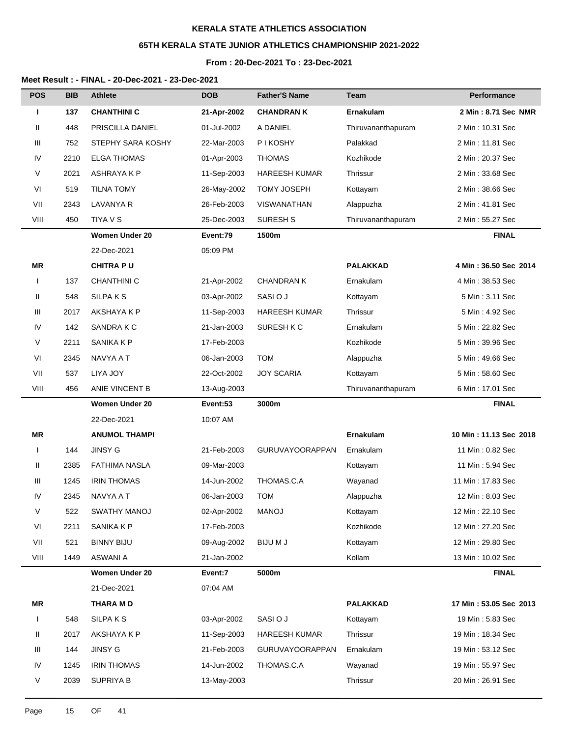**KERALA STATE ATHLETICS ASSOCIATION**

**65TH KERALA STATE JUNIOR ATHLETICS CHAMPIONSHIP 2021-2022**

**From : 20-Dec-2021 To : 23-Dec-2021**

**Meet Result : - FINAL - 20-Dec-2021 - 23-Dec-2021**

| POS | BIB | Athlete | DOB | Father'S Name | Team | Performance |
|---|---|---|---|---|---|---|
| **I** | **137** | **CHANTHINI C** | **21-Apr-2002** | **CHANDRAN K** | **Ernakulam** | **2 Min : 8.71 Sec NMR** |
| II | 448 | PRISCILLA DANIEL | 01-Jul-2002 | A DANIEL | Thiruvananthapuram | 2 Min : 10.31 Sec |
| III | 752 | STEPHY SARA KOSHY | 22-Mar-2003 | P I KOSHY | Palakkad | 2 Min : 11.81 Sec |
| IV | 2210 | ELGA THOMAS | 01-Apr-2003 | THOMAS | Kozhikode | 2 Min : 20.37 Sec |
| V | 2021 | ASHRAYA K P | 11-Sep-2003 | HAREESH KUMAR | Thrissur | 2 Min : 33.68 Sec |
| VI | 519 | TILNA TOMY | 26-May-2002 | TOMY JOSEPH | Kottayam | 2 Min : 38.66 Sec |
| VII | 2343 | LAVANYA R | 26-Feb-2003 | VISWANATHAN | Alappuzha | 2 Min : 41.81 Sec |
| VIII | 450 | TIYA V S | 25-Dec-2003 | SURESH S | Thiruvananthapuram | 2 Min : 55.27 Sec |
| | | **Women Under 20** | **Event:79** | **1500m** | | **FINAL** |
| | | 22-Dec-2021 | 05:09 PM | | | |
| **MR** | | **CHITRA P U** | | | **PALAKKAD** | **4 Min : 36.50 Sec 2014** |
| I | 137 | CHANTHINI C | 21-Apr-2002 | CHANDRAN K | Ernakulam | 4 Min : 38.53 Sec |
| II | 548 | SILPA K S | 03-Apr-2002 | SASI O J | Kottayam | 5 Min : 3.11 Sec |
| III | 2017 | AKSHAYA K P | 11-Sep-2003 | HAREESH KUMAR | Thrissur | 5 Min : 4.92 Sec |
| IV | 142 | SANDRA K C | 21-Jan-2003 | SURESH K C | Ernakulam | 5 Min : 22.82 Sec |
| V | 2211 | SANIKA K P | 17-Feb-2003 | | Kozhikode | 5 Min : 39.96 Sec |
| VI | 2345 | NAVYA A T | 06-Jan-2003 | TOM | Alappuzha | 5 Min : 49.66 Sec |
| VII | 537 | LIYA JOY | 22-Oct-2002 | JOY SCARIA | Kottayam | 5 Min : 58.60 Sec |
| VIII | 456 | ANIE VINCENT B | 13-Aug-2003 | | Thiruvananthapuram | 6 Min : 17.01 Sec |
| | | **Women Under 20** | **Event:53** | **3000m** | | **FINAL** |
| | | 22-Dec-2021 | 10:07 AM | | | |
| **MR** | | **ANUMOL THAMPI** | | | **Ernakulam** | **10 Min : 11.13 Sec 2018** |
| I | 144 | JINSY G | 21-Feb-2003 | GURUVAYOORAPPAN | Ernakulam | 11 Min : 0.82 Sec |
| II | 2385 | FATHIMA NASLA | 09-Mar-2003 | | Kottayam | 11 Min : 5.94 Sec |
| III | 1245 | IRIN THOMAS | 14-Jun-2002 | THOMAS.C.A | Wayanad | 11 Min : 17.83 Sec |
| IV | 2345 | NAVYA A T | 06-Jan-2003 | TOM | Alappuzha | 12 Min : 8.03 Sec |
| V | 522 | SWATHY MANOJ | 02-Apr-2002 | MANOJ | Kottayam | 12 Min : 22.10 Sec |
| VI | 2211 | SANIKA K P | 17-Feb-2003 | | Kozhikode | 12 Min : 27.20 Sec |
| VII | 521 | BINNY BIJU | 09-Aug-2002 | BIJU M J | Kottayam | 12 Min : 29.80 Sec |
| VIII | 1449 | ASWANI A | 21-Jan-2002 | | Kollam | 13 Min : 10.02 Sec |
| | | **Women Under 20** | **Event:7** | **5000m** | | **FINAL** |
| | | 21-Dec-2021 | 07:04 AM | | | |
| **MR** | | **THARA M D** | | | **PALAKKAD** | **17 Min : 53.05 Sec 2013** |
| I | 548 | SILPA K S | 03-Apr-2002 | SASI O J | Kottayam | 19 Min : 5.83 Sec |
| II | 2017 | AKSHAYA K P | 11-Sep-2003 | HAREESH KUMAR | Thrissur | 19 Min : 18.34 Sec |
| III | 144 | JINSY G | 21-Feb-2003 | GURUVAYOORAPPAN | Ernakulam | 19 Min : 53.12 Sec |
| IV | 1245 | IRIN THOMAS | 14-Jun-2002 | THOMAS.C.A | Wayanad | 19 Min : 55.97 Sec |
| V | 2039 | SUPRIYA B | 13-May-2003 | | Thrissur | 20 Min : 26.91 Sec |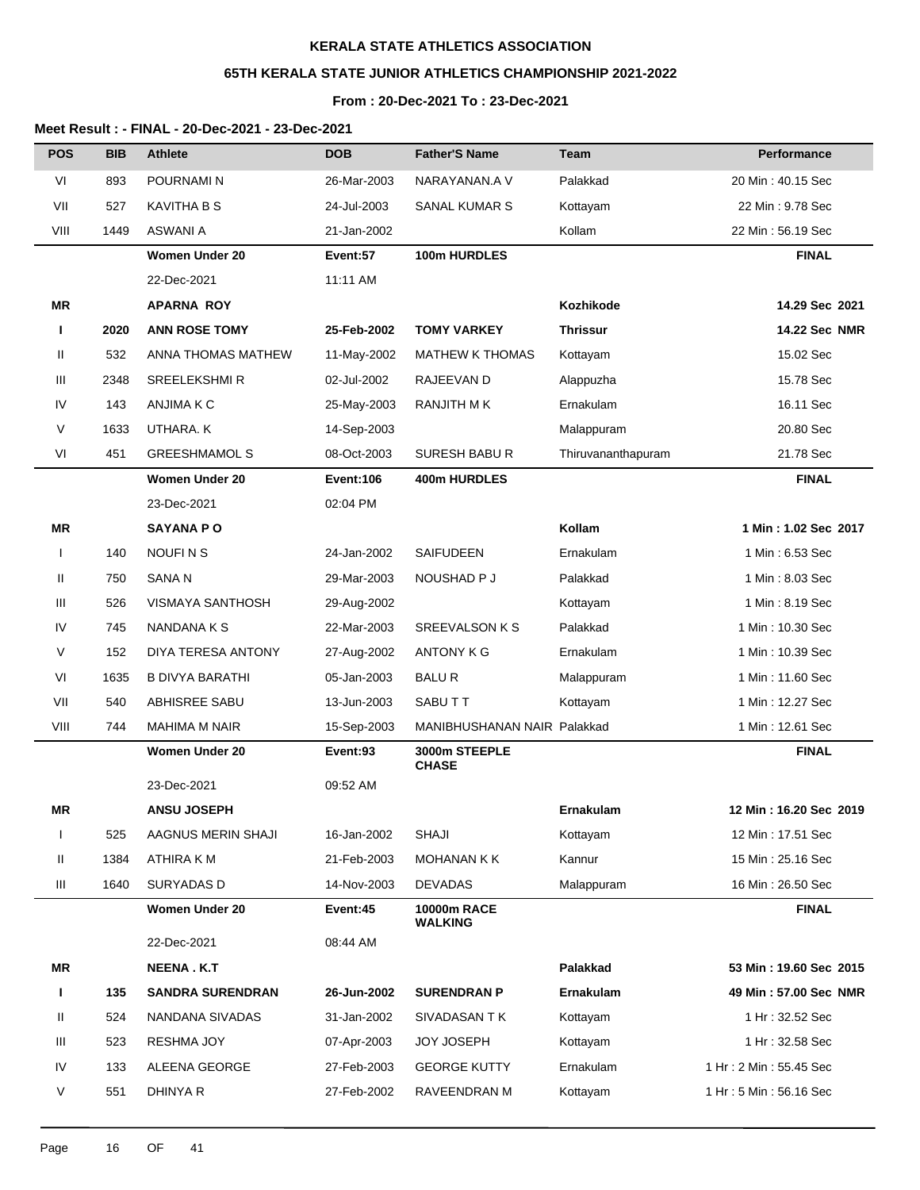**KERALA STATE ATHLETICS ASSOCIATION**

**65TH KERALA STATE JUNIOR ATHLETICS CHAMPIONSHIP 2021-2022**

**From : 20-Dec-2021 To : 23-Dec-2021**

**Meet Result : - FINAL - 20-Dec-2021 - 23-Dec-2021**

| POS | BIB | Athlete | DOB | Father'S Name | Team | Performance |
|---|---|---|---|---|---|---|
| VI | 893 | POURNAMI N | 26-Mar-2003 | NARAYANAN.A V | Palakkad | 20 Min : 40.15 Sec |
| VII | 527 | KAVITHA B S | 24-Jul-2003 | SANAL KUMAR S | Kottayam | 22 Min : 9.78 Sec |
| VIII | 1449 | ASWANI A | 21-Jan-2002 | | Kollam | 22 Min : 56.19 Sec |
| | | **Women Under 20** | **Event:57** | **100m HURDLES** | | **FINAL** |
| | | 22-Dec-2021 | 11:11 AM | | | |
| **MR** | | **APARNA ROY** | | | **Kozhikode** | **14.29 Sec 2021** |
| **I** | **2020** | **ANN ROSE TOMY** | **25-Feb-2002** | **TOMY VARKEY** | **Thrissur** | **14.22 Sec NMR** |
| II | 532 | ANNA THOMAS MATHEW | 11-May-2002 | MATHEW K THOMAS | Kottayam | 15.02 Sec |
| III | 2348 | SREELEKSHMI R | 02-Jul-2002 | RAJEEVAN D | Alappuzha | 15.78 Sec |
| IV | 143 | ANJIMA K C | 25-May-2003 | RANJITH M K | Ernakulam | 16.11 Sec |
| V | 1633 | UTHARA. K | 14-Sep-2003 | | Malappuram | 20.80 Sec |
| VI | 451 | GREESHMAMOL S | 08-Oct-2003 | SURESH BABU R | Thiruvananthapuram | 21.78 Sec |
| | | **Women Under 20** | **Event:106** | **400m HURDLES** | | **FINAL** |
| | | 23-Dec-2021 | 02:04 PM | | | |
| **MR** | | **SAYANA P O** | | | **Kollam** | **1 Min : 1.02 Sec 2017** |
| I | 140 | NOUFI N S | 24-Jan-2002 | SAIFUDEEN | Ernakulam | 1 Min : 6.53 Sec |
| II | 750 | SANA N | 29-Mar-2003 | NOUSHAD P J | Palakkad | 1 Min : 8.03 Sec |
| III | 526 | VISMAYA SANTHOSH | 29-Aug-2002 | | Kottayam | 1 Min : 8.19 Sec |
| IV | 745 | NANDANA K S | 22-Mar-2003 | SREEVALSON K S | Palakkad | 1 Min : 10.30 Sec |
| V | 152 | DIYA TERESA ANTONY | 27-Aug-2002 | ANTONY K G | Ernakulam | 1 Min : 10.39 Sec |
| VI | 1635 | B DIVYA BARATHI | 05-Jan-2003 | BALU R | Malappuram | 1 Min : 11.60 Sec |
| VII | 540 | ABHISREE SABU | 13-Jun-2003 | SABU T T | Kottayam | 1 Min : 12.27 Sec |
| VIII | 744 | MAHIMA M NAIR | 15-Sep-2003 | MANIBHUSHANAN NAIR | Palakkad | 1 Min : 12.61 Sec |
| | | **Women Under 20** | **Event:93** | **3000m STEEPLE CHASE** | | **FINAL** |
| | | 23-Dec-2021 | 09:52 AM | | | |
| **MR** | | **ANSU JOSEPH** | | | **Ernakulam** | **12 Min : 16.20 Sec 2019** |
| I | 525 | AAGNUS MERIN SHAJI | 16-Jan-2002 | SHAJI | Kottayam | 12 Min : 17.51 Sec |
| II | 1384 | ATHIRA K M | 21-Feb-2003 | MOHANAN K K | Kannur | 15 Min : 25.16 Sec |
| III | 1640 | SURYADAS D | 14-Nov-2003 | DEVADAS | Malappuram | 16 Min : 26.50 Sec |
| | | **Women Under 20** | **Event:45** | **10000m RACE WALKING** | | **FINAL** |
| | | 22-Dec-2021 | 08:44 AM | | | |
| **MR** | | **NEENA . K.T** | | | **Palakkad** | **53 Min : 19.60 Sec 2015** |
| **I** | **135** | **SANDRA SURENDRAN** | **26-Jun-2002** | **SURENDRAN P** | **Ernakulam** | **49 Min : 57.00 Sec NMR** |
| II | 524 | NANDANA SIVADAS | 31-Jan-2002 | SIVADASAN T K | Kottayam | 1 Hr : 32.52 Sec |
| III | 523 | RESHMA JOY | 07-Apr-2003 | JOY JOSEPH | Kottayam | 1 Hr : 32.58 Sec |
| IV | 133 | ALEENA GEORGE | 27-Feb-2003 | GEORGE KUTTY | Ernakulam | 1 Hr : 2 Min : 55.45 Sec |
| V | 551 | DHINYA R | 27-Feb-2002 | RAVEENDRAN M | Kottayam | 1 Hr : 5 Min : 56.16 Sec |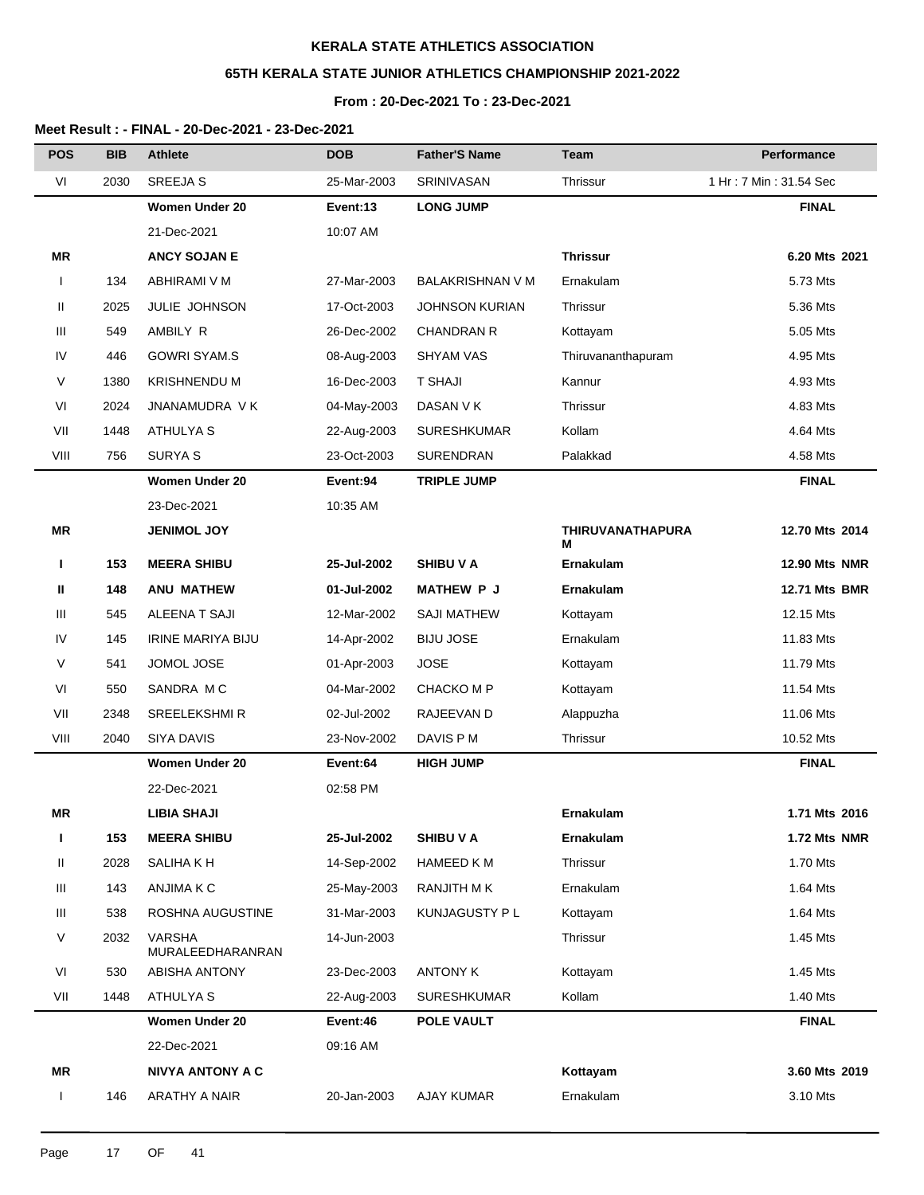**KERALA STATE ATHLETICS ASSOCIATION**

**65TH KERALA STATE JUNIOR ATHLETICS CHAMPIONSHIP 2021-2022**

**From : 20-Dec-2021 To : 23-Dec-2021**

**Meet Result : - FINAL - 20-Dec-2021 - 23-Dec-2021**

| POS | BIB | Athlete | DOB | Father'S Name | Team | Performance |
|---|---|---|---|---|---|---|
| VI | 2030 | SREEJA S | 25-Mar-2003 | SRINIVASAN | Thrissur | 1 Hr : 7 Min : 31.54 Sec |
| | | **Women Under 20** | **Event:13** | **LONG JUMP** | | **FINAL** |
| | | 21-Dec-2021 | 10:07 AM | | | |
| **MR** | | **ANCY SOJAN E** | | | **Thrissur** | **6.20 Mts 2021** |
| I | 134 | ABHIRAMI V M | 27-Mar-2003 | BALAKRISHNAN V M | Ernakulam | 5.73 Mts |
| II | 2025 | JULIE JOHNSON | 17-Oct-2003 | JOHNSON KURIAN | Thrissur | 5.36 Mts |
| III | 549 | AMBILY R | 26-Dec-2002 | CHANDRAN R | Kottayam | 5.05 Mts |
| IV | 446 | GOWRI SYAM.S | 08-Aug-2003 | SHYAM VAS | Thiruvananthapuram | 4.95 Mts |
| V | 1380 | KRISHNENDU M | 16-Dec-2003 | T SHAJI | Kannur | 4.93 Mts |
| VI | 2024 | JNANAMUDRA V K | 04-May-2003 | DASAN V K | Thrissur | 4.83 Mts |
| VII | 1448 | ATHULYA S | 22-Aug-2003 | SURESHKUMAR | Kollam | 4.64 Mts |
| VIII | 756 | SURYA S | 23-Oct-2003 | SURENDRAN | Palakkad | 4.58 Mts |
| | | **Women Under 20** | **Event:94** | **TRIPLE JUMP** | | **FINAL** |
| | | 23-Dec-2021 | 10:35 AM | | | |
| **MR** | | **JENIMOL JOY** | | | **THIRUVANATHAPURAM** | **12.70 Mts 2014** |
| **I** | **153** | **MEERA SHIBU** | **25-Jul-2002** | **SHIBU V A** | **Ernakulam** | **12.90 Mts NMR** |
| **II** | **148** | **ANU MATHEW** | **01-Jul-2002** | **MATHEW P J** | **Ernakulam** | **12.71 Mts BMR** |
| III | 545 | ALEENA T SAJI | 12-Mar-2002 | SAJI MATHEW | Kottayam | 12.15 Mts |
| IV | 145 | IRINE MARIYA BIJU | 14-Apr-2002 | BIJU JOSE | Ernakulam | 11.83 Mts |
| V | 541 | JOMOL JOSE | 01-Apr-2003 | JOSE | Kottayam | 11.79 Mts |
| VI | 550 | SANDRA M C | 04-Mar-2002 | CHACKO M P | Kottayam | 11.54 Mts |
| VII | 2348 | SREELEKSHMI R | 02-Jul-2002 | RAJEEVAN D | Alappuzha | 11.06 Mts |
| VIII | 2040 | SIYA DAVIS | 23-Nov-2002 | DAVIS P M | Thrissur | 10.52 Mts |
| | | **Women Under 20** | **Event:64** | **HIGH JUMP** | | **FINAL** |
| | | 22-Dec-2021 | 02:58 PM | | | |
| **MR** | | **LIBIA SHAJI** | | | **Ernakulam** | **1.71 Mts 2016** |
| **I** | **153** | **MEERA SHIBU** | **25-Jul-2002** | **SHIBU V A** | **Ernakulam** | **1.72 Mts NMR** |
| II | 2028 | SALIHA K H | 14-Sep-2002 | HAMEED K M | Thrissur | 1.70 Mts |
| III | 143 | ANJIMA K C | 25-May-2003 | RANJITH M K | Ernakulam | 1.64 Mts |
| III | 538 | ROSHNA AUGUSTINE | 31-Mar-2003 | KUNJAGUSTY P L | Kottayam | 1.64 Mts |
| V | 2032 | VARSHA MURALEEDHARANRAN | 14-Jun-2003 | | Thrissur | 1.45 Mts |
| VI | 530 | ABISHA ANTONY | 23-Dec-2003 | ANTONY K | Kottayam | 1.45 Mts |
| VII | 1448 | ATHULYA S | 22-Aug-2003 | SURESHKUMAR | Kollam | 1.40 Mts |
| | | **Women Under 20** | **Event:46** | **POLE VAULT** | | **FINAL** |
| | | 22-Dec-2021 | 09:16 AM | | | |
| **MR** | | **NIVYA ANTONY A C** | | | **Kottayam** | **3.60 Mts 2019** |
| I | 146 | ARATHY A NAIR | 20-Jan-2003 | AJAY KUMAR | Ernakulam | 3.10 Mts |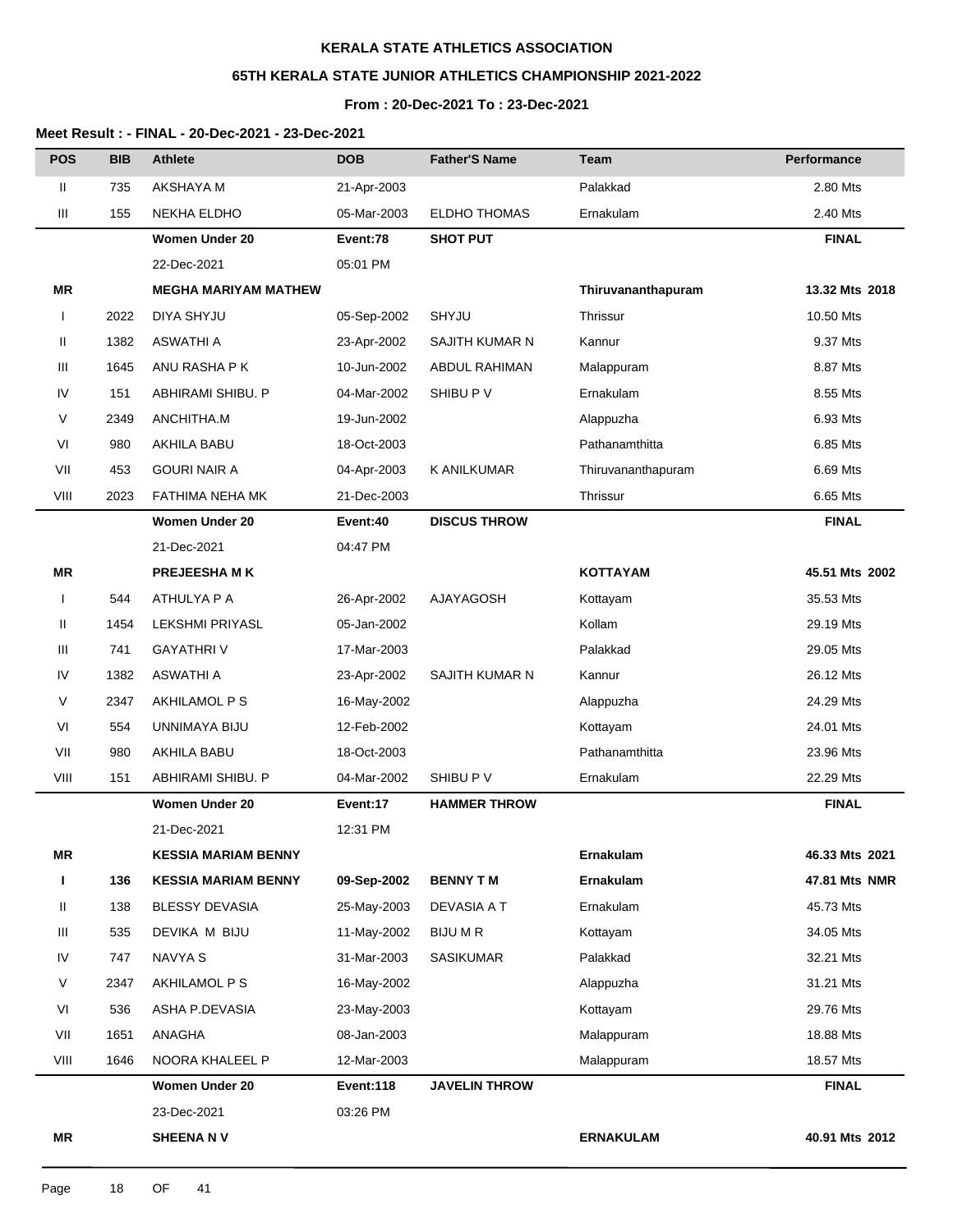**KERALA STATE ATHLETICS ASSOCIATION**

**65TH KERALA STATE JUNIOR ATHLETICS CHAMPIONSHIP 2021-2022**

**From : 20-Dec-2021 To : 23-Dec-2021**

**Meet Result : - FINAL - 20-Dec-2021 - 23-Dec-2021**

| POS | BIB | Athlete | DOB | Father'S Name | Team | Performance |
|---|---|---|---|---|---|---|
| II | 735 | AKSHAYA M | 21-Apr-2003 | | Palakkad | 2.80 Mts |
| III | 155 | NEKHA ELDHO | 05-Mar-2003 | ELDHO THOMAS | Ernakulam | 2.40 Mts |
| | | **Women Under 20** | **Event:78** | **SHOT PUT** | | **FINAL** |
| | | 22-Dec-2021 | 05:01 PM | | | |
| **MR** | | **MEGHA MARIYAM MATHEW** | | | **Thiruvananthapuram** | **13.32 Mts 2018** |
| I | 2022 | DIYA SHYJU | 05-Sep-2002 | SHYJU | Thrissur | 10.50 Mts |
| II | 1382 | ASWATHI A | 23-Apr-2002 | SAJITH KUMAR N | Kannur | 9.37 Mts |
| III | 1645 | ANU RASHA P K | 10-Jun-2002 | ABDUL RAHIMAN | Malappuram | 8.87 Mts |
| IV | 151 | ABHIRAMI SHIBU. P | 04-Mar-2002 | SHIBU P V | Ernakulam | 8.55 Mts |
| V | 2349 | ANCHITHA.M | 19-Jun-2002 | | Alappuzha | 6.93 Mts |
| VI | 980 | AKHILA BABU | 18-Oct-2003 | | Pathanamthitta | 6.85 Mts |
| VII | 453 | GOURI NAIR A | 04-Apr-2003 | K ANILKUMAR | Thiruvananthapuram | 6.69 Mts |
| VIII | 2023 | FATHIMA NEHA MK | 21-Dec-2003 | | Thrissur | 6.65 Mts |
| | | **Women Under 20** | **Event:40** | **DISCUS THROW** | | **FINAL** |
| | | 21-Dec-2021 | 04:47 PM | | | |
| **MR** | | **PREJEESHA M K** | | | **KOTTAYAM** | **45.51 Mts 2002** |
| I | 544 | ATHULYA P A | 26-Apr-2002 | AJAYAGOSH | Kottayam | 35.53 Mts |
| II | 1454 | LEKSHMI PRIYASL | 05-Jan-2002 | | Kollam | 29.19 Mts |
| III | 741 | GAYATHRI V | 17-Mar-2003 | | Palakkad | 29.05 Mts |
| IV | 1382 | ASWATHI A | 23-Apr-2002 | SAJITH KUMAR N | Kannur | 26.12 Mts |
| V | 2347 | AKHILAMOL P S | 16-May-2002 | | Alappuzha | 24.29 Mts |
| VI | 554 | UNNIMAYA BIJU | 12-Feb-2002 | | Kottayam | 24.01 Mts |
| VII | 980 | AKHILA BABU | 18-Oct-2003 | | Pathanamthitta | 23.96 Mts |
| VIII | 151 | ABHIRAMI SHIBU. P | 04-Mar-2002 | SHIBU P V | Ernakulam | 22.29 Mts |
| | | **Women Under 20** | **Event:17** | **HAMMER THROW** | | **FINAL** |
| | | 21-Dec-2021 | 12:31 PM | | | |
| **MR** | | **KESSIA MARIAM BENNY** | | | **Ernakulam** | **46.33 Mts 2021** |
| **I** | **136** | **KESSIA MARIAM BENNY** | **09-Sep-2002** | **BENNY T M** | **Ernakulam** | **47.81 Mts NMR** |
| II | 138 | BLESSY DEVASIA | 25-May-2003 | DEVASIA A T | Ernakulam | 45.73 Mts |
| III | 535 | DEVIKA M BIJU | 11-May-2002 | BIJU M R | Kottayam | 34.05 Mts |
| IV | 747 | NAVYA S | 31-Mar-2003 | SASIKUMAR | Palakkad | 32.21 Mts |
| V | 2347 | AKHILAMOL P S | 16-May-2002 | | Alappuzha | 31.21 Mts |
| VI | 536 | ASHA P.DEVASIA | 23-May-2003 | | Kottayam | 29.76 Mts |
| VII | 1651 | ANAGHA | 08-Jan-2003 | | Malappuram | 18.88 Mts |
| VIII | 1646 | NOORA KHALEEL P | 12-Mar-2003 | | Malappuram | 18.57 Mts |
| | | **Women Under 20** | **Event:118** | **JAVELIN THROW** | | **FINAL** |
| | | 23-Dec-2021 | 03:26 PM | | | |
| **MR** | | **SHEENA N V** | | | **ERNAKULAM** | **40.91 Mts 2012** |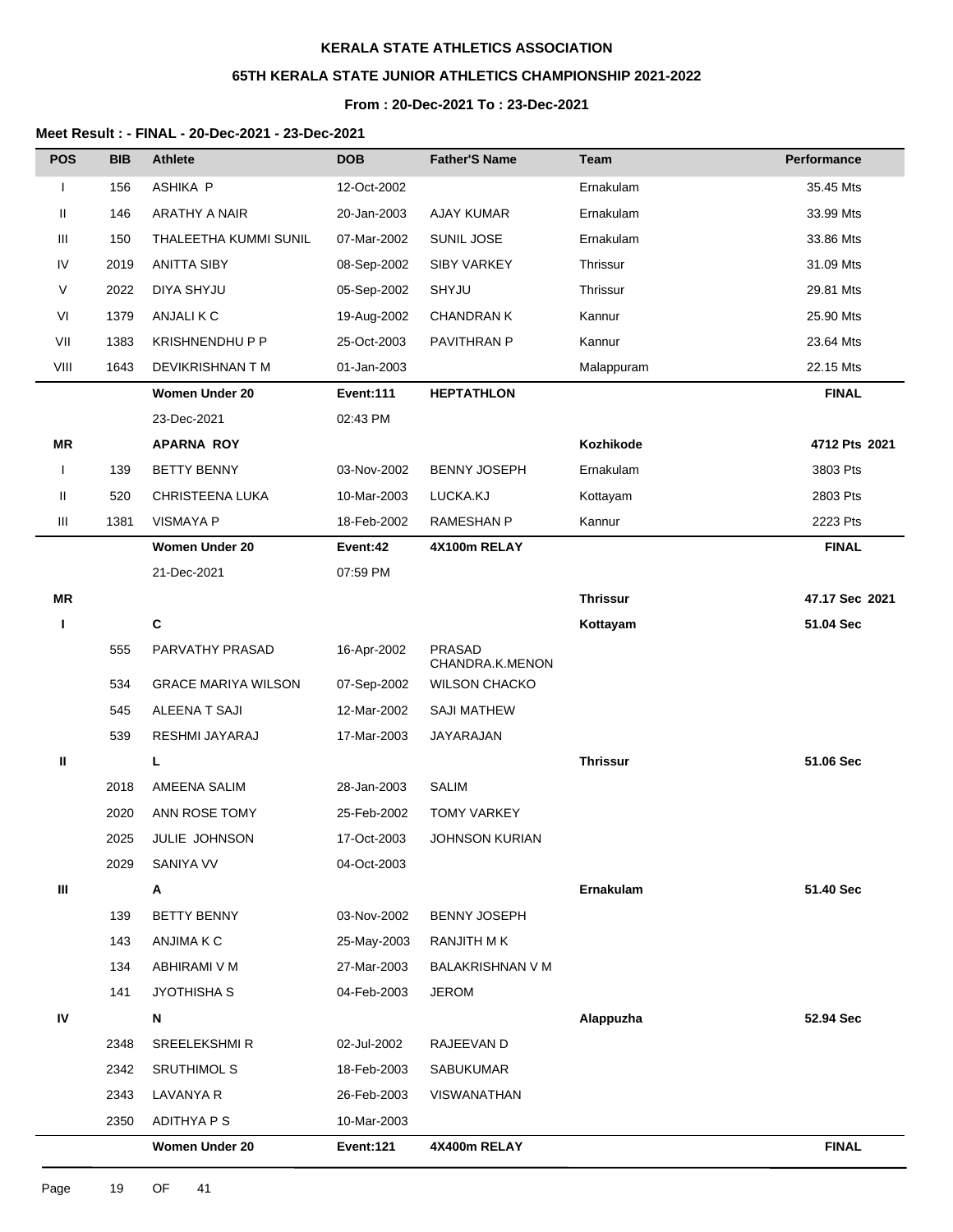**KERALA STATE ATHLETICS ASSOCIATION**

**65TH KERALA STATE JUNIOR ATHLETICS CHAMPIONSHIP 2021-2022**

**From : 20-Dec-2021 To : 23-Dec-2021**

**Meet Result : - FINAL - 20-Dec-2021 - 23-Dec-2021**

| POS | BIB | Athlete | DOB | Father'S Name | Team | Performance |
|---|---|---|---|---|---|---|
| I | 156 | ASHIKA P | 12-Oct-2002 | | Ernakulam | 35.45 Mts |
| II | 146 | ARATHY A NAIR | 20-Jan-2003 | AJAY KUMAR | Ernakulam | 33.99 Mts |
| III | 150 | THALEETHA KUMMI SUNIL | 07-Mar-2002 | SUNIL JOSE | Ernakulam | 33.86 Mts |
| IV | 2019 | ANITTA SIBY | 08-Sep-2002 | SIBY VARKEY | Thrissur | 31.09 Mts |
| V | 2022 | DIYA SHYJU | 05-Sep-2002 | SHYJU | Thrissur | 29.81 Mts |
| VI | 1379 | ANJALI K C | 19-Aug-2002 | CHANDRAN K | Kannur | 25.90 Mts |
| VII | 1383 | KRISHNENDHU P P | 25-Oct-2003 | PAVITHRAN P | Kannur | 23.64 Mts |
| VIII | 1643 | DEVIKRISHNAN T M | 01-Jan-2003 | | Malappuram | 22.15 Mts |
| | | **Women Under 20** | **Event:111** | **HEPTATHLON** | | **FINAL** |
| | | 23-Dec-2021 | 02:43 PM | | | |
| **MR** | | **APARNA ROY** | | | **Kozhikode** | **4712 Pts 2021** |
| I | 139 | BETTY BENNY | 03-Nov-2002 | BENNY JOSEPH | Ernakulam | 3803 Pts |
| II | 520 | CHRISTEENA LUKA | 10-Mar-2003 | LUCKA.KJ | Kottayam | 2803 Pts |
| III | 1381 | VISMAYA P | 18-Feb-2002 | RAMESHAN P | Kannur | 2223 Pts |
| | | **Women Under 20** | **Event:42** | **4X100m RELAY** | | **FINAL** |
| | | 21-Dec-2021 | 07:59 PM | | | |
| **MR** | | | | | **Thrissur** | **47.17 Sec 2021** |
| **I** | | **C** | | | **Kottayam** | **51.04 Sec** |
| | 555 | PARVATHY PRASAD | 16-Apr-2002 | PRASAD CHANDRA.K.MENON | | |
| | 534 | GRACE MARIYA WILSON | 07-Sep-2002 | WILSON CHACKO | | |
| | 545 | ALEENA T SAJI | 12-Mar-2002 | SAJI MATHEW | | |
| | 539 | RESHMI JAYARAJ | 17-Mar-2003 | JAYARAJAN | | |
| **II** | | **L** | | | **Thrissur** | **51.06 Sec** |
| | 2018 | AMEENA SALIM | 28-Jan-2003 | SALIM | | |
| | 2020 | ANN ROSE TOMY | 25-Feb-2002 | TOMY VARKEY | | |
| | 2025 | JULIE JOHNSON | 17-Oct-2003 | JOHNSON KURIAN | | |
| | 2029 | SANIYA VV | 04-Oct-2003 | | | |
| **III** | | **A** | | | **Ernakulam** | **51.40 Sec** |
| | 139 | BETTY BENNY | 03-Nov-2002 | BENNY JOSEPH | | |
| | 143 | ANJIMA K C | 25-May-2003 | RANJITH M K | | |
| | 134 | ABHIRAMI V M | 27-Mar-2003 | BALAKRISHNAN V M | | |
| | 141 | JYOTHISHA S | 04-Feb-2003 | JEROM | | |
| **IV** | | **N** | | | **Alappuzha** | **52.94 Sec** |
| | 2348 | SREELEKSHMI R | 02-Jul-2002 | RAJEEVAN D | | |
| | 2342 | SRUTHIMOL S | 18-Feb-2003 | SABUKUMAR | | |
| | 2343 | LAVANYA R | 26-Feb-2003 | VISWANATHAN | | |
| | 2350 | ADITHYA P S | 10-Mar-2003 | | | |
| | | **Women Under 20** | **Event:121** | **4X400m RELAY** | | **FINAL** |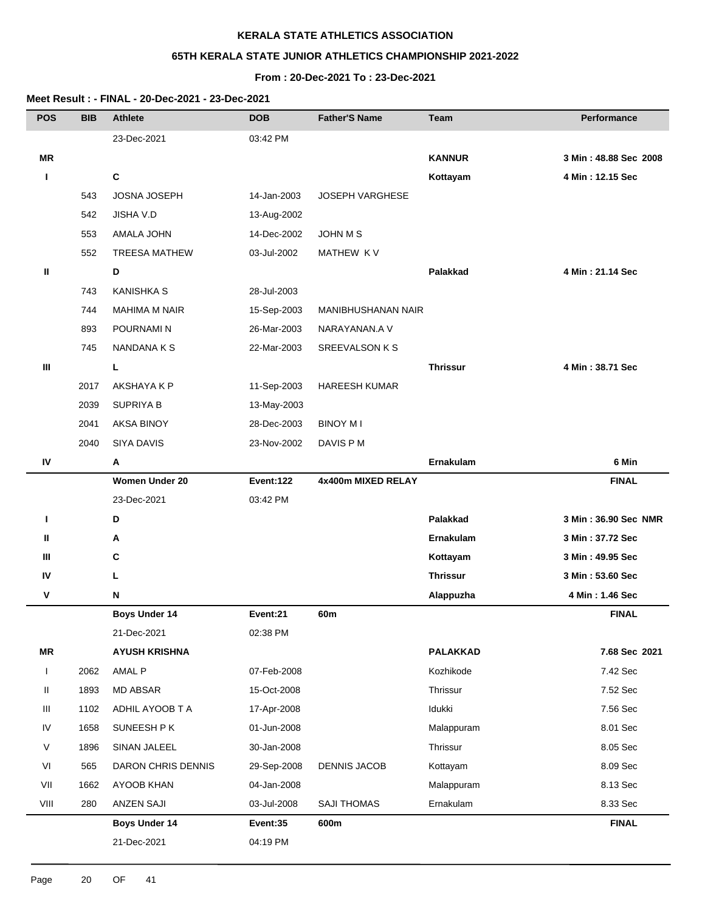**KERALA STATE ATHLETICS ASSOCIATION**

**65TH KERALA STATE JUNIOR ATHLETICS CHAMPIONSHIP 2021-2022**

**From : 20-Dec-2021 To : 23-Dec-2021**

**Meet Result : - FINAL - 20-Dec-2021 - 23-Dec-2021**

| POS | BIB | Athlete | DOB | Father'S Name | Team | Performance |
|---|---|---|---|---|---|---|
| | | 23-Dec-2021 | 03:42 PM | | | |
| **MR** | | | | | **KANNUR** | **3 Min : 48.88 Sec 2008** |
| **I** | | **C** | | | **Kottayam** | **4 Min : 12.15 Sec** |
| | 543 | JOSNA JOSEPH | 14-Jan-2003 | JOSEPH VARGHESE | | |
| | 542 | JISHA V.D | 13-Aug-2002 | | | |
| | 553 | AMALA JOHN | 14-Dec-2002 | JOHN M S | | |
| | 552 | TREESA MATHEW | 03-Jul-2002 | MATHEW K V | | |
| **II** | | **D** | | | **Palakkad** | **4 Min : 21.14 Sec** |
| | 743 | KANISHKA S | 28-Jul-2003 | | | |
| | 744 | MAHIMA M NAIR | 15-Sep-2003 | MANIBHUSHANAN NAIR | | |
| | 893 | POURNAMI N | 26-Mar-2003 | NARAYANAN.A V | | |
| | 745 | NANDANA K S | 22-Mar-2003 | SREEVALSON K S | | |
| **III** | | **L** | | | **Thrissur** | **4 Min : 38.71 Sec** |
| | 2017 | AKSHAYA K P | 11-Sep-2003 | HAREESH KUMAR | | |
| | 2039 | SUPRIYA B | 13-May-2003 | | | |
| | 2041 | AKSA BINOY | 28-Dec-2003 | BINOY M I | | |
| | 2040 | SIYA DAVIS | 23-Nov-2002 | DAVIS P M | | |
| **IV** | | **A** | | | **Ernakulam** | **6 Min** |
| | | **Women Under 20** | **Event:122** | **4x400m MIXED RELAY** | | **FINAL** |
| | | 23-Dec-2021 | 03:42 PM | | | |
| **I** | | **D** | | | **Palakkad** | **3 Min : 36.90 Sec NMR** |
| **II** | | **A** | | | **Ernakulam** | **3 Min : 37.72 Sec** |
| **III** | | **C** | | | **Kottayam** | **3 Min : 49.95 Sec** |
| **IV** | | **L** | | | **Thrissur** | **3 Min : 53.60 Sec** |
| **V** | | **N** | | | **Alappuzha** | **4 Min : 1.46 Sec** |
| | | **Boys Under 14** | **Event:21** | **60m** | | **FINAL** |
| | | 21-Dec-2021 | 02:38 PM | | | |
| **MR** | | **AYUSH KRISHNA** | | | **PALAKKAD** | **7.68 Sec 2021** |
| I | 2062 | AMAL P | 07-Feb-2008 | | Kozhikode | 7.42 Sec |
| II | 1893 | MD ABSAR | 15-Oct-2008 | | Thrissur | 7.52 Sec |
| III | 1102 | ADHIL AYOOB T A | 17-Apr-2008 | | Idukki | 7.56 Sec |
| IV | 1658 | SUNEESH P K | 01-Jun-2008 | | Malappuram | 8.01 Sec |
| V | 1896 | SINAN JALEEL | 30-Jan-2008 | | Thrissur | 8.05 Sec |
| VI | 565 | DARON CHRIS DENNIS | 29-Sep-2008 | DENNIS JACOB | Kottayam | 8.09 Sec |
| VII | 1662 | AYOOB KHAN | 04-Jan-2008 | | Malappuram | 8.13 Sec |
| VIII | 280 | ANZEN SAJI | 03-Jul-2008 | SAJI THOMAS | Ernakulam | 8.33 Sec |
| | | **Boys Under 14** | **Event:35** | **600m** | | **FINAL** |
| | | 21-Dec-2021 | 04:19 PM | | | |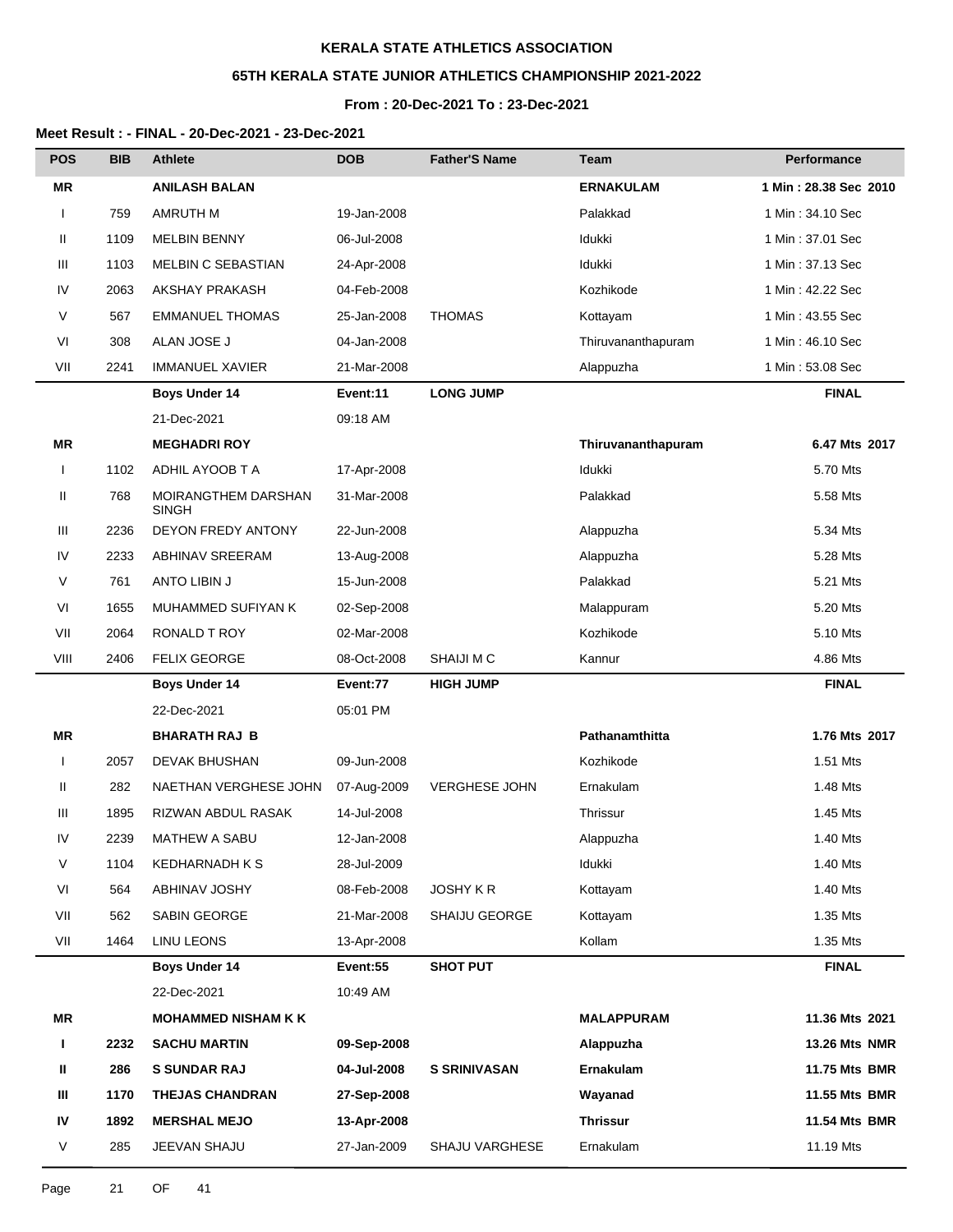**KERALA STATE ATHLETICS ASSOCIATION**

**65TH KERALA STATE JUNIOR ATHLETICS CHAMPIONSHIP 2021-2022**

**From : 20-Dec-2021 To : 23-Dec-2021**

**Meet Result : - FINAL - 20-Dec-2021 - 23-Dec-2021**

| POS | BIB | Athlete | DOB | Father'S Name | Team | Performance |
|---|---|---|---|---|---|---|
| **MR** | | **ANILASH BALAN** | | | **ERNAKULAM** | **1 Min : 28.38 Sec 2010** |
| I | 759 | AMRUTH M | 19-Jan-2008 | | Palakkad | 1 Min : 34.10 Sec |
| II | 1109 | MELBIN BENNY | 06-Jul-2008 | | Idukki | 1 Min : 37.01 Sec |
| III | 1103 | MELBIN C SEBASTIAN | 24-Apr-2008 | | Idukki | 1 Min : 37.13 Sec |
| IV | 2063 | AKSHAY PRAKASH | 04-Feb-2008 | | Kozhikode | 1 Min : 42.22 Sec |
| V | 567 | EMMANUEL THOMAS | 25-Jan-2008 | THOMAS | Kottayam | 1 Min : 43.55 Sec |
| VI | 308 | ALAN JOSE J | 04-Jan-2008 | | Thiruvananthapuram | 1 Min : 46.10 Sec |
| VII | 2241 | IMMANUEL XAVIER | 21-Mar-2008 | | Alappuzha | 1 Min : 53.08 Sec |
| | | **Boys Under 14** | **Event:11** | **LONG JUMP** | | **FINAL** |
| | | 21-Dec-2021 | 09:18 AM | | | |
| **MR** | | **MEGHADRI ROY** | | | **Thiruvananthapuram** | **6.47 Mts 2017** |
| I | 1102 | ADHIL AYOOB T A | 17-Apr-2008 | | Idukki | 5.70 Mts |
| II | 768 | MOIRANGTHEM DARSHAN SINGH | 31-Mar-2008 | | Palakkad | 5.58 Mts |
| III | 2236 | DEYON FREDY ANTONY | 22-Jun-2008 | | Alappuzha | 5.34 Mts |
| IV | 2233 | ABHINAV SREERAM | 13-Aug-2008 | | Alappuzha | 5.28 Mts |
| V | 761 | ANTO LIBIN J | 15-Jun-2008 | | Palakkad | 5.21 Mts |
| VI | 1655 | MUHAMMED SUFIYAN K | 02-Sep-2008 | | Malappuram | 5.20 Mts |
| VII | 2064 | RONALD T ROY | 02-Mar-2008 | | Kozhikode | 5.10 Mts |
| VIII | 2406 | FELIX GEORGE | 08-Oct-2008 | SHAIJI M C | Kannur | 4.86 Mts |
| | | **Boys Under 14** | **Event:77** | **HIGH JUMP** | | **FINAL** |
| | | 22-Dec-2021 | 05:01 PM | | | |
| **MR** | | **BHARATH RAJ B** | | | **Pathanamthitta** | **1.76 Mts 2017** |
| I | 2057 | DEVAK BHUSHAN | 09-Jun-2008 | | Kozhikode | 1.51 Mts |
| II | 282 | NAETHAN VERGHESE JOHN | 07-Aug-2009 | VERGHESE JOHN | Ernakulam | 1.48 Mts |
| III | 1895 | RIZWAN ABDUL RASAK | 14-Jul-2008 | | Thrissur | 1.45 Mts |
| IV | 2239 | MATHEW A SABU | 12-Jan-2008 | | Alappuzha | 1.40 Mts |
| V | 1104 | KEDHARNADH K S | 28-Jul-2009 | | Idukki | 1.40 Mts |
| VI | 564 | ABHINAV JOSHY | 08-Feb-2008 | JOSHY K R | Kottayam | 1.40 Mts |
| VII | 562 | SABIN GEORGE | 21-Mar-2008 | SHAIJU GEORGE | Kottayam | 1.35 Mts |
| VII | 1464 | LINU LEONS | 13-Apr-2008 | | Kollam | 1.35 Mts |
| | | **Boys Under 14** | **Event:55** | **SHOT PUT** | | **FINAL** |
| | | 22-Dec-2021 | 10:49 AM | | | |
| **MR** | | **MOHAMMED NISHAM K K** | | | **MALAPPURAM** | **11.36 Mts 2021** |
| **I** | **2232** | **SACHU MARTIN** | **09-Sep-2008** | | **Alappuzha** | **13.26 Mts NMR** |
| **II** | **286** | **S SUNDAR RAJ** | **04-Jul-2008** | **S SRINIVASAN** | **Ernakulam** | **11.75 Mts BMR** |
| **III** | **1170** | **THEJAS CHANDRAN** | **27-Sep-2008** | | **Wayanad** | **11.55 Mts BMR** |
| **IV** | **1892** | **MERSHAL MEJO** | **13-Apr-2008** | | **Thrissur** | **11.54 Mts BMR** |
| V | 285 | JEEVAN SHAJU | 27-Jan-2009 | SHAJU VARGHESE | Ernakulam | 11.19 Mts |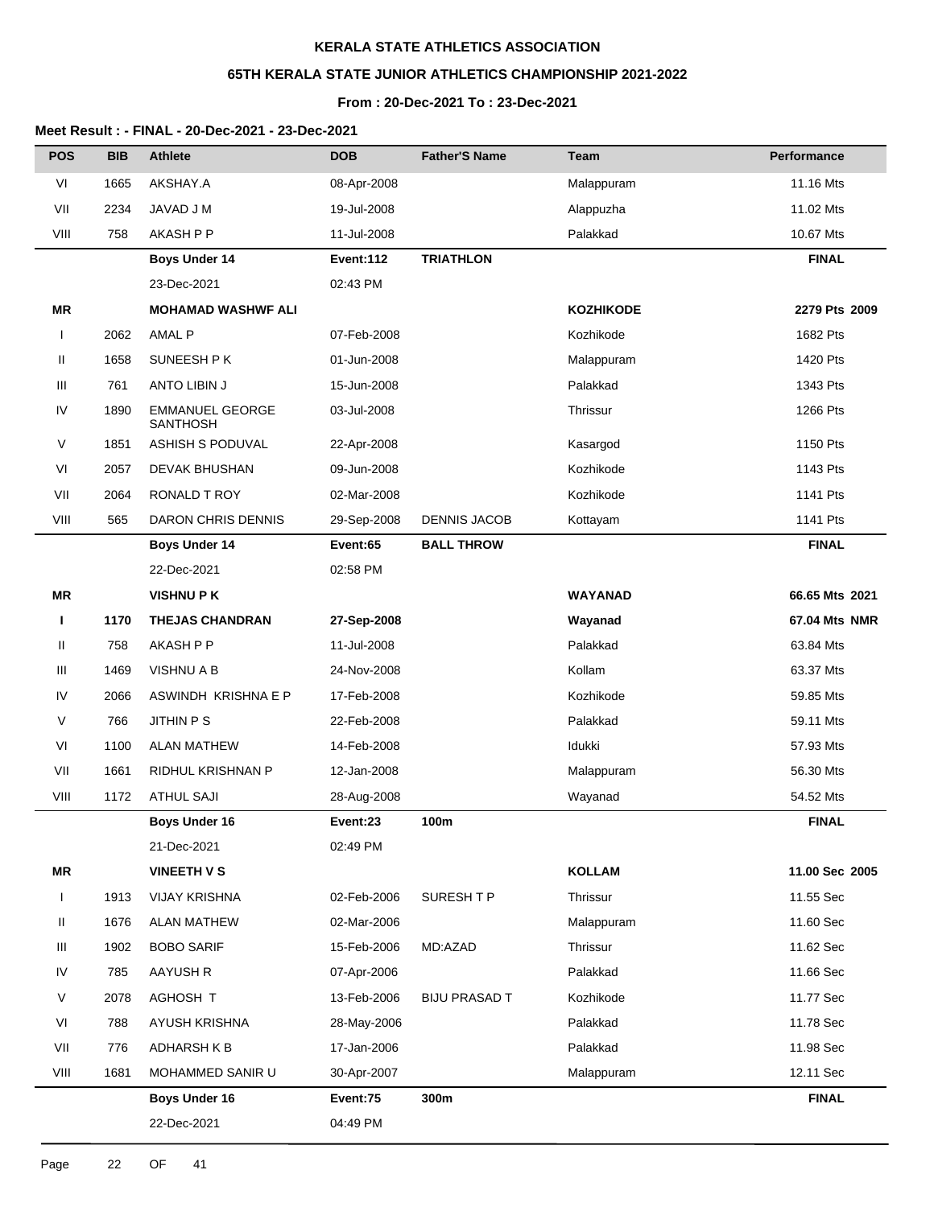# KERALA STATE ATHLETICS ASSOCIATION

## 65TH KERALA STATE JUNIOR ATHLETICS CHAMPIONSHIP 2021-2022

### From : 20-Dec-2021 To : 23-Dec-2021

**Meet Result : - FINAL - 20-Dec-2021 - 23-Dec-2021**

| POS | BIB | Athlete | DOB | Father'S Name | Team | Performance |
|---|---|---|---|---|---|---|
| VI | 1665 | AKSHAY.A | 08-Apr-2008 | | Malappuram | 11.16 Mts |
| VII | 2234 | JAVAD J M | 19-Jul-2008 | | Alappuzha | 11.02 Mts |
| VIII | 758 | AKASH P P | 11-Jul-2008 | | Palakkad | 10.67 Mts |
| | | **Boys Under 14** | **Event:112** | **TRIATHLON** | | **FINAL** |
| | | 23-Dec-2021 | 02:43 PM | | | |
| **MR** | | **MOHAMAD WASHWF ALI** | | | **KOZHIKODE** | **2279 Pts 2009** |
| I | 2062 | AMAL P | 07-Feb-2008 | | Kozhikode | 1682 Pts |
| II | 1658 | SUNEESH P K | 01-Jun-2008 | | Malappuram | 1420 Pts |
| III | 761 | ANTO LIBIN J | 15-Jun-2008 | | Palakkad | 1343 Pts |
| IV | 1890 | EMMANUEL GEORGE SANTHOSH | 03-Jul-2008 | | Thrissur | 1266 Pts |
| V | 1851 | ASHISH S PODUVAL | 22-Apr-2008 | | Kasargod | 1150 Pts |
| VI | 2057 | DEVAK BHUSHAN | 09-Jun-2008 | | Kozhikode | 1143 Pts |
| VII | 2064 | RONALD T ROY | 02-Mar-2008 | | Kozhikode | 1141 Pts |
| VIII | 565 | DARON CHRIS DENNIS | 29-Sep-2008 | DENNIS JACOB | Kottayam | 1141 Pts |
| | | **Boys Under 14** | **Event:65** | **BALL THROW** | | **FINAL** |
| | | 22-Dec-2021 | 02:58 PM | | | |
| **MR** | | **VISHNU P K** | | | **WAYANAD** | **66.65 Mts 2021** |
| **I** | **1170** | **THEJAS CHANDRAN** | **27-Sep-2008** | | **Wayanad** | **67.04 Mts NMR** |
| II | 758 | AKASH P P | 11-Jul-2008 | | Palakkad | 63.84 Mts |
| III | 1469 | VISHNU A B | 24-Nov-2008 | | Kollam | 63.37 Mts |
| IV | 2066 | ASWINDH KRISHNA E P | 17-Feb-2008 | | Kozhikode | 59.85 Mts |
| V | 766 | JITHIN P S | 22-Feb-2008 | | Palakkad | 59.11 Mts |
| VI | 1100 | ALAN MATHEW | 14-Feb-2008 | | Idukki | 57.93 Mts |
| VII | 1661 | RIDHUL KRISHNAN P | 12-Jan-2008 | | Malappuram | 56.30 Mts |
| VIII | 1172 | ATHUL SAJI | 28-Aug-2008 | | Wayanad | 54.52 Mts |
| | | **Boys Under 16** | **Event:23** | **100m** | | **FINAL** |
| | | 21-Dec-2021 | 02:49 PM | | | |
| **MR** | | **VINEETH V S** | | | **KOLLAM** | **11.00 Sec 2005** |
| I | 1913 | VIJAY KRISHNA | 02-Feb-2006 | SURESH T P | Thrissur | 11.55 Sec |
| II | 1676 | ALAN MATHEW | 02-Mar-2006 | | Malappuram | 11.60 Sec |
| III | 1902 | BOBO SARIF | 15-Feb-2006 | MD:AZAD | Thrissur | 11.62 Sec |
| IV | 785 | AAYUSH R | 07-Apr-2006 | | Palakkad | 11.66 Sec |
| V | 2078 | AGHOSH T | 13-Feb-2006 | BIJU PRASAD T | Kozhikode | 11.77 Sec |
| VI | 788 | AYUSH KRISHNA | 28-May-2006 | | Palakkad | 11.78 Sec |
| VII | 776 | ADHARSH K B | 17-Jan-2006 | | Palakkad | 11.98 Sec |
| VIII | 1681 | MOHAMMED SANIR U | 30-Apr-2007 | | Malappuram | 12.11 Sec |
| | | **Boys Under 16** | **Event:75** | **300m** | | **FINAL** |
| | | 22-Dec-2021 | 04:49 PM | | | |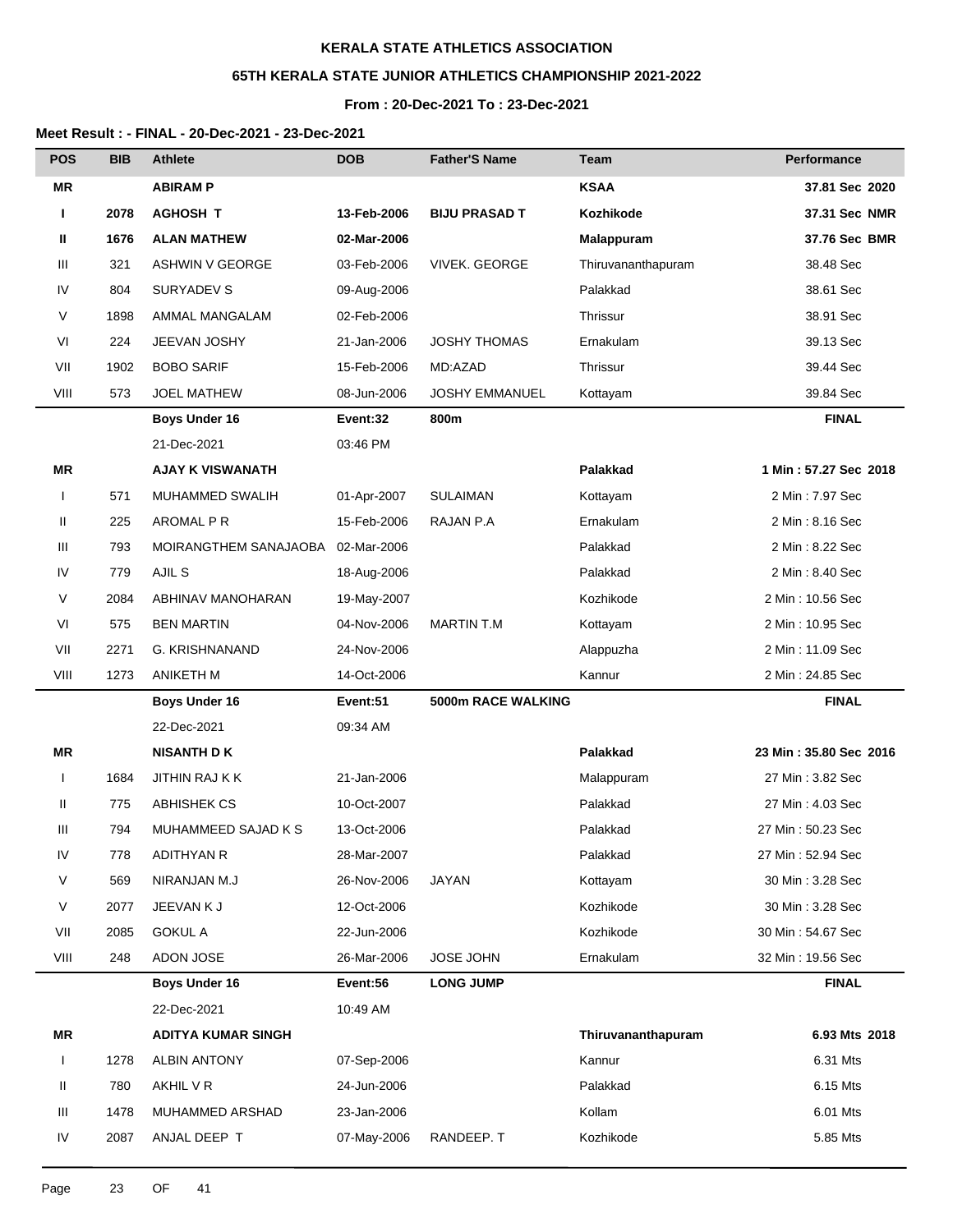**KERALA STATE ATHLETICS ASSOCIATION**

**65TH KERALA STATE JUNIOR ATHLETICS CHAMPIONSHIP 2021-2022**

**From : 20-Dec-2021 To : 23-Dec-2021**

**Meet Result : - FINAL - 20-Dec-2021 - 23-Dec-2021**

| POS | BIB | Athlete | DOB | Father'S Name | Team | Performance |
|---|---|---|---|---|---|---|
| **MR** | | **ABIRAM P** | | | **KSAA** | **37.81 Sec 2020** |
| **I** | **2078** | **AGHOSH T** | **13-Feb-2006** | **BIJU PRASAD T** | **Kozhikode** | **37.31 Sec NMR** |
| **II** | **1676** | **ALAN MATHEW** | **02-Mar-2006** | | **Malappuram** | **37.76 Sec BMR** |
| III | 321 | ASHWIN V GEORGE | 03-Feb-2006 | VIVEK. GEORGE | Thiruvananthapuram | 38.48 Sec |
| IV | 804 | SURYADEV S | 09-Aug-2006 | | Palakkad | 38.61 Sec |
| V | 1898 | AMMAL MANGALAM | 02-Feb-2006 | | Thrissur | 38.91 Sec |
| VI | 224 | JEEVAN JOSHY | 21-Jan-2006 | JOSHY THOMAS | Ernakulam | 39.13 Sec |
| VII | 1902 | BOBO SARIF | 15-Feb-2006 | MD:AZAD | Thrissur | 39.44 Sec |
| VIII | 573 | JOEL MATHEW | 08-Jun-2006 | JOSHY EMMANUEL | Kottayam | 39.84 Sec |
| | | **Boys Under 16** | **Event:32** | **800m** | | **FINAL** |
| | | 21-Dec-2021 | 03:46 PM | | | |
| **MR** | | **AJAY K VISWANATH** | | | **Palakkad** | **1 Min : 57.27 Sec 2018** |
| I | 571 | MUHAMMED SWALIH | 01-Apr-2007 | SULAIMAN | Kottayam | 2 Min : 7.97 Sec |
| II | 225 | AROMAL P R | 15-Feb-2006 | RAJAN P.A | Ernakulam | 2 Min : 8.16 Sec |
| III | 793 | MOIRANGTHEM SANAJAOBA | 02-Mar-2006 | | Palakkad | 2 Min : 8.22 Sec |
| IV | 779 | AJIL S | 18-Aug-2006 | | Palakkad | 2 Min : 8.40 Sec |
| V | 2084 | ABHINAV MANOHARAN | 19-May-2007 | | Kozhikode | 2 Min : 10.56 Sec |
| VI | 575 | BEN MARTIN | 04-Nov-2006 | MARTIN T.M | Kottayam | 2 Min : 10.95 Sec |
| VII | 2271 | G. KRISHNANAND | 24-Nov-2006 | | Alappuzha | 2 Min : 11.09 Sec |
| VIII | 1273 | ANIKETH M | 14-Oct-2006 | | Kannur | 2 Min : 24.85 Sec |
| | | **Boys Under 16** | **Event:51** | **5000m RACE WALKING** | | **FINAL** |
| | | 22-Dec-2021 | 09:34 AM | | | |
| **MR** | | **NISANTH D K** | | | **Palakkad** | **23 Min : 35.80 Sec 2016** |
| I | 1684 | JITHIN RAJ K K | 21-Jan-2006 | | Malappuram | 27 Min : 3.82 Sec |
| II | 775 | ABHISHEK CS | 10-Oct-2007 | | Palakkad | 27 Min : 4.03 Sec |
| III | 794 | MUHAMMEED SAJAD K S | 13-Oct-2006 | | Palakkad | 27 Min : 50.23 Sec |
| IV | 778 | ADITHYAN R | 28-Mar-2007 | | Palakkad | 27 Min : 52.94 Sec |
| V | 569 | NIRANJAN M.J | 26-Nov-2006 | JAYAN | Kottayam | 30 Min : 3.28 Sec |
| V | 2077 | JEEVAN K J | 12-Oct-2006 | | Kozhikode | 30 Min : 3.28 Sec |
| VII | 2085 | GOKUL A | 22-Jun-2006 | | Kozhikode | 30 Min : 54.67 Sec |
| VIII | 248 | ADON JOSE | 26-Mar-2006 | JOSE JOHN | Ernakulam | 32 Min : 19.56 Sec |
| | | **Boys Under 16** | **Event:56** | **LONG JUMP** | | **FINAL** |
| | | 22-Dec-2021 | 10:49 AM | | | |
| **MR** | | **ADITYA KUMAR SINGH** | | | **Thiruvananthapuram** | **6.93 Mts 2018** |
| I | 1278 | ALBIN ANTONY | 07-Sep-2006 | | Kannur | 6.31 Mts |
| II | 780 | AKHIL V R | 24-Jun-2006 | | Palakkad | 6.15 Mts |
| III | 1478 | MUHAMMED ARSHAD | 23-Jan-2006 | | Kollam | 6.01 Mts |
| IV | 2087 | ANJAL DEEP T | 07-May-2006 | RANDEEP. T | Kozhikode | 5.85 Mts |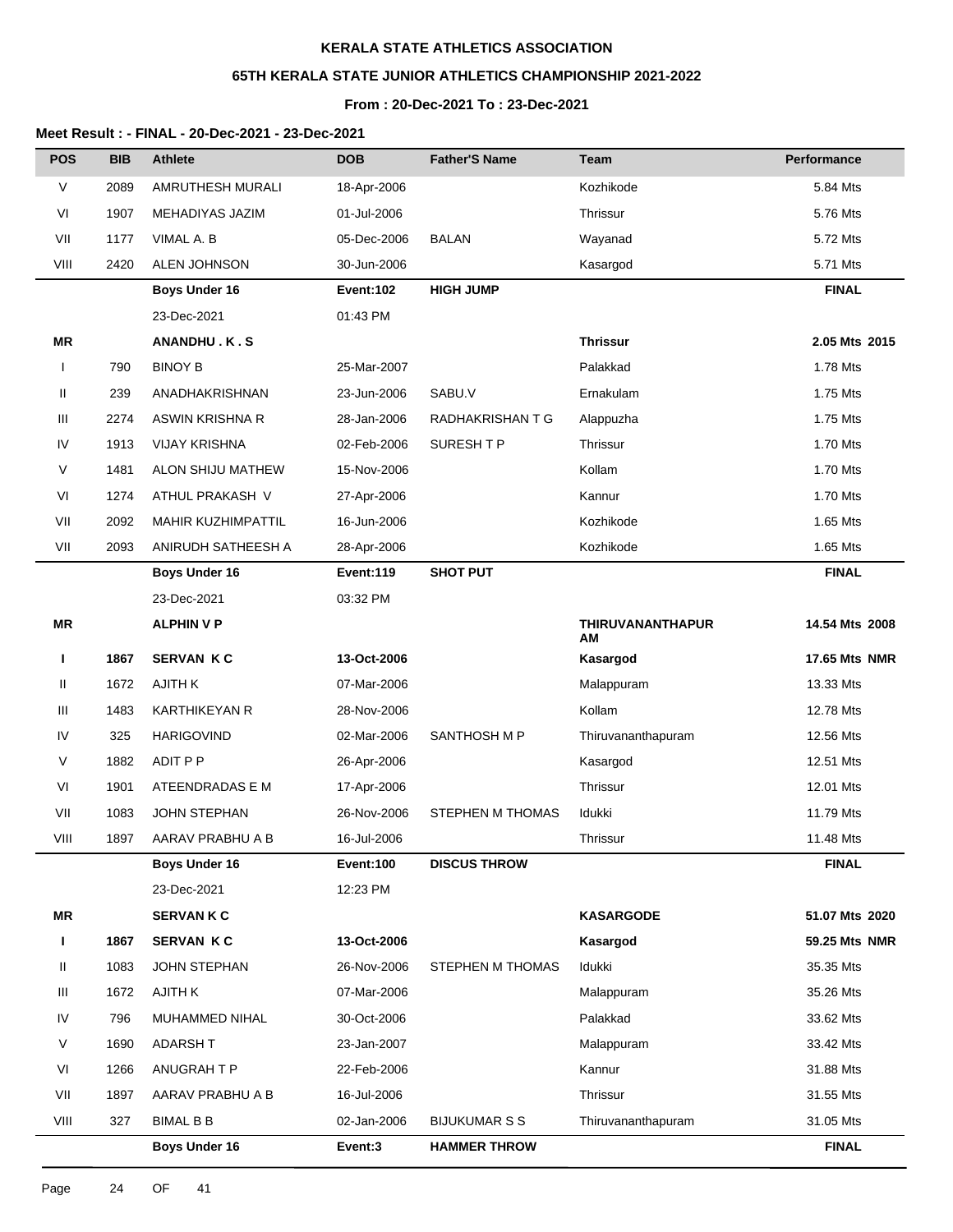**KERALA STATE ATHLETICS ASSOCIATION**

**65TH KERALA STATE JUNIOR ATHLETICS CHAMPIONSHIP 2021-2022**

**From : 20-Dec-2021 To : 23-Dec-2021**

**Meet Result : - FINAL - 20-Dec-2021 - 23-Dec-2021**

| POS | BIB | Athlete | DOB | Father'S Name | Team | Performance |
|---|---|---|---|---|---|---|
| V | 2089 | AMRUTHESH MURALI | 18-Apr-2006 | | Kozhikode | 5.84 Mts |
| VI | 1907 | MEHADIYAS JAZIM | 01-Jul-2006 | | Thrissur | 5.76 Mts |
| VII | 1177 | VIMAL A. B | 05-Dec-2006 | BALAN | Wayanad | 5.72 Mts |
| VIII | 2420 | ALEN JOHNSON | 30-Jun-2006 | | Kasargod | 5.71 Mts |
| | | **Boys Under 16** | **Event:102** | **HIGH JUMP** | | **FINAL** |
| | | 23-Dec-2021 | 01:43 PM | | | |
| **MR** | | **ANANDHU . K . S** | | | **Thrissur** | **2.05 Mts 2015** |
| I | 790 | BINOY B | 25-Mar-2007 | | Palakkad | 1.78 Mts |
| II | 239 | ANADHAKRISHNAN | 23-Jun-2006 | SABU.V | Ernakulam | 1.75 Mts |
| III | 2274 | ASWIN KRISHNA R | 28-Jan-2006 | RADHAKRISHAN T G | Alappuzha | 1.75 Mts |
| IV | 1913 | VIJAY KRISHNA | 02-Feb-2006 | SURESH T P | Thrissur | 1.70 Mts |
| V | 1481 | ALON SHIJU MATHEW | 15-Nov-2006 | | Kollam | 1.70 Mts |
| VI | 1274 | ATHUL PRAKASH V | 27-Apr-2006 | | Kannur | 1.70 Mts |
| VII | 2092 | MAHIR KUZHIMPATTIL | 16-Jun-2006 | | Kozhikode | 1.65 Mts |
| VII | 2093 | ANIRUDH SATHEESH A | 28-Apr-2006 | | Kozhikode | 1.65 Mts |
| | | **Boys Under 16** | **Event:119** | **SHOT PUT** | | **FINAL** |
| | | 23-Dec-2021 | 03:32 PM | | | |
| **MR** | | **ALPHIN V P** | | | **THIRUVANANTHAPURAM** | **14.54 Mts 2008** |
| **I** | **1867** | **SERVAN K C** | **13-Oct-2006** | | **Kasargod** | **17.65 Mts NMR** |
| II | 1672 | AJITH K | 07-Mar-2006 | | Malappuram | 13.33 Mts |
| III | 1483 | KARTHIKEYAN R | 28-Nov-2006 | | Kollam | 12.78 Mts |
| IV | 325 | HARIGOVIND | 02-Mar-2006 | SANTHOSH M P | Thiruvananthapuram | 12.56 Mts |
| V | 1882 | ADIT P P | 26-Apr-2006 | | Kasargod | 12.51 Mts |
| VI | 1901 | ATEENDRADAS E M | 17-Apr-2006 | | Thrissur | 12.01 Mts |
| VII | 1083 | JOHN STEPHAN | 26-Nov-2006 | STEPHEN M THOMAS | Idukki | 11.79 Mts |
| VIII | 1897 | AARAV PRABHU A B | 16-Jul-2006 | | Thrissur | 11.48 Mts |
| | | **Boys Under 16** | **Event:100** | **DISCUS THROW** | | **FINAL** |
| | | 23-Dec-2021 | 12:23 PM | | | |
| **MR** | | **SERVAN K C** | | | **KASARGODE** | **51.07 Mts 2020** |
| **I** | **1867** | **SERVAN K C** | **13-Oct-2006** | | **Kasargod** | **59.25 Mts NMR** |
| II | 1083 | JOHN STEPHAN | 26-Nov-2006 | STEPHEN M THOMAS | Idukki | 35.35 Mts |
| III | 1672 | AJITH K | 07-Mar-2006 | | Malappuram | 35.26 Mts |
| IV | 796 | MUHAMMED NIHAL | 30-Oct-2006 | | Palakkad | 33.62 Mts |
| V | 1690 | ADARSH T | 23-Jan-2007 | | Malappuram | 33.42 Mts |
| VI | 1266 | ANUGRAH T P | 22-Feb-2006 | | Kannur | 31.88 Mts |
| VII | 1897 | AARAV PRABHU A B | 16-Jul-2006 | | Thrissur | 31.55 Mts |
| VIII | 327 | BIMAL B B | 02-Jan-2006 | BIJUKUMAR S S | Thiruvananthapuram | 31.05 Mts |
| | | **Boys Under 16** | **Event:3** | **HAMMER THROW** | | **FINAL** |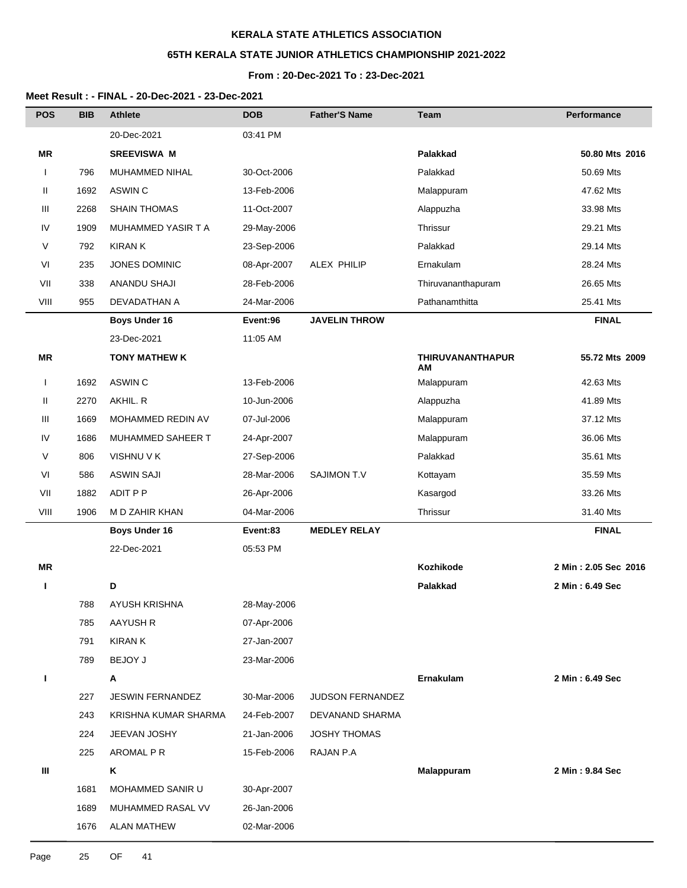**KERALA STATE ATHLETICS ASSOCIATION**

**65TH KERALA STATE JUNIOR ATHLETICS CHAMPIONSHIP 2021-2022**

**From : 20-Dec-2021 To : 23-Dec-2021**

**Meet Result : - FINAL - 20-Dec-2021 - 23-Dec-2021**

| POS | BIB | Athlete | DOB | Father'S Name | Team | Performance |
|---|---|---|---|---|---|---|
| | | 20-Dec-2021 | 03:41 PM | | | |
| **MR** | | **SREEVISWA M** | | | **Palakkad** | **50.80 Mts 2016** |
| I | 796 | MUHAMMED NIHAL | 30-Oct-2006 | | Palakkad | 50.69 Mts |
| II | 1692 | ASWIN C | 13-Feb-2006 | | Malappuram | 47.62 Mts |
| III | 2268 | SHAIN THOMAS | 11-Oct-2007 | | Alappuzha | 33.98 Mts |
| IV | 1909 | MUHAMMED YASIR T A | 29-May-2006 | | Thrissur | 29.21 Mts |
| V | 792 | KIRAN K | 23-Sep-2006 | | Palakkad | 29.14 Mts |
| VI | 235 | JONES DOMINIC | 08-Apr-2007 | ALEX PHILIP | Ernakulam | 28.24 Mts |
| VII | 338 | ANANDU SHAJI | 28-Feb-2006 | | Thiruvananthapuram | 26.65 Mts |
| VIII | 955 | DEVADATHAN A | 24-Mar-2006 | | Pathanamthitta | 25.41 Mts |
| | | **Boys Under 16** | **Event:96** | **JAVELIN THROW** | | **FINAL** |
| | | 23-Dec-2021 | 11:05 AM | | | |
| **MR** | | **TONY MATHEW K** | | | **THIRUVANANTHAPURAM** | **55.72 Mts 2009** |
| I | 1692 | ASWIN C | 13-Feb-2006 | | Malappuram | 42.63 Mts |
| II | 2270 | AKHIL. R | 10-Jun-2006 | | Alappuzha | 41.89 Mts |
| III | 1669 | MOHAMMED REDIN AV | 07-Jul-2006 | | Malappuram | 37.12 Mts |
| IV | 1686 | MUHAMMED SAHEER T | 24-Apr-2007 | | Malappuram | 36.06 Mts |
| V | 806 | VISHNU V K | 27-Sep-2006 | | Palakkad | 35.61 Mts |
| VI | 586 | ASWIN SAJI | 28-Mar-2006 | SAJIMON T.V | Kottayam | 35.59 Mts |
| VII | 1882 | ADIT P P | 26-Apr-2006 | | Kasargod | 33.26 Mts |
| VIII | 1906 | M D ZAHIR KHAN | 04-Mar-2006 | | Thrissur | 31.40 Mts |
| | | **Boys Under 16** | **Event:83** | **MEDLEY RELAY** | | **FINAL** |
| | | 22-Dec-2021 | 05:53 PM | | | |
| **MR** | | | | | **Kozhikode** | **2 Min : 2.05 Sec 2016** |
| **I** | | **D** | | | **Palakkad** | **2 Min : 6.49 Sec** |
| | 788 | AYUSH KRISHNA | 28-May-2006 | | | |
| | 785 | AAYUSH R | 07-Apr-2006 | | | |
| | 791 | KIRAN K | 27-Jan-2007 | | | |
| | 789 | BEJOY J | 23-Mar-2006 | | | |
| **I** | | **A** | | | **Ernakulam** | **2 Min : 6.49 Sec** |
| | 227 | JESWIN FERNANDEZ | 30-Mar-2006 | JUDSON FERNANDEZ | | |
| | 243 | KRISHNA KUMAR SHARMA | 24-Feb-2007 | DEVANAND SHARMA | | |
| | 224 | JEEVAN JOSHY | 21-Jan-2006 | JOSHY THOMAS | | |
| | 225 | AROMAL P R | 15-Feb-2006 | RAJAN P.A | | |
| **III** | | **K** | | | **Malappuram** | **2 Min : 9.84 Sec** |
| | 1681 | MOHAMMED SANIR U | 30-Apr-2007 | | | |
| | 1689 | MUHAMMED RASAL VV | 26-Jan-2006 | | | |
| | 1676 | ALAN MATHEW | 02-Mar-2006 | | | |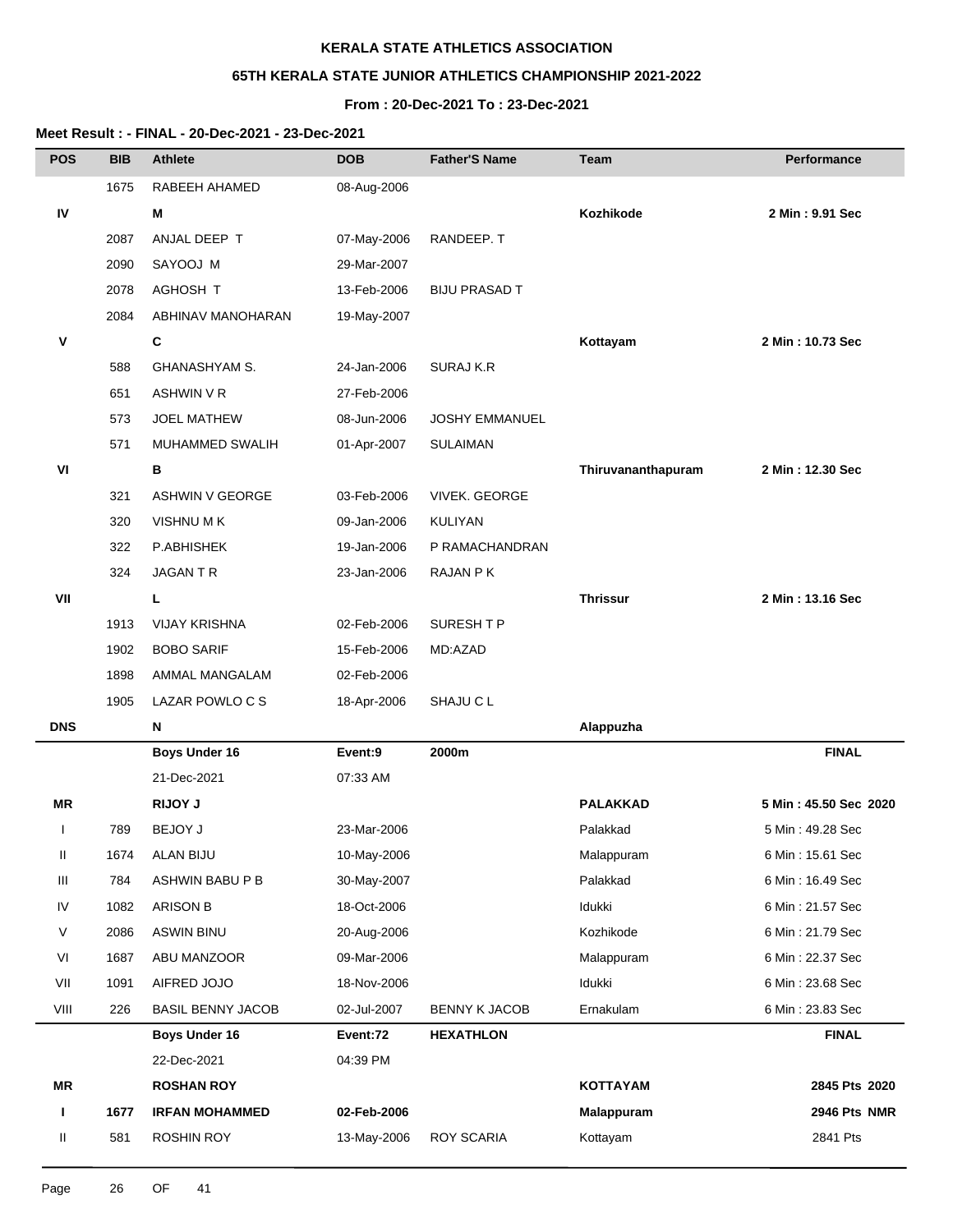**KERALA STATE ATHLETICS ASSOCIATION**

**65TH KERALA STATE JUNIOR ATHLETICS CHAMPIONSHIP 2021-2022**

**From : 20-Dec-2021 To : 23-Dec-2021**

**Meet Result : - FINAL - 20-Dec-2021 - 23-Dec-2021**

| POS | BIB | Athlete | DOB | Father'S Name | Team | Performance |
|---|---|---|---|---|---|---|
| | 1675 | RABEEH AHAMED | 08-Aug-2006 | | | |
| **IV** | | **M** | | | **Kozhikode** | **2 Min : 9.91 Sec** |
| | 2087 | ANJAL DEEP T | 07-May-2006 | RANDEEP. T | | |
| | 2090 | SAYOOJ M | 29-Mar-2007 | | | |
| | 2078 | AGHOSH T | 13-Feb-2006 | BIJU PRASAD T | | |
| | 2084 | ABHINAV MANOHARAN | 19-May-2007 | | | |
| **V** | | **C** | | | **Kottayam** | **2 Min : 10.73 Sec** |
| | 588 | GHANASHYAM S. | 24-Jan-2006 | SURAJ K.R | | |
| | 651 | ASHWIN V R | 27-Feb-2006 | | | |
| | 573 | JOEL MATHEW | 08-Jun-2006 | JOSHY EMMANUEL | | |
| | 571 | MUHAMMED SWALIH | 01-Apr-2007 | SULAIMAN | | |
| **VI** | | **B** | | | **Thiruvananthapuram** | **2 Min : 12.30 Sec** |
| | 321 | ASHWIN V GEORGE | 03-Feb-2006 | VIVEK. GEORGE | | |
| | 320 | VISHNU M K | 09-Jan-2006 | KULIYAN | | |
| | 322 | P.ABHISHEK | 19-Jan-2006 | P RAMACHANDRAN | | |
| | 324 | JAGAN T R | 23-Jan-2006 | RAJAN P K | | |
| **VII** | | **L** | | | **Thrissur** | **2 Min : 13.16 Sec** |
| | 1913 | VIJAY KRISHNA | 02-Feb-2006 | SURESH T P | | |
| | 1902 | BOBO SARIF | 15-Feb-2006 | MD:AZAD | | |
| | 1898 | AMMAL MANGALAM | 02-Feb-2006 | | | |
| | 1905 | LAZAR POWLO C S | 18-Apr-2006 | SHAJU C L | | |
| **DNS** | | **N** | | | **Alappuzha** | |
| | | **Boys Under 16** | **Event:9** | **2000m** | | **FINAL** |
| | | 21-Dec-2021 | 07:33 AM | | | |
| **MR** | | **RIJOY J** | | | **PALAKKAD** | **5 Min : 45.50 Sec 2020** |
| I | 789 | BEJOY J | 23-Mar-2006 | | Palakkad | 5 Min : 49.28 Sec |
| II | 1674 | ALAN BIJU | 10-May-2006 | | Malappuram | 6 Min : 15.61 Sec |
| III | 784 | ASHWIN BABU P B | 30-May-2007 | | Palakkad | 6 Min : 16.49 Sec |
| IV | 1082 | ARISON B | 18-Oct-2006 | | Idukki | 6 Min : 21.57 Sec |
| V | 2086 | ASWIN BINU | 20-Aug-2006 | | Kozhikode | 6 Min : 21.79 Sec |
| VI | 1687 | ABU MANZOOR | 09-Mar-2006 | | Malappuram | 6 Min : 22.37 Sec |
| VII | 1091 | AIFRED JOJO | 18-Nov-2006 | | Idukki | 6 Min : 23.68 Sec |
| VIII | 226 | BASIL BENNY JACOB | 02-Jul-2007 | BENNY K JACOB | Ernakulam | 6 Min : 23.83 Sec |
| | | **Boys Under 16** | **Event:72** | **HEXATHLON** | | **FINAL** |
| | | 22-Dec-2021 | 04:39 PM | | | |
| **MR** | | **ROSHAN ROY** | | | **KOTTAYAM** | **2845 Pts 2020** |
| **I** | **1677** | **IRFAN MOHAMMED** | **02-Feb-2006** | | **Malappuram** | **2946 Pts NMR** |
| II | 581 | ROSHIN ROY | 13-May-2006 | ROY SCARIA | Kottayam | 2841 Pts |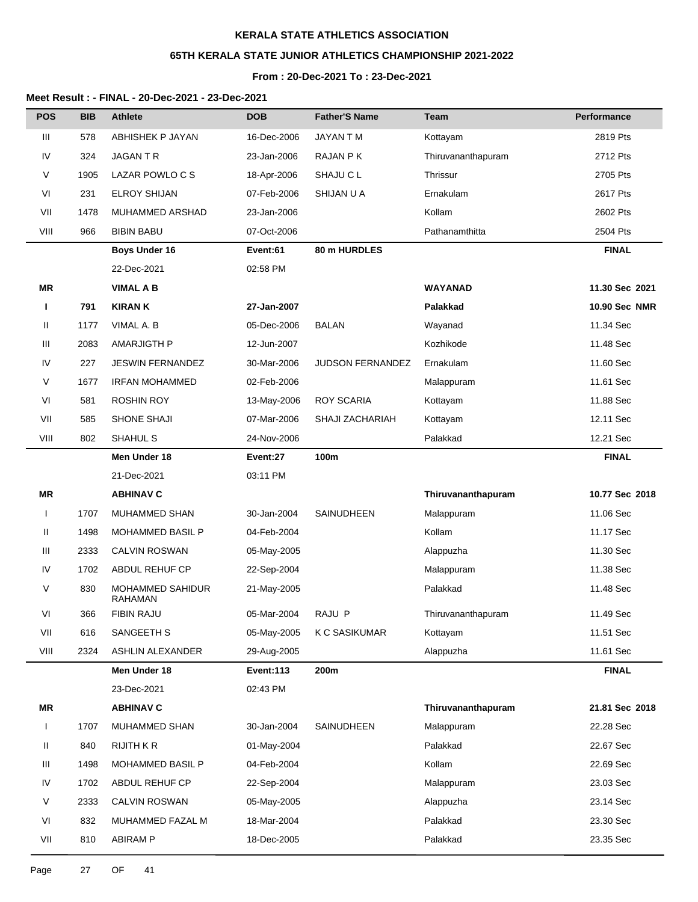**KERALA STATE ATHLETICS ASSOCIATION**

**65TH KERALA STATE JUNIOR ATHLETICS CHAMPIONSHIP 2021-2022**

**From : 20-Dec-2021 To : 23-Dec-2021**

**Meet Result : - FINAL - 20-Dec-2021 - 23-Dec-2021**

| POS | BIB | Athlete | DOB | Father'S Name | Team | Performance |
|---|---|---|---|---|---|---|
| III | 578 | ABHISHEK P JAYAN | 16-Dec-2006 | JAYAN T M | Kottayam | 2819 Pts |
| IV | 324 | JAGAN T R | 23-Jan-2006 | RAJAN P K | Thiruvananthapuram | 2712 Pts |
| V | 1905 | LAZAR POWLO C S | 18-Apr-2006 | SHAJU C L | Thrissur | 2705 Pts |
| VI | 231 | ELROY SHIJAN | 07-Feb-2006 | SHIJAN U A | Ernakulam | 2617 Pts |
| VII | 1478 | MUHAMMED ARSHAD | 23-Jan-2006 | | Kollam | 2602 Pts |
| VIII | 966 | BIBIN BABU | 07-Oct-2006 | | Pathanamthitta | 2504 Pts |
| | | **Boys Under 16** | **Event:61** | **80 m HURDLES** | | **FINAL** |
| | | 22-Dec-2021 | 02:58 PM | | | |
| **MR** | | **VIMAL A B** | | | **WAYANAD** | **11.30 Sec 2021** |
| **I** | **791** | **KIRAN K** | **27-Jan-2007** | | **Palakkad** | **10.90 Sec NMR** |
| II | 1177 | VIMAL A. B | 05-Dec-2006 | BALAN | Wayanad | 11.34 Sec |
| III | 2083 | AMARJIGTH P | 12-Jun-2007 | | Kozhikode | 11.48 Sec |
| IV | 227 | JESWIN FERNANDEZ | 30-Mar-2006 | JUDSON FERNANDEZ | Ernakulam | 11.60 Sec |
| V | 1677 | IRFAN MOHAMMED | 02-Feb-2006 | | Malappuram | 11.61 Sec |
| VI | 581 | ROSHIN ROY | 13-May-2006 | ROY SCARIA | Kottayam | 11.88 Sec |
| VII | 585 | SHONE SHAJI | 07-Mar-2006 | SHAJI ZACHARIAH | Kottayam | 12.11 Sec |
| VIII | 802 | SHAHUL S | 24-Nov-2006 | | Palakkad | 12.21 Sec |
| | | **Men Under 18** | **Event:27** | **100m** | | **FINAL** |
| | | 21-Dec-2021 | 03:11 PM | | | |
| **MR** | | **ABHINAV C** | | | **Thiruvananthapuram** | **10.77 Sec 2018** |
| I | 1707 | MUHAMMED SHAN | 30-Jan-2004 | SAINUDHEEN | Malappuram | 11.06 Sec |
| II | 1498 | MOHAMMED BASIL P | 04-Feb-2004 | | Kollam | 11.17 Sec |
| III | 2333 | CALVIN ROSWAN | 05-May-2005 | | Alappuzha | 11.30 Sec |
| IV | 1702 | ABDUL REHUF CP | 22-Sep-2004 | | Malappuram | 11.38 Sec |
| V | 830 | MOHAMMED SAHIDUR RAHAMAN | 21-May-2005 | | Palakkad | 11.48 Sec |
| VI | 366 | FIBIN RAJU | 05-Mar-2004 | RAJU P | Thiruvananthapuram | 11.49 Sec |
| VII | 616 | SANGEETH S | 05-May-2005 | K C SASIKUMAR | Kottayam | 11.51 Sec |
| VIII | 2324 | ASHLIN ALEXANDER | 29-Aug-2005 | | Alappuzha | 11.61 Sec |
| | | **Men Under 18** | **Event:113** | **200m** | | **FINAL** |
| | | 23-Dec-2021 | 02:43 PM | | | |
| **MR** | | **ABHINAV C** | | | **Thiruvananthapuram** | **21.81 Sec 2018** |
| I | 1707 | MUHAMMED SHAN | 30-Jan-2004 | SAINUDHEEN | Malappuram | 22.28 Sec |
| II | 840 | RIJITH K R | 01-May-2004 | | Palakkad | 22.67 Sec |
| III | 1498 | MOHAMMED BASIL P | 04-Feb-2004 | | Kollam | 22.69 Sec |
| IV | 1702 | ABDUL REHUF CP | 22-Sep-2004 | | Malappuram | 23.03 Sec |
| V | 2333 | CALVIN ROSWAN | 05-May-2005 | | Alappuzha | 23.14 Sec |
| VI | 832 | MUHAMMED FAZAL M | 18-Mar-2004 | | Palakkad | 23.30 Sec |
| VII | 810 | ABIRAM P | 18-Dec-2005 | | Palakkad | 23.35 Sec |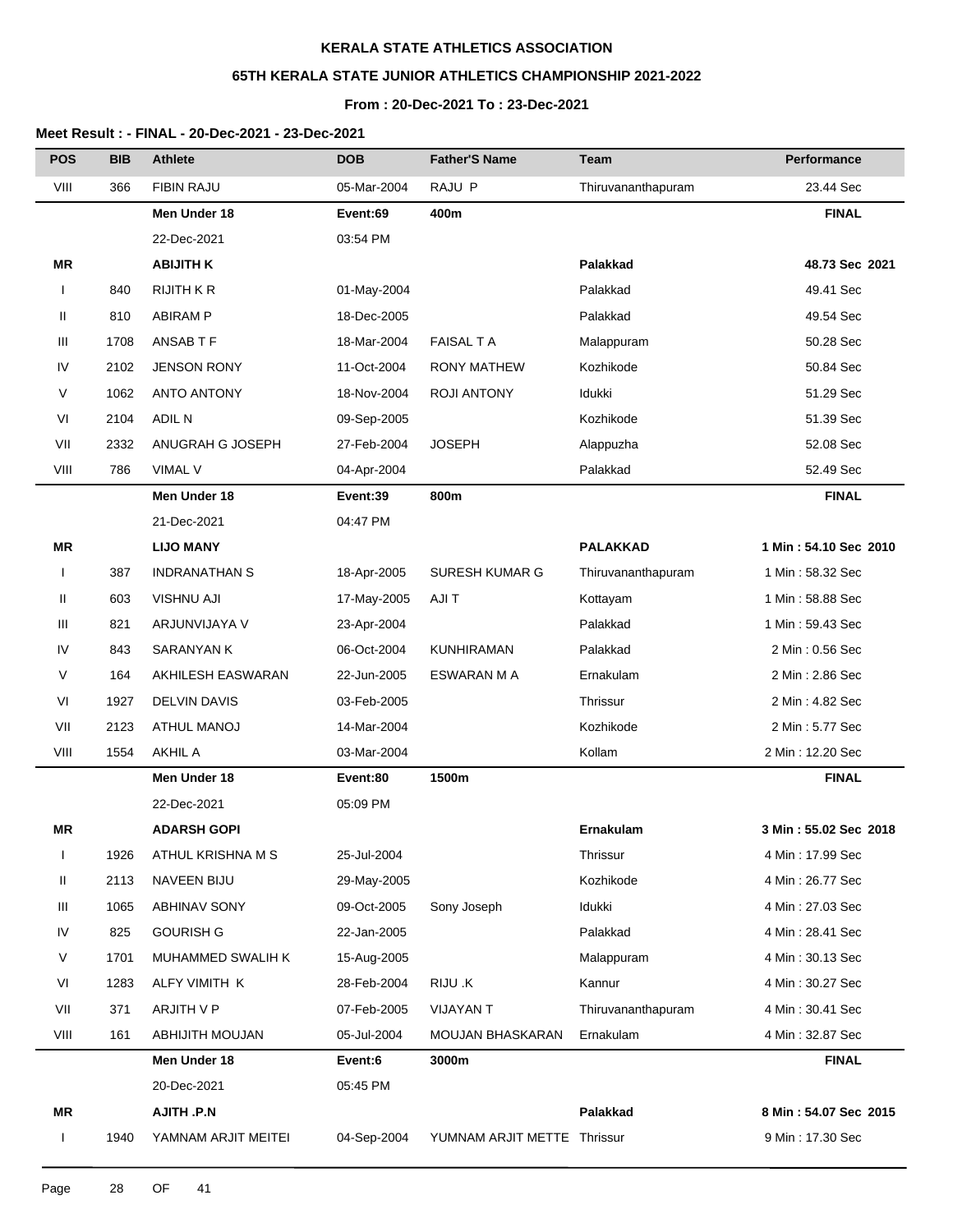**KERALA STATE ATHLETICS ASSOCIATION**

**65TH KERALA STATE JUNIOR ATHLETICS CHAMPIONSHIP 2021-2022**

**From : 20-Dec-2021 To : 23-Dec-2021**

**Meet Result : - FINAL - 20-Dec-2021 - 23-Dec-2021**

| POS | BIB | Athlete | DOB | Father'S Name | Team | Performance |
|---|---|---|---|---|---|---|
| VIII | 366 | FIBIN RAJU | 05-Mar-2004 | RAJU P | Thiruvananthapuram | 23.44 Sec |
| | | **Men Under 18** | **Event:69** | **400m** | | **FINAL** |
| | | 22-Dec-2021 | 03:54 PM | | | |
| **MR** | | **ABIJITH K** | | | **Palakkad** | **48.73 Sec 2021** |
| I | 840 | RIJITH K R | 01-May-2004 | | Palakkad | 49.41 Sec |
| II | 810 | ABIRAM P | 18-Dec-2005 | | Palakkad | 49.54 Sec |
| III | 1708 | ANSAB T F | 18-Mar-2004 | FAISAL T A | Malappuram | 50.28 Sec |
| IV | 2102 | JENSON RONY | 11-Oct-2004 | RONY MATHEW | Kozhikode | 50.84 Sec |
| V | 1062 | ANTO ANTONY | 18-Nov-2004 | ROJI ANTONY | Idukki | 51.29 Sec |
| VI | 2104 | ADIL N | 09-Sep-2005 | | Kozhikode | 51.39 Sec |
| VII | 2332 | ANUGRAH G JOSEPH | 27-Feb-2004 | JOSEPH | Alappuzha | 52.08 Sec |
| VIII | 786 | VIMAL V | 04-Apr-2004 | | Palakkad | 52.49 Sec |
| | | **Men Under 18** | **Event:39** | **800m** | | **FINAL** |
| | | 21-Dec-2021 | 04:47 PM | | | |
| **MR** | | **LIJO MANY** | | | **PALAKKAD** | **1 Min : 54.10 Sec 2010** |
| I | 387 | INDRANATHAN S | 18-Apr-2005 | SURESH KUMAR G | Thiruvananthapuram | 1 Min : 58.32 Sec |
| II | 603 | VISHNU AJI | 17-May-2005 | AJI T | Kottayam | 1 Min : 58.88 Sec |
| III | 821 | ARJUNVIJAYA V | 23-Apr-2004 | | Palakkad | 1 Min : 59.43 Sec |
| IV | 843 | SARANYAN K | 06-Oct-2004 | KUNHIRAMAN | Palakkad | 2 Min : 0.56 Sec |
| V | 164 | AKHILESH EASWARAN | 22-Jun-2005 | ESWARAN M A | Ernakulam | 2 Min : 2.86 Sec |
| VI | 1927 | DELVIN DAVIS | 03-Feb-2005 | | Thrissur | 2 Min : 4.82 Sec |
| VII | 2123 | ATHUL MANOJ | 14-Mar-2004 | | Kozhikode | 2 Min : 5.77 Sec |
| VIII | 1554 | AKHIL A | 03-Mar-2004 | | Kollam | 2 Min : 12.20 Sec |
| | | **Men Under 18** | **Event:80** | **1500m** | | **FINAL** |
| | | 22-Dec-2021 | 05:09 PM | | | |
| **MR** | | **ADARSH GOPI** | | | **Ernakulam** | **3 Min : 55.02 Sec 2018** |
| I | 1926 | ATHUL KRISHNA M S | 25-Jul-2004 | | Thrissur | 4 Min : 17.99 Sec |
| II | 2113 | NAVEEN BIJU | 29-May-2005 | | Kozhikode | 4 Min : 26.77 Sec |
| III | 1065 | ABHINAV SONY | 09-Oct-2005 | Sony Joseph | Idukki | 4 Min : 27.03 Sec |
| IV | 825 | GOURISH G | 22-Jan-2005 | | Palakkad | 4 Min : 28.41 Sec |
| V | 1701 | MUHAMMED SWALIH K | 15-Aug-2005 | | Malappuram | 4 Min : 30.13 Sec |
| VI | 1283 | ALFY VIMITH K | 28-Feb-2004 | RIJU .K | Kannur | 4 Min : 30.27 Sec |
| VII | 371 | ARJITH V P | 07-Feb-2005 | VIJAYAN T | Thiruvananthapuram | 4 Min : 30.41 Sec |
| VIII | 161 | ABHIJITH MOUJAN | 05-Jul-2004 | MOUJAN BHASKARAN | Ernakulam | 4 Min : 32.87 Sec |
| | | **Men Under 18** | **Event:6** | **3000m** | | **FINAL** |
| | | 20-Dec-2021 | 05:45 PM | | | |
| **MR** | | **AJITH .P.N** | | | **Palakkad** | **8 Min : 54.07 Sec 2015** |
| I | 1940 | YAMNAM ARJIT MEITEI | 04-Sep-2004 | YUMNAM ARJIT METTE | Thrissur | 9 Min : 17.30 Sec |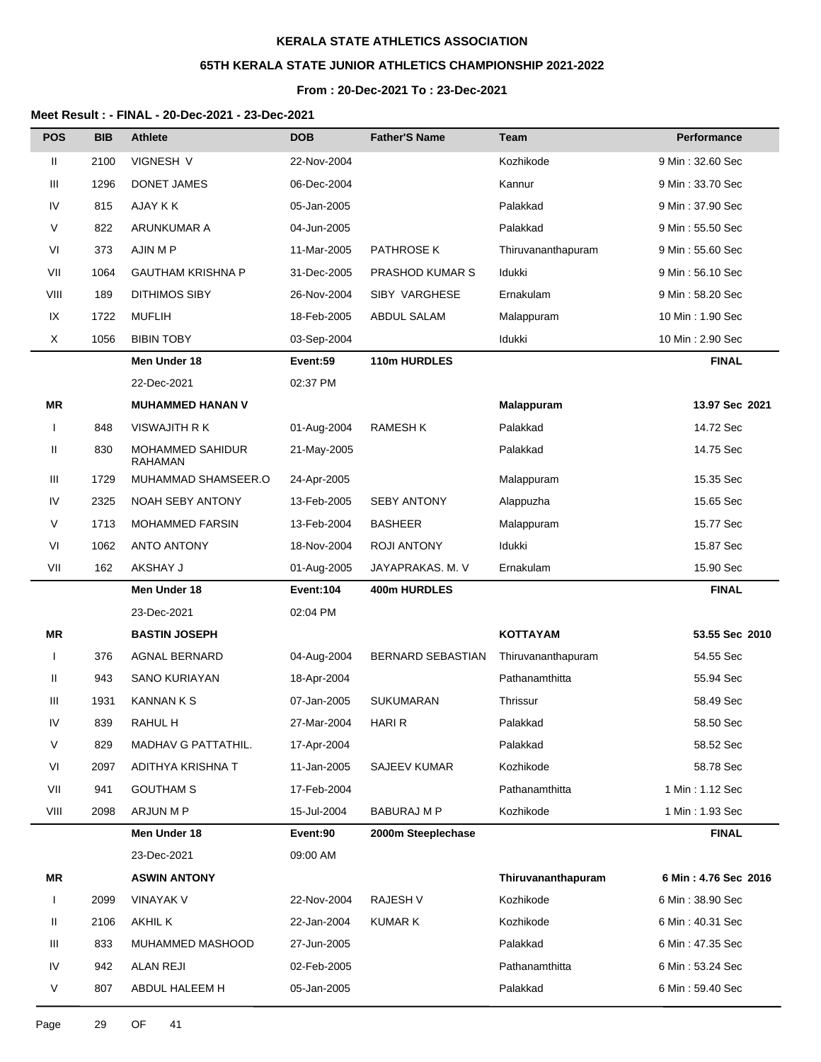**KERALA STATE ATHLETICS ASSOCIATION**

**65TH KERALA STATE JUNIOR ATHLETICS CHAMPIONSHIP 2021-2022**

**From : 20-Dec-2021 To : 23-Dec-2021**

**Meet Result : - FINAL - 20-Dec-2021 - 23-Dec-2021**

| POS | BIB | Athlete | DOB | Father'S Name | Team | Performance |
|---|---|---|---|---|---|---|
| II | 2100 | VIGNESH V | 22-Nov-2004 | | Kozhikode | 9 Min : 32.60 Sec |
| III | 1296 | DONET JAMES | 06-Dec-2004 | | Kannur | 9 Min : 33.70 Sec |
| IV | 815 | AJAY K K | 05-Jan-2005 | | Palakkad | 9 Min : 37.90 Sec |
| V | 822 | ARUNKUMAR A | 04-Jun-2005 | | Palakkad | 9 Min : 55.50 Sec |
| VI | 373 | AJIN M P | 11-Mar-2005 | PATHROSE K | Thiruvananthapuram | 9 Min : 55.60 Sec |
| VII | 1064 | GAUTHAM KRISHNA P | 31-Dec-2005 | PRASHOD KUMAR S | Idukki | 9 Min : 56.10 Sec |
| VIII | 189 | DITHIMOS SIBY | 26-Nov-2004 | SIBY VARGHESE | Ernakulam | 9 Min : 58.20 Sec |
| IX | 1722 | MUFLIH | 18-Feb-2005 | ABDUL SALAM | Malappuram | 10 Min : 1.90 Sec |
| X | 1056 | BIBIN TOBY | 03-Sep-2004 | | Idukki | 10 Min : 2.90 Sec |
| | | **Men Under 18** | **Event:59** | **110m HURDLES** | | **FINAL** |
| | | 22-Dec-2021 | 02:37 PM | | | |
| **MR** | | **MUHAMMED HANAN V** | | | **Malappuram** | **13.97 Sec 2021** |
| I | 848 | VISWAJITH R K | 01-Aug-2004 | RAMESH K | Palakkad | 14.72 Sec |
| II | 830 | MOHAMMED SAHIDUR RAHAMAN | 21-May-2005 | | Palakkad | 14.75 Sec |
| III | 1729 | MUHAMMAD SHAMSEER.O | 24-Apr-2005 | | Malappuram | 15.35 Sec |
| IV | 2325 | NOAH SEBY ANTONY | 13-Feb-2005 | SEBY ANTONY | Alappuzha | 15.65 Sec |
| V | 1713 | MOHAMMED FARSIN | 13-Feb-2004 | BASHEER | Malappuram | 15.77 Sec |
| VI | 1062 | ANTO ANTONY | 18-Nov-2004 | ROJI ANTONY | Idukki | 15.87 Sec |
| VII | 162 | AKSHAY J | 01-Aug-2005 | JAYAPRAKAS. M. V | Ernakulam | 15.90 Sec |
| | | **Men Under 18** | **Event:104** | **400m HURDLES** | | **FINAL** |
| | | 23-Dec-2021 | 02:04 PM | | | |
| **MR** | | **BASTIN JOSEPH** | | | **KOTTAYAM** | **53.55 Sec 2010** |
| I | 376 | AGNAL BERNARD | 04-Aug-2004 | BERNARD SEBASTIAN | Thiruvananthapuram | 54.55 Sec |
| II | 943 | SANO KURIAYAN | 18-Apr-2004 | | Pathanamthitta | 55.94 Sec |
| III | 1931 | KANNAN K S | 07-Jan-2005 | SUKUMARAN | Thrissur | 58.49 Sec |
| IV | 839 | RAHUL H | 27-Mar-2004 | HARI R | Palakkad | 58.50 Sec |
| V | 829 | MADHAV G PATTATHIL. | 17-Apr-2004 | | Palakkad | 58.52 Sec |
| VI | 2097 | ADITHYA KRISHNA T | 11-Jan-2005 | SAJEEV KUMAR | Kozhikode | 58.78 Sec |
| VII | 941 | GOUTHAM S | 17-Feb-2004 | | Pathanamthitta | 1 Min : 1.12 Sec |
| VIII | 2098 | ARJUN M P | 15-Jul-2004 | BABURAJ M P | Kozhikode | 1 Min : 1.93 Sec |
| | | **Men Under 18** | **Event:90** | **2000m Steeplechase** | | **FINAL** |
| | | 23-Dec-2021 | 09:00 AM | | | |
| **MR** | | **ASWIN ANTONY** | | | **Thiruvananthapuram** | **6 Min : 4.76 Sec 2016** |
| I | 2099 | VINAYAK V | 22-Nov-2004 | RAJESH V | Kozhikode | 6 Min : 38.90 Sec |
| II | 2106 | AKHIL K | 22-Jan-2004 | KUMAR K | Kozhikode | 6 Min : 40.31 Sec |
| III | 833 | MUHAMMED MASHOOD | 27-Jun-2005 | | Palakkad | 6 Min : 47.35 Sec |
| IV | 942 | ALAN REJI | 02-Feb-2005 | | Pathanamthitta | 6 Min : 53.24 Sec |
| V | 807 | ABDUL HALEEM H | 05-Jan-2005 | | Palakkad | 6 Min : 59.40 Sec |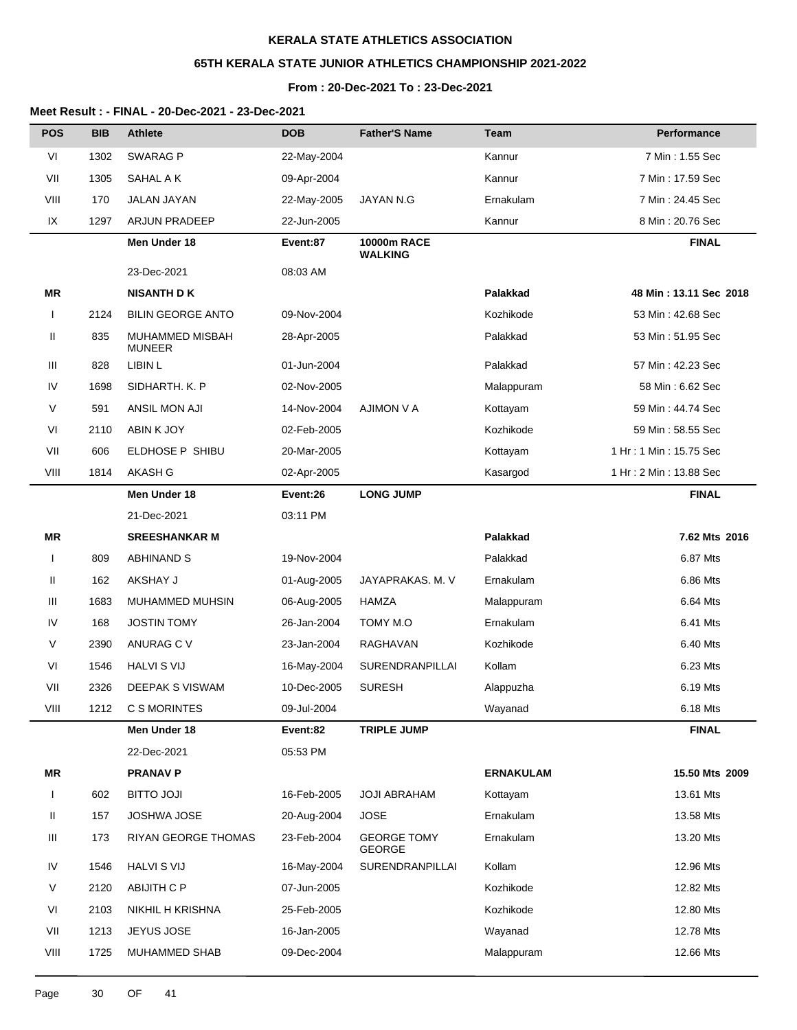**KERALA STATE ATHLETICS ASSOCIATION**

**65TH KERALA STATE JUNIOR ATHLETICS CHAMPIONSHIP 2021-2022**

**From : 20-Dec-2021 To : 23-Dec-2021**

**Meet Result : - FINAL - 20-Dec-2021 - 23-Dec-2021**

| POS | BIB | Athlete | DOB | Father'S Name | Team | Performance |
|---|---|---|---|---|---|---|
| VI | 1302 | SWARAG P | 22-May-2004 | | Kannur | 7 Min : 1.55 Sec |
| VII | 1305 | SAHAL A K | 09-Apr-2004 | | Kannur | 7 Min : 17.59 Sec |
| VIII | 170 | JALAN JAYAN | 22-May-2005 | JAYAN N.G | Ernakulam | 7 Min : 24.45 Sec |
| IX | 1297 | ARJUN PRADEEP | 22-Jun-2005 | | Kannur | 8 Min : 20.76 Sec |
| | | **Men Under 18** | **Event:87** | **10000m RACE WALKING** | | **FINAL** |
| | | 23-Dec-2021 | 08:03 AM | | | |
| **MR** | | **NISANTH D K** | | | **Palakkad** | **48 Min : 13.11 Sec 2018** |
| I | 2124 | BILIN GEORGE ANTO | 09-Nov-2004 | | Kozhikode | 53 Min : 42.68 Sec |
| II | 835 | MUHAMMED MISBAH MUNEER | 28-Apr-2005 | | Palakkad | 53 Min : 51.95 Sec |
| III | 828 | LIBIN L | 01-Jun-2004 | | Palakkad | 57 Min : 42.23 Sec |
| IV | 1698 | SIDHARTH. K. P | 02-Nov-2005 | | Malappuram | 58 Min : 6.62 Sec |
| V | 591 | ANSIL MON AJI | 14-Nov-2004 | AJIMON V A | Kottayam | 59 Min : 44.74 Sec |
| VI | 2110 | ABIN K JOY | 02-Feb-2005 | | Kozhikode | 59 Min : 58.55 Sec |
| VII | 606 | ELDHOSE P SHIBU | 20-Mar-2005 | | Kottayam | 1 Hr : 1 Min : 15.75 Sec |
| VIII | 1814 | AKASH G | 02-Apr-2005 | | Kasargod | 1 Hr : 2 Min : 13.88 Sec |
| | | **Men Under 18** | **Event:26** | **LONG JUMP** | | **FINAL** |
| | | 21-Dec-2021 | 03:11 PM | | | |
| **MR** | | **SREESHANKAR M** | | | **Palakkad** | **7.62 Mts 2016** |
| I | 809 | ABHINAND S | 19-Nov-2004 | | Palakkad | 6.87 Mts |
| II | 162 | AKSHAY J | 01-Aug-2005 | JAYAPRAKAS. M. V | Ernakulam | 6.86 Mts |
| III | 1683 | MUHAMMED MUHSIN | 06-Aug-2005 | HAMZA | Malappuram | 6.64 Mts |
| IV | 168 | JOSTIN TOMY | 26-Jan-2004 | TOMY M.O | Ernakulam | 6.41 Mts |
| V | 2390 | ANURAG C V | 23-Jan-2004 | RAGHAVAN | Kozhikode | 6.40 Mts |
| VI | 1546 | HALVI S VIJ | 16-May-2004 | SURENDRANPILLAI | Kollam | 6.23 Mts |
| VII | 2326 | DEEPAK S VISWAM | 10-Dec-2005 | SURESH | Alappuzha | 6.19 Mts |
| VIII | 1212 | C S MORINTES | 09-Jul-2004 | | Wayanad | 6.18 Mts |
| | | **Men Under 18** | **Event:82** | **TRIPLE JUMP** | | **FINAL** |
| | | 22-Dec-2021 | 05:53 PM | | | |
| **MR** | | **PRANAV P** | | | **ERNAKULAM** | **15.50 Mts 2009** |
| I | 602 | BITTO JOJI | 16-Feb-2005 | JOJI ABRAHAM | Kottayam | 13.61 Mts |
| II | 157 | JOSHWA JOSE | 20-Aug-2004 | JOSE | Ernakulam | 13.58 Mts |
| III | 173 | RIYAN GEORGE THOMAS | 23-Feb-2004 | GEORGE TOMY GEORGE | Ernakulam | 13.20 Mts |
| IV | 1546 | HALVI S VIJ | 16-May-2004 | SURENDRANPILLAI | Kollam | 12.96 Mts |
| V | 2120 | ABIJITH C P | 07-Jun-2005 | | Kozhikode | 12.82 Mts |
| VI | 2103 | NIKHIL H KRISHNA | 25-Feb-2005 | | Kozhikode | 12.80 Mts |
| VII | 1213 | JEYUS JOSE | 16-Jan-2005 | | Wayanad | 12.78 Mts |
| VIII | 1725 | MUHAMMED SHAB | 09-Dec-2004 | | Malappuram | 12.66 Mts |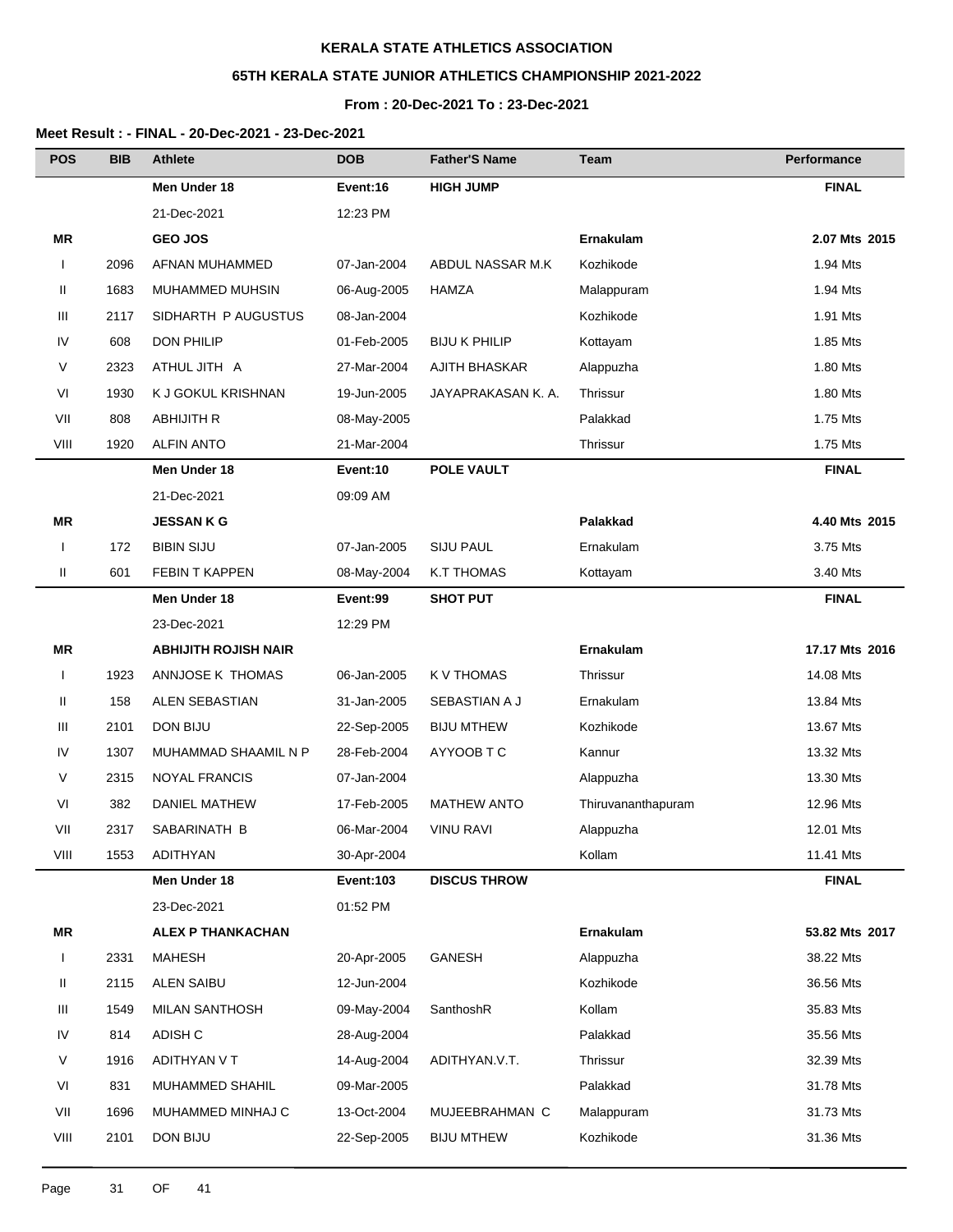# KERALA STATE ATHLETICS ASSOCIATION

## 65TH KERALA STATE JUNIOR ATHLETICS CHAMPIONSHIP 2021-2022

### From : 20-Dec-2021 To : 23-Dec-2021

**Meet Result : - FINAL - 20-Dec-2021 - 23-Dec-2021**

| POS | BIB | Athlete | DOB | Father'S Name | Team | Performance |
|---|---|---|---|---|---|---|
| | | **Men Under 18** | **Event:16** | **HIGH JUMP** | | **FINAL** |
| | | 21-Dec-2021 | 12:23 PM | | | |
| **MR** | | **GEO JOS** | | | **Ernakulam** | **2.07 Mts 2015** |
| I | 2096 | AFNAN MUHAMMED | 07-Jan-2004 | ABDUL NASSAR M.K | Kozhikode | 1.94 Mts |
| II | 1683 | MUHAMMED MUHSIN | 06-Aug-2005 | HAMZA | Malappuram | 1.94 Mts |
| III | 2117 | SIDHARTH P AUGUSTUS | 08-Jan-2004 | | Kozhikode | 1.91 Mts |
| IV | 608 | DON PHILIP | 01-Feb-2005 | BIJU K PHILIP | Kottayam | 1.85 Mts |
| V | 2323 | ATHUL JITH A | 27-Mar-2004 | AJITH BHASKAR | Alappuzha | 1.80 Mts |
| VI | 1930 | K J GOKUL KRISHNAN | 19-Jun-2005 | JAYAPRAKASAN K. A. | Thrissur | 1.80 Mts |
| VII | 808 | ABHIJITH R | 08-May-2005 | | Palakkad | 1.75 Mts |
| VIII | 1920 | ALFIN ANTO | 21-Mar-2004 | | Thrissur | 1.75 Mts |
| | | **Men Under 18** | **Event:10** | **POLE VAULT** | | **FINAL** |
| | | 21-Dec-2021 | 09:09 AM | | | |
| **MR** | | **JESSAN K G** | | | **Palakkad** | **4.40 Mts 2015** |
| I | 172 | BIBIN SIJU | 07-Jan-2005 | SIJU PAUL | Ernakulam | 3.75 Mts |
| II | 601 | FEBIN T KAPPEN | 08-May-2004 | K.T THOMAS | Kottayam | 3.40 Mts |
| | | **Men Under 18** | **Event:99** | **SHOT PUT** | | **FINAL** |
| | | 23-Dec-2021 | 12:29 PM | | | |
| **MR** | | **ABHIJITH ROJISH NAIR** | | | **Ernakulam** | **17.17 Mts 2016** |
| I | 1923 | ANNJOSE K THOMAS | 06-Jan-2005 | K V THOMAS | Thrissur | 14.08 Mts |
| II | 158 | ALEN SEBASTIAN | 31-Jan-2005 | SEBASTIAN A J | Ernakulam | 13.84 Mts |
| III | 2101 | DON BIJU | 22-Sep-2005 | BIJU MTHEW | Kozhikode | 13.67 Mts |
| IV | 1307 | MUHAMMAD SHAAMIL N P | 28-Feb-2004 | AYYOOB T C | Kannur | 13.32 Mts |
| V | 2315 | NOYAL FRANCIS | 07-Jan-2004 | | Alappuzha | 13.30 Mts |
| VI | 382 | DANIEL MATHEW | 17-Feb-2005 | MATHEW ANTO | Thiruvananthapuram | 12.96 Mts |
| VII | 2317 | SABARINATH B | 06-Mar-2004 | VINU RAVI | Alappuzha | 12.01 Mts |
| VIII | 1553 | ADITHYAN | 30-Apr-2004 | | Kollam | 11.41 Mts |
| | | **Men Under 18** | **Event:103** | **DISCUS THROW** | | **FINAL** |
| | | 23-Dec-2021 | 01:52 PM | | | |
| **MR** | | **ALEX P THANKACHAN** | | | **Ernakulam** | **53.82 Mts 2017** |
| I | 2331 | MAHESH | 20-Apr-2005 | GANESH | Alappuzha | 38.22 Mts |
| II | 2115 | ALEN SAIBU | 12-Jun-2004 | | Kozhikode | 36.56 Mts |
| III | 1549 | MILAN SANTHOSH | 09-May-2004 | SanthoshR | Kollam | 35.83 Mts |
| IV | 814 | ADISH C | 28-Aug-2004 | | Palakkad | 35.56 Mts |
| V | 1916 | ADITHYAN V T | 14-Aug-2004 | ADITHYAN.V.T. | Thrissur | 32.39 Mts |
| VI | 831 | MUHAMMED SHAHIL | 09-Mar-2005 | | Palakkad | 31.78 Mts |
| VII | 1696 | MUHAMMED MINHAJ C | 13-Oct-2004 | MUJEEBRAHMAN C | Malappuram | 31.73 Mts |
| VIII | 2101 | DON BIJU | 22-Sep-2005 | BIJU MTHEW | Kozhikode | 31.36 Mts |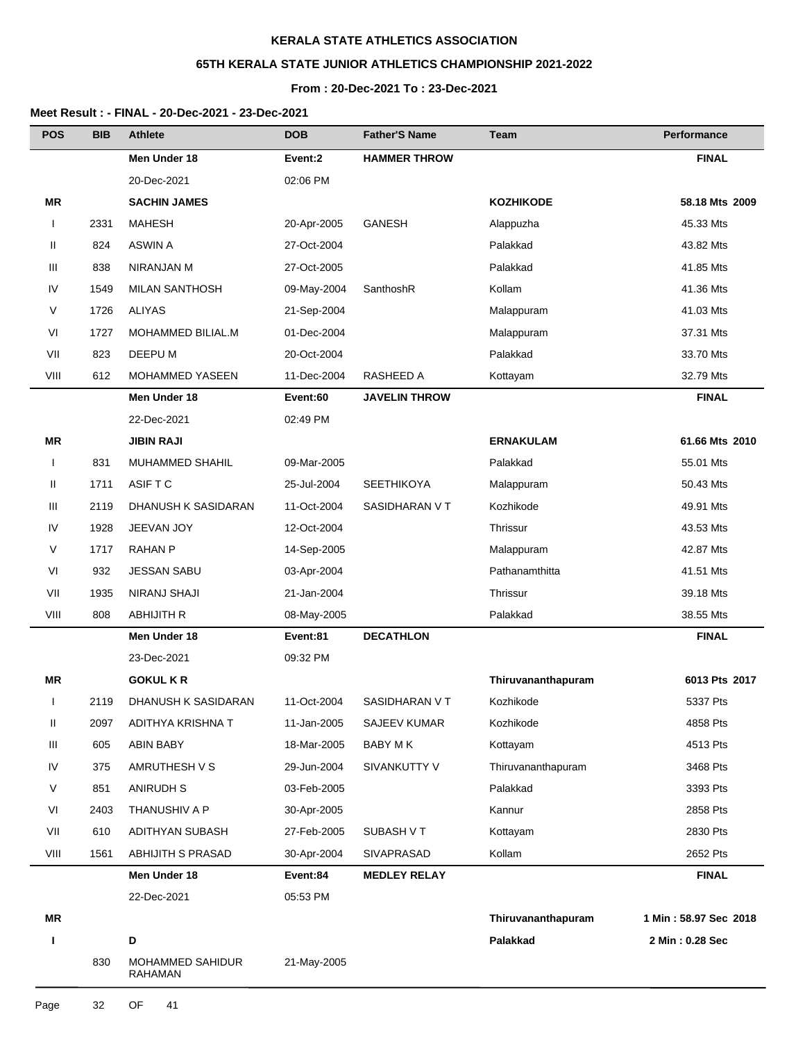**KERALA STATE ATHLETICS ASSOCIATION**

**65TH KERALA STATE JUNIOR ATHLETICS CHAMPIONSHIP 2021-2022**

**From : 20-Dec-2021 To : 23-Dec-2021**

**Meet Result : - FINAL - 20-Dec-2021 - 23-Dec-2021**

| POS | BIB | Athlete | DOB | Father'S Name | Team | Performance |
|---|---|---|---|---|---|---|
| | | **Men Under 18** | **Event:2** | **HAMMER THROW** | | **FINAL** |
| | | 20-Dec-2021 | 02:06 PM | | | |
| **MR** | | **SACHIN JAMES** | | | **KOZHIKODE** | **58.18 Mts 2009** |
| I | 2331 | MAHESH | 20-Apr-2005 | GANESH | Alappuzha | 45.33 Mts |
| II | 824 | ASWIN A | 27-Oct-2004 | | Palakkad | 43.82 Mts |
| III | 838 | NIRANJAN M | 27-Oct-2005 | | Palakkad | 41.85 Mts |
| IV | 1549 | MILAN SANTHOSH | 09-May-2004 | SanthoshR | Kollam | 41.36 Mts |
| V | 1726 | ALIYAS | 21-Sep-2004 | | Malappuram | 41.03 Mts |
| VI | 1727 | MOHAMMED BILIAL.M | 01-Dec-2004 | | Malappuram | 37.31 Mts |
| VII | 823 | DEEPU M | 20-Oct-2004 | | Palakkad | 33.70 Mts |
| VIII | 612 | MOHAMMED YASEEN | 11-Dec-2004 | RASHEED A | Kottayam | 32.79 Mts |
| | | **Men Under 18** | **Event:60** | **JAVELIN THROW** | | **FINAL** |
| | | 22-Dec-2021 | 02:49 PM | | | |
| **MR** | | **JIBIN RAJI** | | | **ERNAKULAM** | **61.66 Mts 2010** |
| I | 831 | MUHAMMED SHAHIL | 09-Mar-2005 | | Palakkad | 55.01 Mts |
| II | 1711 | ASIF T C | 25-Jul-2004 | SEETHIKOYA | Malappuram | 50.43 Mts |
| III | 2119 | DHANUSH K SASIDARAN | 11-Oct-2004 | SASIDHARAN V T | Kozhikode | 49.91 Mts |
| IV | 1928 | JEEVAN JOY | 12-Oct-2004 | | Thrissur | 43.53 Mts |
| V | 1717 | RAHAN P | 14-Sep-2005 | | Malappuram | 42.87 Mts |
| VI | 932 | JESSAN SABU | 03-Apr-2004 | | Pathanamthitta | 41.51 Mts |
| VII | 1935 | NIRANJ SHAJI | 21-Jan-2004 | | Thrissur | 39.18 Mts |
| VIII | 808 | ABHIJITH R | 08-May-2005 | | Palakkad | 38.55 Mts |
| | | **Men Under 18** | **Event:81** | **DECATHLON** | | **FINAL** |
| | | 23-Dec-2021 | 09:32 PM | | | |
| **MR** | | **GOKUL K R** | | | **Thiruvananthapuram** | **6013 Pts 2017** |
| I | 2119 | DHANUSH K SASIDARAN | 11-Oct-2004 | SASIDHARAN V T | Kozhikode | 5337 Pts |
| II | 2097 | ADITHYA KRISHNA T | 11-Jan-2005 | SAJEEV KUMAR | Kozhikode | 4858 Pts |
| III | 605 | ABIN BABY | 18-Mar-2005 | BABY M K | Kottayam | 4513 Pts |
| IV | 375 | AMRUTHESH V S | 29-Jun-2004 | SIVANKUTTY V | Thiruvananthapuram | 3468 Pts |
| V | 851 | ANIRUDH S | 03-Feb-2005 | | Palakkad | 3393 Pts |
| VI | 2403 | THANUSHIV A P | 30-Apr-2005 | | Kannur | 2858 Pts |
| VII | 610 | ADITHYAN SUBASH | 27-Feb-2005 | SUBASH V T | Kottayam | 2830 Pts |
| VIII | 1561 | ABHIJITH S PRASAD | 30-Apr-2004 | SIVAPRASAD | Kollam | 2652 Pts |
| | | **Men Under 18** | **Event:84** | **MEDLEY RELAY** | | **FINAL** |
| | | 22-Dec-2021 | 05:53 PM | | | |
| **MR** | | | | | **Thiruvananthapuram** | **1 Min : 58.97 Sec 2018** |
| **I** | | **D** | | | **Palakkad** | **2 Min : 0.28 Sec** |
| | 830 | MOHAMMED SAHIDUR RAHAMAN | 21-May-2005 | | | |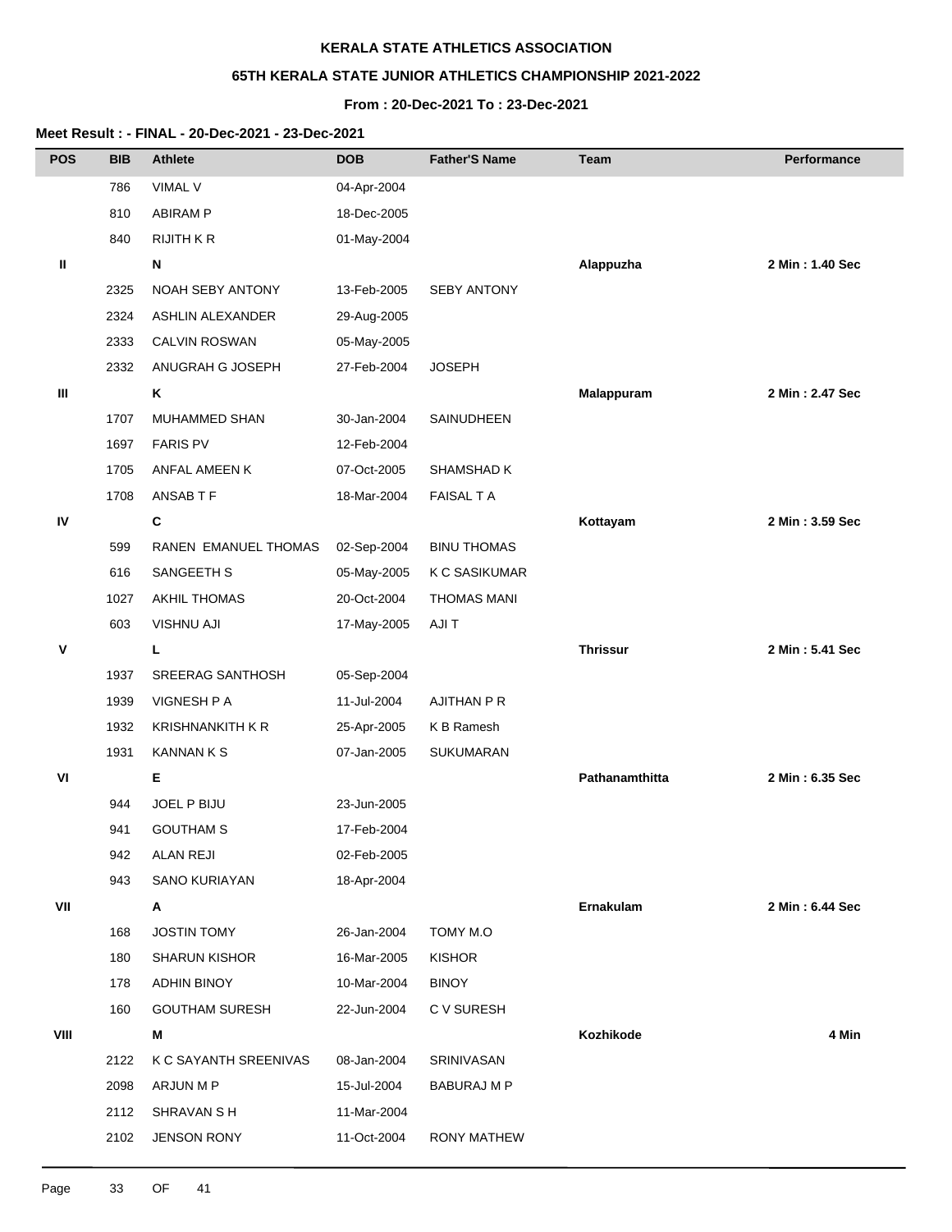**KERALA STATE ATHLETICS ASSOCIATION**

**65TH KERALA STATE JUNIOR ATHLETICS CHAMPIONSHIP 2021-2022**

**From : 20-Dec-2021 To : 23-Dec-2021**

**Meet Result : - FINAL - 20-Dec-2021 - 23-Dec-2021**

| POS | BIB | Athlete | DOB | Father'S Name | Team | Performance |
|---|---|---|---|---|---|---|
| | 786 | VIMAL V | 04-Apr-2004 | | | |
| | 810 | ABIRAM P | 18-Dec-2005 | | | |
| | 840 | RIJITH K R | 01-May-2004 | | | |
| **II** | | **N** | | | **Alappuzha** | **2 Min : 1.40 Sec** |
| | 2325 | NOAH SEBY ANTONY | 13-Feb-2005 | SEBY ANTONY | | |
| | 2324 | ASHLIN ALEXANDER | 29-Aug-2005 | | | |
| | 2333 | CALVIN ROSWAN | 05-May-2005 | | | |
| | 2332 | ANUGRAH G JOSEPH | 27-Feb-2004 | JOSEPH | | |
| **III** | | **K** | | | **Malappuram** | **2 Min : 2.47 Sec** |
| | 1707 | MUHAMMED SHAN | 30-Jan-2004 | SAINUDHEEN | | |
| | 1697 | FARIS PV | 12-Feb-2004 | | | |
| | 1705 | ANFAL AMEEN K | 07-Oct-2005 | SHAMSHAD K | | |
| | 1708 | ANSAB T F | 18-Mar-2004 | FAISAL T A | | |
| **IV** | | **C** | | | **Kottayam** | **2 Min : 3.59 Sec** |
| | 599 | RANEN EMANUEL THOMAS | 02-Sep-2004 | BINU THOMAS | | |
| | 616 | SANGEETH S | 05-May-2005 | K C SASIKUMAR | | |
| | 1027 | AKHIL THOMAS | 20-Oct-2004 | THOMAS MANI | | |
| | 603 | VISHNU AJI | 17-May-2005 | AJI T | | |
| **V** | | **L** | | | **Thrissur** | **2 Min : 5.41 Sec** |
| | 1937 | SREERAG SANTHOSH | 05-Sep-2004 | | | |
| | 1939 | VIGNESH P A | 11-Jul-2004 | AJITHAN P R | | |
| | 1932 | KRISHNANKITH K R | 25-Apr-2005 | K B Ramesh | | |
| | 1931 | KANNAN K S | 07-Jan-2005 | SUKUMARAN | | |
| **VI** | | **E** | | | **Pathanamthitta** | **2 Min : 6.35 Sec** |
| | 944 | JOEL P BIJU | 23-Jun-2005 | | | |
| | 941 | GOUTHAM S | 17-Feb-2004 | | | |
| | 942 | ALAN REJI | 02-Feb-2005 | | | |
| | 943 | SANO KURIAYAN | 18-Apr-2004 | | | |
| **VII** | | **A** | | | **Ernakulam** | **2 Min : 6.44 Sec** |
| | 168 | JOSTIN TOMY | 26-Jan-2004 | TOMY M.O | | |
| | 180 | SHARUN KISHOR | 16-Mar-2005 | KISHOR | | |
| | 178 | ADHIN BINOY | 10-Mar-2004 | BINOY | | |
| | 160 | GOUTHAM SURESH | 22-Jun-2004 | C V SURESH | | |
| **VIII** | | **M** | | | **Kozhikode** | **4 Min** |
| | 2122 | K C SAYANTH SREENIVAS | 08-Jan-2004 | SRINIVASAN | | |
| | 2098 | ARJUN M P | 15-Jul-2004 | BABURAJ M P | | |
| | 2112 | SHRAVAN S H | 11-Mar-2004 | | | |
| | 2102 | JENSON RONY | 11-Oct-2004 | RONY MATHEW | | |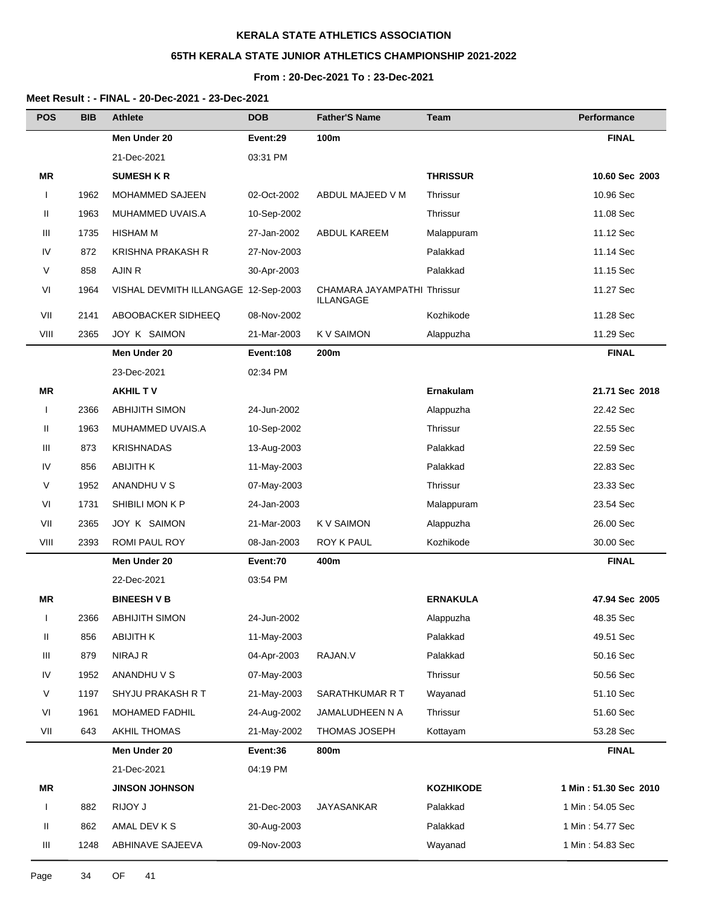**KERALA STATE ATHLETICS ASSOCIATION**

**65TH KERALA STATE JUNIOR ATHLETICS CHAMPIONSHIP 2021-2022**

**From : 20-Dec-2021 To : 23-Dec-2021**

**Meet Result : - FINAL - 20-Dec-2021 - 23-Dec-2021**

| POS | BIB | Athlete | DOB | Father'S Name | Team | Performance |
|---|---|---|---|---|---|---|
| | | **Men Under 20** | **Event:29** | **100m** | | **FINAL** |
| | | 21-Dec-2021 | 03:31 PM | | | |
| **MR** | | **SUMESH K R** | | | **THRISSUR** | **10.60 Sec 2003** |
| I | 1962 | MOHAMMED SAJEEN | 02-Oct-2002 | ABDUL MAJEED V M | Thrissur | 10.96 Sec |
| II | 1963 | MUHAMMED UVAIS.A | 10-Sep-2002 | | Thrissur | 11.08 Sec |
| III | 1735 | HISHAM M | 27-Jan-2002 | ABDUL KAREEM | Malappuram | 11.12 Sec |
| IV | 872 | KRISHNA PRAKASH R | 27-Nov-2003 | | Palakkad | 11.14 Sec |
| V | 858 | AJIN R | 30-Apr-2003 | | Palakkad | 11.15 Sec |
| VI | 1964 | VISHAL DEVMITH ILLANGAGE | 12-Sep-2003 | CHAMARA JAYAMPATHI ILLANGAGE | Thrissur | 11.27 Sec |
| VII | 2141 | ABOOBACKER SIDHEEQ | 08-Nov-2002 | | Kozhikode | 11.28 Sec |
| VIII | 2365 | JOY K SAIMON | 21-Mar-2003 | K V SAIMON | Alappuzha | 11.29 Sec |
| | | **Men Under 20** | **Event:108** | **200m** | | **FINAL** |
| | | 23-Dec-2021 | 02:34 PM | | | |
| **MR** | | **AKHIL T V** | | | **Ernakulam** | **21.71 Sec 2018** |
| I | 2366 | ABHIJITH SIMON | 24-Jun-2002 | | Alappuzha | 22.42 Sec |
| II | 1963 | MUHAMMED UVAIS.A | 10-Sep-2002 | | Thrissur | 22.55 Sec |
| III | 873 | KRISHNADAS | 13-Aug-2003 | | Palakkad | 22.59 Sec |
| IV | 856 | ABIJITH K | 11-May-2003 | | Palakkad | 22.83 Sec |
| V | 1952 | ANANDHU V S | 07-May-2003 | | Thrissur | 23.33 Sec |
| VI | 1731 | SHIBILI MON K P | 24-Jan-2003 | | Malappuram | 23.54 Sec |
| VII | 2365 | JOY K SAIMON | 21-Mar-2003 | K V SAIMON | Alappuzha | 26.00 Sec |
| VIII | 2393 | ROMI PAUL ROY | 08-Jan-2003 | ROY K PAUL | Kozhikode | 30.00 Sec |
| | | **Men Under 20** | **Event:70** | **400m** | | **FINAL** |
| | | 22-Dec-2021 | 03:54 PM | | | |
| **MR** | | **BINEESH V B** | | | **ERNAKULA** | **47.94 Sec 2005** |
| I | 2366 | ABHIJITH SIMON | 24-Jun-2002 | | Alappuzha | 48.35 Sec |
| II | 856 | ABIJITH K | 11-May-2003 | | Palakkad | 49.51 Sec |
| III | 879 | NIRAJ R | 04-Apr-2003 | RAJAN.V | Palakkad | 50.16 Sec |
| IV | 1952 | ANANDHU V S | 07-May-2003 | | Thrissur | 50.56 Sec |
| V | 1197 | SHYJU PRAKASH R T | 21-May-2003 | SARATHKUMAR R T | Wayanad | 51.10 Sec |
| VI | 1961 | MOHAMED FADHIL | 24-Aug-2002 | JAMALUDHEEN N A | Thrissur | 51.60 Sec |
| VII | 643 | AKHIL THOMAS | 21-May-2002 | THOMAS JOSEPH | Kottayam | 53.28 Sec |
| | | **Men Under 20** | **Event:36** | **800m** | | **FINAL** |
| | | 21-Dec-2021 | 04:19 PM | | | |
| **MR** | | **JINSON JOHNSON** | | | **KOZHIKODE** | **1 Min : 51.30 Sec 2010** |
| I | 882 | RIJOY J | 21-Dec-2003 | JAYASANKAR | Palakkad | 1 Min : 54.05 Sec |
| II | 862 | AMAL DEV K S | 30-Aug-2003 | | Palakkad | 1 Min : 54.77 Sec |
| III | 1248 | ABHINAVE SAJEEVA | 09-Nov-2003 | | Wayanad | 1 Min : 54.83 Sec |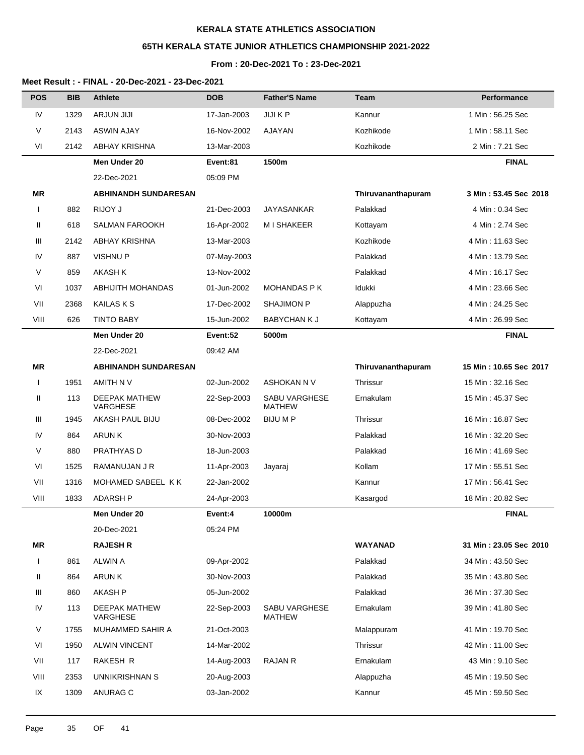**KERALA STATE ATHLETICS ASSOCIATION**

**65TH KERALA STATE JUNIOR ATHLETICS CHAMPIONSHIP 2021-2022**

**From : 20-Dec-2021 To : 23-Dec-2021**

**Meet Result : - FINAL - 20-Dec-2021 - 23-Dec-2021**

| POS | BIB | Athlete | DOB | Father'S Name | Team | Performance |
|---|---|---|---|---|---|---|
| IV | 1329 | ARJUN JIJI | 17-Jan-2003 | JIJI K P | Kannur | 1 Min : 56.25 Sec |
| V | 2143 | ASWIN AJAY | 16-Nov-2002 | AJAYAN | Kozhikode | 1 Min : 58.11 Sec |
| VI | 2142 | ABHAY KRISHNA | 13-Mar-2003 | | Kozhikode | 2 Min : 7.21 Sec |
| | | **Men Under 20** | **Event:81** | **1500m** | | **FINAL** |
| | | 22-Dec-2021 | 05:09 PM | | | |
| **MR** | | **ABHINANDH SUNDARESAN** | | | **Thiruvananthapuram** | **3 Min : 53.45 Sec 2018** |
| I | 882 | RIJOY J | 21-Dec-2003 | JAYASANKAR | Palakkad | 4 Min : 0.34 Sec |
| II | 618 | SALMAN FAROOKH | 16-Apr-2002 | M I SHAKEER | Kottayam | 4 Min : 2.74 Sec |
| III | 2142 | ABHAY KRISHNA | 13-Mar-2003 | | Kozhikode | 4 Min : 11.63 Sec |
| IV | 887 | VISHNU P | 07-May-2003 | | Palakkad | 4 Min : 13.79 Sec |
| V | 859 | AKASH K | 13-Nov-2002 | | Palakkad | 4 Min : 16.17 Sec |
| VI | 1037 | ABHIJITH MOHANDAS | 01-Jun-2002 | MOHANDAS P K | Idukki | 4 Min : 23.66 Sec |
| VII | 2368 | KAILAS K S | 17-Dec-2002 | SHAJIMON P | Alappuzha | 4 Min : 24.25 Sec |
| VIII | 626 | TINTO BABY | 15-Jun-2002 | BABYCHAN K J | Kottayam | 4 Min : 26.99 Sec |
| | | **Men Under 20** | **Event:52** | **5000m** | | **FINAL** |
| | | 22-Dec-2021 | 09:42 AM | | | |
| **MR** | | **ABHINANDH SUNDARESAN** | | | **Thiruvananthapuram** | **15 Min : 10.65 Sec 2017** |
| I | 1951 | AMITH N V | 02-Jun-2002 | ASHOKAN N V | Thrissur | 15 Min : 32.16 Sec |
| II | 113 | DEEPAK MATHEW VARGHESE | 22-Sep-2003 | SABU VARGHESE MATHEW | Ernakulam | 15 Min : 45.37 Sec |
| III | 1945 | AKASH PAUL BIJU | 08-Dec-2002 | BIJU M P | Thrissur | 16 Min : 16.87 Sec |
| IV | 864 | ARUN K | 30-Nov-2003 | | Palakkad | 16 Min : 32.20 Sec |
| V | 880 | PRATHYAS D | 18-Jun-2003 | | Palakkad | 16 Min : 41.69 Sec |
| VI | 1525 | RAMANUJAN J R | 11-Apr-2003 | Jayaraj | Kollam | 17 Min : 55.51 Sec |
| VII | 1316 | MOHAMED SABEEL K K | 22-Jan-2002 | | Kannur | 17 Min : 56.41 Sec |
| VIII | 1833 | ADARSH P | 24-Apr-2003 | | Kasargod | 18 Min : 20.82 Sec |
| | | **Men Under 20** | **Event:4** | **10000m** | | **FINAL** |
| | | 20-Dec-2021 | 05:24 PM | | | |
| **MR** | | **RAJESH R** | | | **WAYANAD** | **31 Min : 23.05 Sec 2010** |
| I | 861 | ALWIN A | 09-Apr-2002 | | Palakkad | 34 Min : 43.50 Sec |
| II | 864 | ARUN K | 30-Nov-2003 | | Palakkad | 35 Min : 43.80 Sec |
| III | 860 | AKASH P | 05-Jun-2002 | | Palakkad | 36 Min : 37.30 Sec |
| IV | 113 | DEEPAK MATHEW VARGHESE | 22-Sep-2003 | SABU VARGHESE MATHEW | Ernakulam | 39 Min : 41.80 Sec |
| V | 1755 | MUHAMMED SAHIR A | 21-Oct-2003 | | Malappuram | 41 Min : 19.70 Sec |
| VI | 1950 | ALWIN VINCENT | 14-Mar-2002 | | Thrissur | 42 Min : 11.00 Sec |
| VII | 117 | RAKESH R | 14-Aug-2003 | RAJAN R | Ernakulam | 43 Min : 9.10 Sec |
| VIII | 2353 | UNNIKRISHNAN S | 20-Aug-2003 | | Alappuzha | 45 Min : 19.50 Sec |
| IX | 1309 | ANURAG C | 03-Jan-2002 | | Kannur | 45 Min : 59.50 Sec |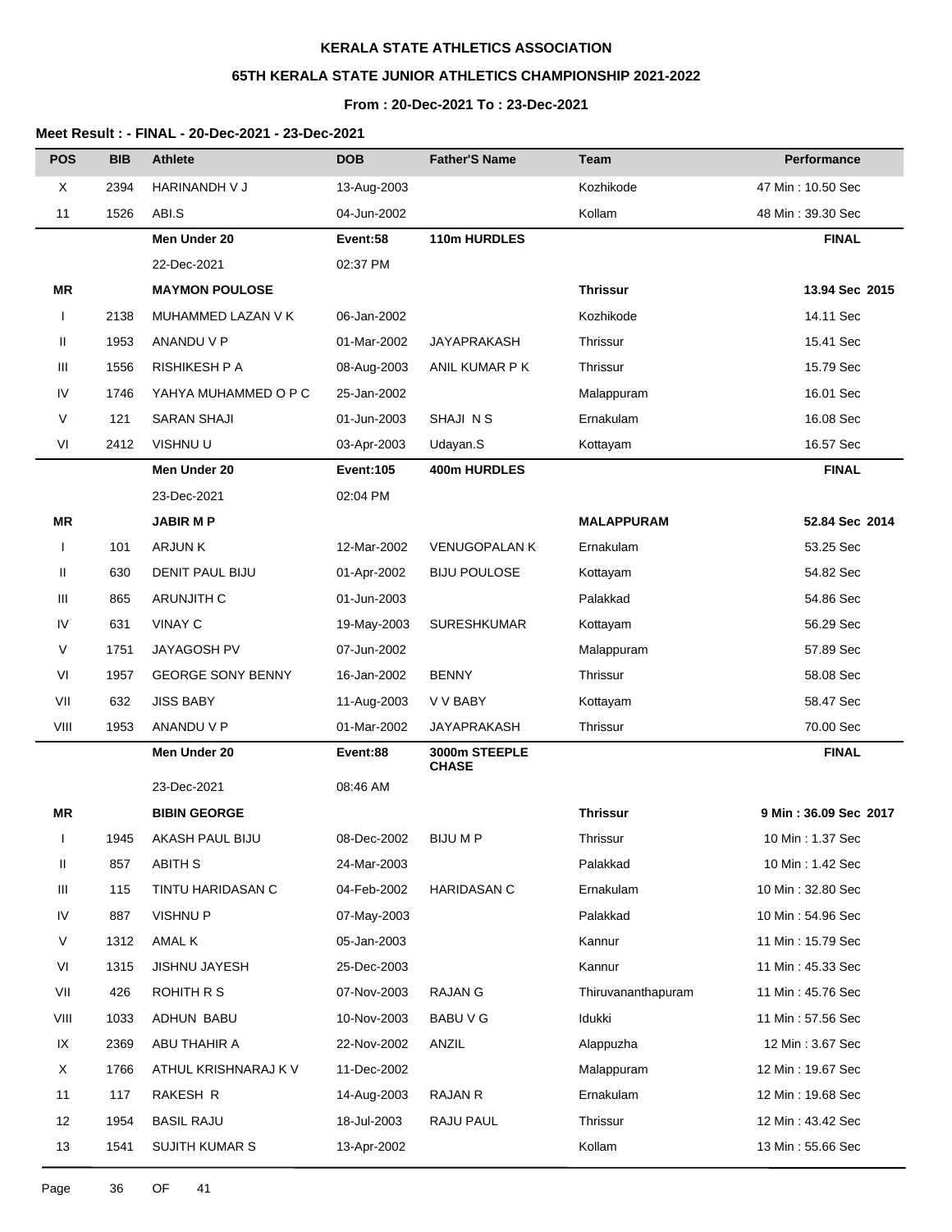**KERALA STATE ATHLETICS ASSOCIATION**

**65TH KERALA STATE JUNIOR ATHLETICS CHAMPIONSHIP 2021-2022**

**From : 20-Dec-2021 To : 23-Dec-2021**

**Meet Result : - FINAL - 20-Dec-2021 - 23-Dec-2021**

| POS | BIB | Athlete | DOB | Father'S Name | Team | Performance |
|---|---|---|---|---|---|---|
| X | 2394 | HARINANDH V J | 13-Aug-2003 | | Kozhikode | 47 Min : 10.50 Sec |
| 11 | 1526 | ABI.S | 04-Jun-2002 | | Kollam | 48 Min : 39.30 Sec |
| | | **Men Under 20** | **Event:58** | **110m HURDLES** | | **FINAL** |
| | | 22-Dec-2021 | 02:37 PM | | | |
| **MR** | | **MAYMON POULOSE** | | | **Thrissur** | **13.94 Sec 2015** |
| I | 2138 | MUHAMMED LAZAN V K | 06-Jan-2002 | | Kozhikode | 14.11 Sec |
| II | 1953 | ANANDU V P | 01-Mar-2002 | JAYAPRAKASH | Thrissur | 15.41 Sec |
| III | 1556 | RISHIKESH P A | 08-Aug-2003 | ANIL KUMAR P K | Thrissur | 15.79 Sec |
| IV | 1746 | YAHYA MUHAMMED O P C | 25-Jan-2002 | | Malappuram | 16.01 Sec |
| V | 121 | SARAN SHAJI | 01-Jun-2003 | SHAJI N S | Ernakulam | 16.08 Sec |
| VI | 2412 | VISHNU U | 03-Apr-2003 | Udayan.S | Kottayam | 16.57 Sec |
| | | **Men Under 20** | **Event:105** | **400m HURDLES** | | **FINAL** |
| | | 23-Dec-2021 | 02:04 PM | | | |
| **MR** | | **JABIR M P** | | | **MALAPPURAM** | **52.84 Sec 2014** |
| I | 101 | ARJUN K | 12-Mar-2002 | VENUGOPALAN K | Ernakulam | 53.25 Sec |
| II | 630 | DENIT PAUL BIJU | 01-Apr-2002 | BIJU POULOSE | Kottayam | 54.82 Sec |
| III | 865 | ARUNJITH C | 01-Jun-2003 | | Palakkad | 54.86 Sec |
| IV | 631 | VINAY C | 19-May-2003 | SURESHKUMAR | Kottayam | 56.29 Sec |
| V | 1751 | JAYAGOSH PV | 07-Jun-2002 | | Malappuram | 57.89 Sec |
| VI | 1957 | GEORGE SONY BENNY | 16-Jan-2002 | BENNY | Thrissur | 58.08 Sec |
| VII | 632 | JISS BABY | 11-Aug-2003 | V V BABY | Kottayam | 58.47 Sec |
| VIII | 1953 | ANANDU V P | 01-Mar-2002 | JAYAPRAKASH | Thrissur | 70.00 Sec |
| | | **Men Under 20** | **Event:88** | **3000m STEEPLE CHASE** | | **FINAL** |
| | | 23-Dec-2021 | 08:46 AM | | | |
| **MR** | | **BIBIN GEORGE** | | | **Thrissur** | **9 Min : 36.09 Sec 2017** |
| I | 1945 | AKASH PAUL BIJU | 08-Dec-2002 | BIJU M P | Thrissur | 10 Min : 1.37 Sec |
| II | 857 | ABITH S | 24-Mar-2003 | | Palakkad | 10 Min : 1.42 Sec |
| III | 115 | TINTU HARIDASAN C | 04-Feb-2002 | HARIDASAN C | Ernakulam | 10 Min : 32.80 Sec |
| IV | 887 | VISHNU P | 07-May-2003 | | Palakkad | 10 Min : 54.96 Sec |
| V | 1312 | AMAL K | 05-Jan-2003 | | Kannur | 11 Min : 15.79 Sec |
| VI | 1315 | JISHNU JAYESH | 25-Dec-2003 | | Kannur | 11 Min : 45.33 Sec |
| VII | 426 | ROHITH R S | 07-Nov-2003 | RAJAN G | Thiruvananthapuram | 11 Min : 45.76 Sec |
| VIII | 1033 | ADHUN BABU | 10-Nov-2003 | BABU V G | Idukki | 11 Min : 57.56 Sec |
| IX | 2369 | ABU THAHIR A | 22-Nov-2002 | ANZIL | Alappuzha | 12 Min : 3.67 Sec |
| X | 1766 | ATHUL KRISHNARAJ K V | 11-Dec-2002 | | Malappuram | 12 Min : 19.67 Sec |
| 11 | 117 | RAKESH R | 14-Aug-2003 | RAJAN R | Ernakulam | 12 Min : 19.68 Sec |
| 12 | 1954 | BASIL RAJU | 18-Jul-2003 | RAJU PAUL | Thrissur | 12 Min : 43.42 Sec |
| 13 | 1541 | SUJITH KUMAR S | 13-Apr-2002 | | Kollam | 13 Min : 55.66 Sec |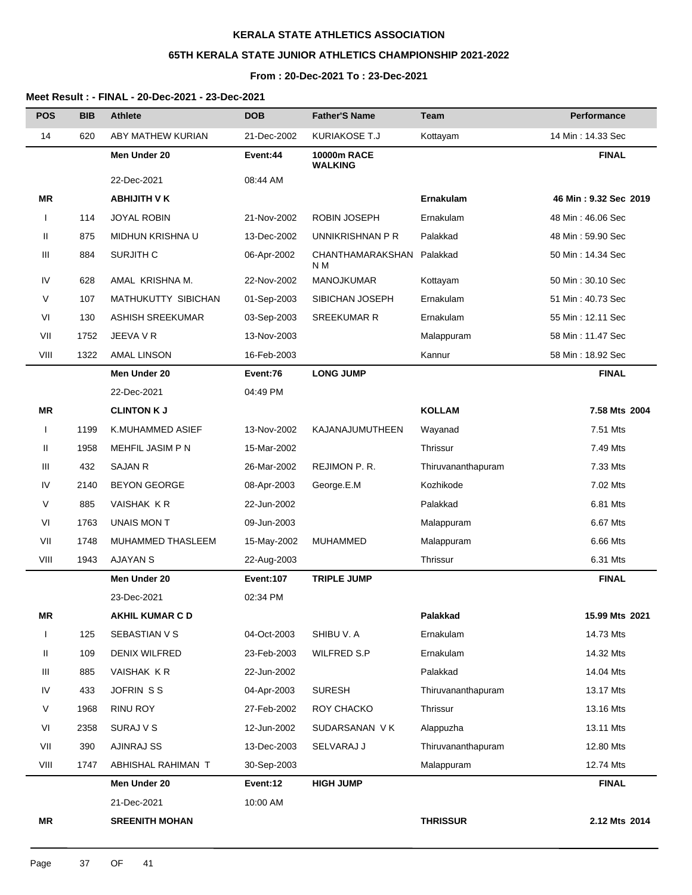**KERALA STATE ATHLETICS ASSOCIATION**

**65TH KERALA STATE JUNIOR ATHLETICS CHAMPIONSHIP 2021-2022**

**From : 20-Dec-2021 To : 23-Dec-2021**

**Meet Result : - FINAL - 20-Dec-2021 - 23-Dec-2021**

| POS | BIB | Athlete | DOB | Father'S Name | Team | Performance |
|---|---|---|---|---|---|---|
| 14 | 620 | ABY MATHEW KURIAN | 21-Dec-2002 | KURIAKOSE T.J | Kottayam | 14 Min : 14.33 Sec |
| | | **Men Under 20** | **Event:44** | **10000m RACE WALKING** | | **FINAL** |
| | | 22-Dec-2021 | 08:44 AM | | | |
| **MR** | | **ABHIJITH V K** | | | **Ernakulam** | **46 Min : 9.32 Sec 2019** |
| I | 114 | JOYAL ROBIN | 21-Nov-2002 | ROBIN JOSEPH | Ernakulam | 48 Min : 46.06 Sec |
| II | 875 | MIDHUN KRISHNA U | 13-Dec-2002 | UNNIKRISHNAN P R | Palakkad | 48 Min : 59.90 Sec |
| III | 884 | SURJITH C | 06-Apr-2002 | CHANTHAMARAKSHAN N M | Palakkad | 50 Min : 14.34 Sec |
| IV | 628 | AMAL KRISHNA M. | 22-Nov-2002 | MANOJKUMAR | Kottayam | 50 Min : 30.10 Sec |
| V | 107 | MATHUKUTTY SIBICHAN | 01-Sep-2003 | SIBICHAN JOSEPH | Ernakulam | 51 Min : 40.73 Sec |
| VI | 130 | ASHISH SREEKUMAR | 03-Sep-2003 | SREEKUMAR R | Ernakulam | 55 Min : 12.11 Sec |
| VII | 1752 | JEEVA V R | 13-Nov-2003 | | Malappuram | 58 Min : 11.47 Sec |
| VIII | 1322 | AMAL LINSON | 16-Feb-2003 | | Kannur | 58 Min : 18.92 Sec |
| | | **Men Under 20** | **Event:76** | **LONG JUMP** | | **FINAL** |
| | | 22-Dec-2021 | 04:49 PM | | | |
| **MR** | | **CLINTON K J** | | | **KOLLAM** | **7.58 Mts 2004** |
| I | 1199 | K.MUHAMMED ASIEF | 13-Nov-2002 | KAJANAJUMUTHEEN | Wayanad | 7.51 Mts |
| II | 1958 | MEHFIL JASIM P N | 15-Mar-2002 | | Thrissur | 7.49 Mts |
| III | 432 | SAJAN R | 26-Mar-2002 | REJIMON P. R. | Thiruvananthapuram | 7.33 Mts |
| IV | 2140 | BEYON GEORGE | 08-Apr-2003 | George.E.M | Kozhikode | 7.02 Mts |
| V | 885 | VAISHAK K R | 22-Jun-2002 | | Palakkad | 6.81 Mts |
| VI | 1763 | UNAIS MON T | 09-Jun-2003 | | Malappuram | 6.67 Mts |
| VII | 1748 | MUHAMMED THASLEEM | 15-May-2002 | MUHAMMED | Malappuram | 6.66 Mts |
| VIII | 1943 | AJAYAN S | 22-Aug-2003 | | Thrissur | 6.31 Mts |
| | | **Men Under 20** | **Event:107** | **TRIPLE JUMP** | | **FINAL** |
| | | 23-Dec-2021 | 02:34 PM | | | |
| **MR** | | **AKHIL KUMAR C D** | | | **Palakkad** | **15.99 Mts 2021** |
| I | 125 | SEBASTIAN V S | 04-Oct-2003 | SHIBU V. A | Ernakulam | 14.73 Mts |
| II | 109 | DENIX WILFRED | 23-Feb-2003 | WILFRED S.P | Ernakulam | 14.32 Mts |
| III | 885 | VAISHAK K R | 22-Jun-2002 | | Palakkad | 14.04 Mts |
| IV | 433 | JOFRIN S S | 04-Apr-2003 | SURESH | Thiruvananthapuram | 13.17 Mts |
| V | 1968 | RINU ROY | 27-Feb-2002 | ROY CHACKO | Thrissur | 13.16 Mts |
| VI | 2358 | SURAJ V S | 12-Jun-2002 | SUDARSANAN V K | Alappuzha | 13.11 Mts |
| VII | 390 | AJINRAJ SS | 13-Dec-2003 | SELVARAJ J | Thiruvananthapuram | 12.80 Mts |
| VIII | 1747 | ABHISHAL RAHIMAN T | 30-Sep-2003 | | Malappuram | 12.74 Mts |
| | | **Men Under 20** | **Event:12** | **HIGH JUMP** | | **FINAL** |
| | | 21-Dec-2021 | 10:00 AM | | | |
| **MR** | | **SREENITH MOHAN** | | | **THRISSUR** | **2.12 Mts 2014** |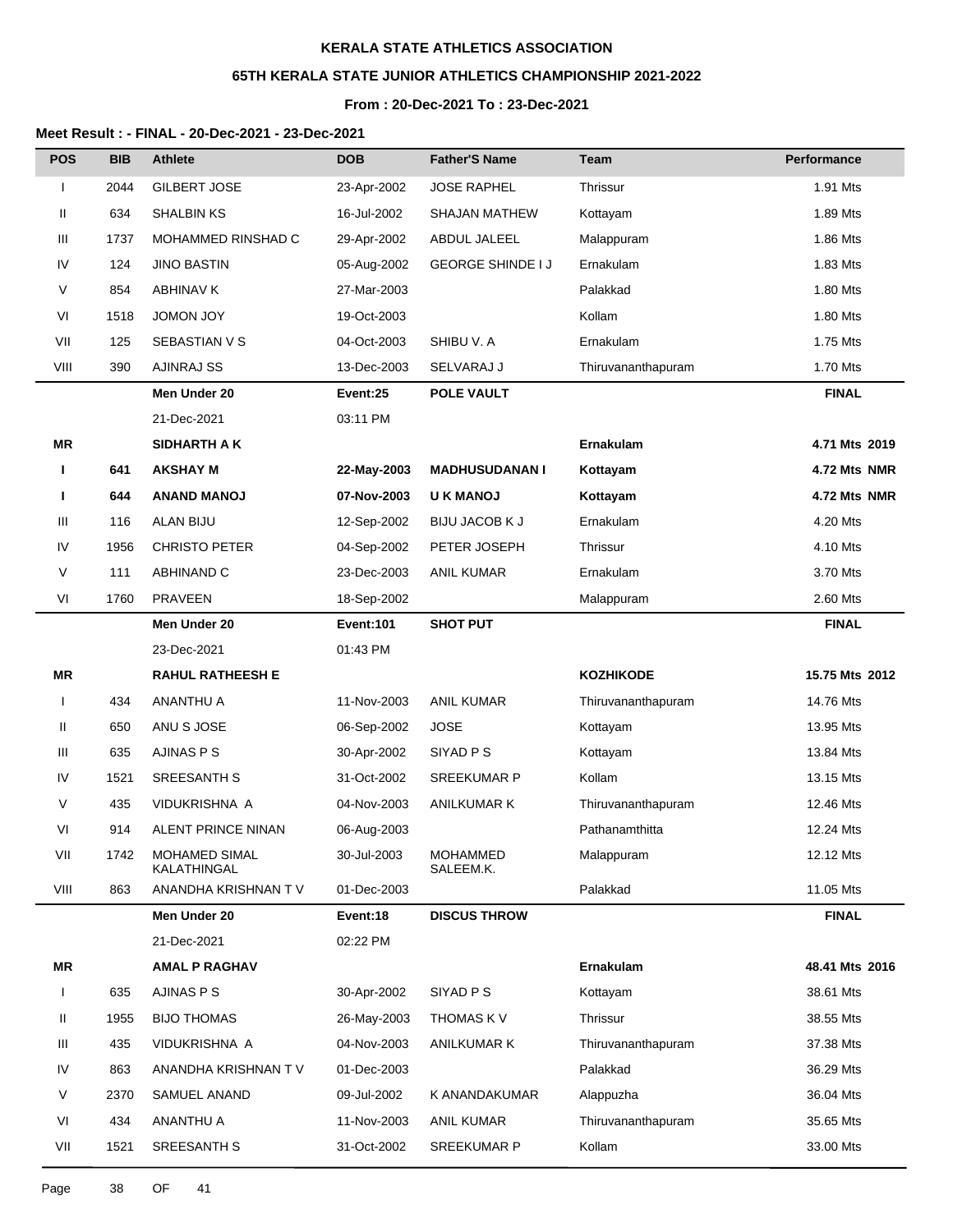**KERALA STATE ATHLETICS ASSOCIATION**

**65TH KERALA STATE JUNIOR ATHLETICS CHAMPIONSHIP 2021-2022**

**From : 20-Dec-2021 To : 23-Dec-2021**

**Meet Result : - FINAL - 20-Dec-2021 - 23-Dec-2021**

| POS | BIB | Athlete | DOB | Father'S Name | Team | Performance |
|---|---|---|---|---|---|---|
| I | 2044 | GILBERT JOSE | 23-Apr-2002 | JOSE RAPHEL | Thrissur | 1.91 Mts |
| II | 634 | SHALBIN KS | 16-Jul-2002 | SHAJAN MATHEW | Kottayam | 1.89 Mts |
| III | 1737 | MOHAMMED RINSHAD C | 29-Apr-2002 | ABDUL JALEEL | Malappuram | 1.86 Mts |
| IV | 124 | JINO BASTIN | 05-Aug-2002 | GEORGE SHINDE I J | Ernakulam | 1.83 Mts |
| V | 854 | ABHINAV K | 27-Mar-2003 | | Palakkad | 1.80 Mts |
| VI | 1518 | JOMON JOY | 19-Oct-2003 | | Kollam | 1.80 Mts |
| VII | 125 | SEBASTIAN V S | 04-Oct-2003 | SHIBU V. A | Ernakulam | 1.75 Mts |
| VIII | 390 | AJINRAJ SS | 13-Dec-2003 | SELVARAJ J | Thiruvananthapuram | 1.70 Mts |
| | | **Men Under 20** | **Event:25** | **POLE VAULT** | | **FINAL** |
| | | 21-Dec-2021 | 03:11 PM | | | |
| **MR** | | **SIDHARTH A K** | | | **Ernakulam** | **4.71 Mts 2019** |
| **I** | **641** | **AKSHAY M** | **22-May-2003** | **MADHUSUDANAN I** | **Kottayam** | **4.72 Mts NMR** |
| **I** | **644** | **ANAND MANOJ** | **07-Nov-2003** | **U K MANOJ** | **Kottayam** | **4.72 Mts NMR** |
| III | 116 | ALAN BIJU | 12-Sep-2002 | BIJU JACOB K J | Ernakulam | 4.20 Mts |
| IV | 1956 | CHRISTO PETER | 04-Sep-2002 | PETER JOSEPH | Thrissur | 4.10 Mts |
| V | 111 | ABHINAND C | 23-Dec-2003 | ANIL KUMAR | Ernakulam | 3.70 Mts |
| VI | 1760 | PRAVEEN | 18-Sep-2002 | | Malappuram | 2.60 Mts |
| | | **Men Under 20** | **Event:101** | **SHOT PUT** | | **FINAL** |
| | | 23-Dec-2021 | 01:43 PM | | | |
| **MR** | | **RAHUL RATHEESH E** | | | **KOZHIKODE** | **15.75 Mts 2012** |
| I | 434 | ANANTHU A | 11-Nov-2003 | ANIL KUMAR | Thiruvananthapuram | 14.76 Mts |
| II | 650 | ANU S JOSE | 06-Sep-2002 | JOSE | Kottayam | 13.95 Mts |
| III | 635 | AJINAS P S | 30-Apr-2002 | SIYAD P S | Kottayam | 13.84 Mts |
| IV | 1521 | SREESANTH S | 31-Oct-2002 | SREEKUMAR P | Kollam | 13.15 Mts |
| V | 435 | VIDUKRISHNA A | 04-Nov-2003 | ANILKUMAR K | Thiruvananthapuram | 12.46 Mts |
| VI | 914 | ALENT PRINCE NINAN | 06-Aug-2003 | | Pathanamthitta | 12.24 Mts |
| VII | 1742 | MOHAMED SIMAL KALATHINGAL | 30-Jul-2003 | MOHAMMED SALEEM.K. | Malappuram | 12.12 Mts |
| VIII | 863 | ANANDHA KRISHNAN T V | 01-Dec-2003 | | Palakkad | 11.05 Mts |
| | | **Men Under 20** | **Event:18** | **DISCUS THROW** | | **FINAL** |
| | | 21-Dec-2021 | 02:22 PM | | | |
| **MR** | | **AMAL P RAGHAV** | | | **Ernakulam** | **48.41 Mts 2016** |
| I | 635 | AJINAS P S | 30-Apr-2002 | SIYAD P S | Kottayam | 38.61 Mts |
| II | 1955 | BIJO THOMAS | 26-May-2003 | THOMAS K V | Thrissur | 38.55 Mts |
| III | 435 | VIDUKRISHNA A | 04-Nov-2003 | ANILKUMAR K | Thiruvananthapuram | 37.38 Mts |
| IV | 863 | ANANDHA KRISHNAN T V | 01-Dec-2003 | | Palakkad | 36.29 Mts |
| V | 2370 | SAMUEL ANAND | 09-Jul-2002 | K ANANDAKUMAR | Alappuzha | 36.04 Mts |
| VI | 434 | ANANTHU A | 11-Nov-2003 | ANIL KUMAR | Thiruvananthapuram | 35.65 Mts |
| VII | 1521 | SREESANTH S | 31-Oct-2002 | SREEKUMAR P | Kollam | 33.00 Mts |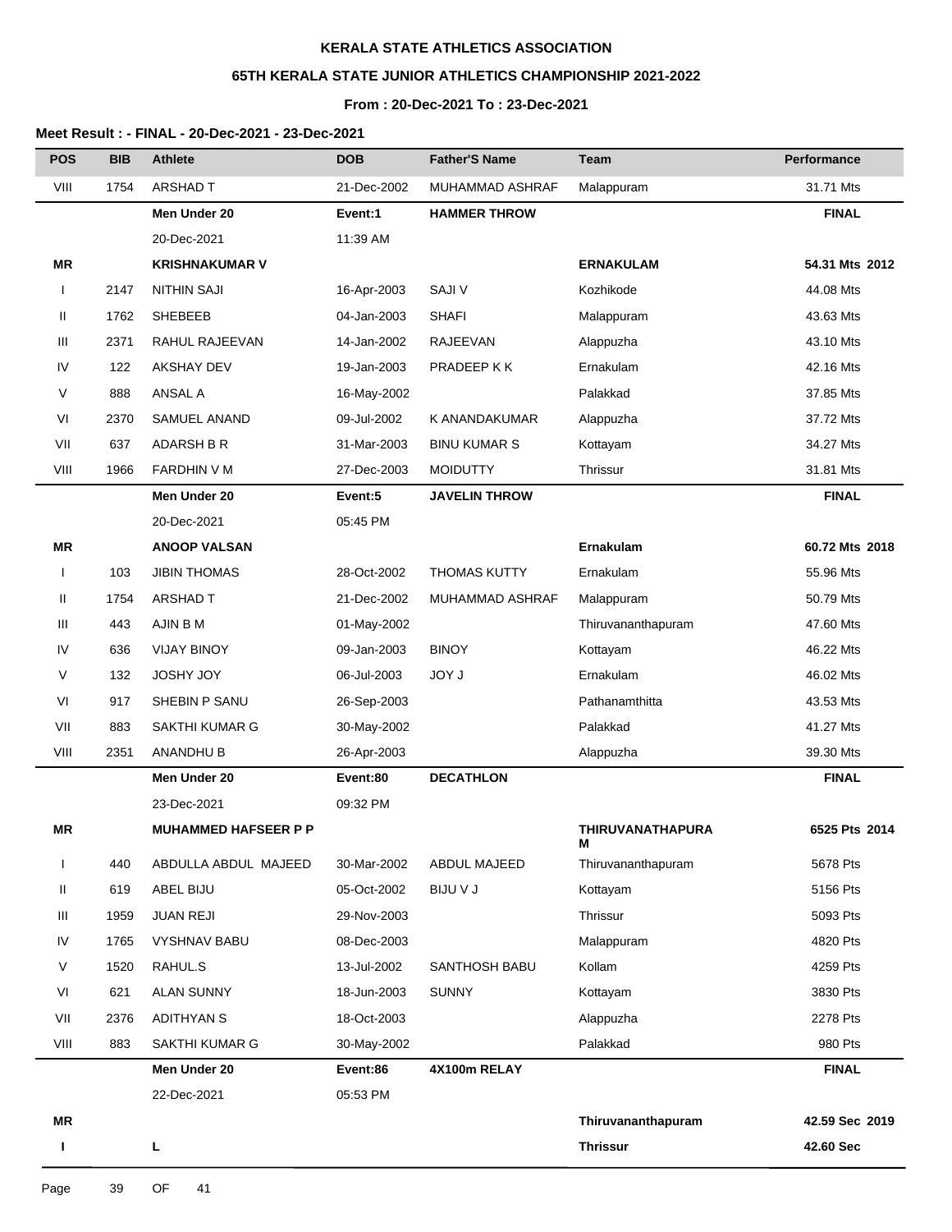**KERALA STATE ATHLETICS ASSOCIATION**

**65TH KERALA STATE JUNIOR ATHLETICS CHAMPIONSHIP 2021-2022**

**From : 20-Dec-2021 To : 23-Dec-2021**

**Meet Result : - FINAL - 20-Dec-2021 - 23-Dec-2021**

| POS | BIB | Athlete | DOB | Father'S Name | Team | Performance |
|---|---|---|---|---|---|---|
| VIII | 1754 | ARSHAD T | 21-Dec-2002 | MUHAMMAD ASHRAF | Malappuram | 31.71 Mts |
| | | **Men Under 20** | **Event:1** | **HAMMER THROW** | | **FINAL** |
| | | 20-Dec-2021 | 11:39 AM | | | |
| **MR** | | **KRISHNAKUMAR V** | | | **ERNAKULAM** | **54.31 Mts 2012** |
| I | 2147 | NITHIN SAJI | 16-Apr-2003 | SAJI V | Kozhikode | 44.08 Mts |
| II | 1762 | SHEBEEB | 04-Jan-2003 | SHAFI | Malappuram | 43.63 Mts |
| III | 2371 | RAHUL RAJEEVAN | 14-Jan-2002 | RAJEEVAN | Alappuzha | 43.10 Mts |
| IV | 122 | AKSHAY DEV | 19-Jan-2003 | PRADEEP K K | Ernakulam | 42.16 Mts |
| V | 888 | ANSAL A | 16-May-2002 | | Palakkad | 37.85 Mts |
| VI | 2370 | SAMUEL ANAND | 09-Jul-2002 | K ANANDAKUMAR | Alappuzha | 37.72 Mts |
| VII | 637 | ADARSH B R | 31-Mar-2003 | BINU KUMAR S | Kottayam | 34.27 Mts |
| VIII | 1966 | FARDHIN V M | 27-Dec-2003 | MOIDUTTY | Thrissur | 31.81 Mts |
| | | **Men Under 20** | **Event:5** | **JAVELIN THROW** | | **FINAL** |
| | | 20-Dec-2021 | 05:45 PM | | | |
| **MR** | | **ANOOP VALSAN** | | | **Ernakulam** | **60.72 Mts 2018** |
| I | 103 | JIBIN THOMAS | 28-Oct-2002 | THOMAS KUTTY | Ernakulam | 55.96 Mts |
| II | 1754 | ARSHAD T | 21-Dec-2002 | MUHAMMAD ASHRAF | Malappuram | 50.79 Mts |
| III | 443 | AJIN B M | 01-May-2002 | | Thiruvananthapuram | 47.60 Mts |
| IV | 636 | VIJAY BINOY | 09-Jan-2003 | BINOY | Kottayam | 46.22 Mts |
| V | 132 | JOSHY JOY | 06-Jul-2003 | JOY J | Ernakulam | 46.02 Mts |
| VI | 917 | SHEBIN P SANU | 26-Sep-2003 | | Pathanamthitta | 43.53 Mts |
| VII | 883 | SAKTHI KUMAR G | 30-May-2002 | | Palakkad | 41.27 Mts |
| VIII | 2351 | ANANDHU B | 26-Apr-2003 | | Alappuzha | 39.30 Mts |
| | | **Men Under 20** | **Event:80** | **DECATHLON** | | **FINAL** |
| | | 23-Dec-2021 | 09:32 PM | | | |
| **MR** | | **MUHAMMED HAFSEER P P** | | | **THIRUVANATHAPURAM** | **6525 Pts 2014** |
| I | 440 | ABDULLA ABDUL MAJEED | 30-Mar-2002 | ABDUL MAJEED | Thiruvananthapuram | 5678 Pts |
| II | 619 | ABEL BIJU | 05-Oct-2002 | BIJU V J | Kottayam | 5156 Pts |
| III | 1959 | JUAN REJI | 29-Nov-2003 | | Thrissur | 5093 Pts |
| IV | 1765 | VYSHNAV BABU | 08-Dec-2003 | | Malappuram | 4820 Pts |
| V | 1520 | RAHUL.S | 13-Jul-2002 | SANTHOSH BABU | Kollam | 4259 Pts |
| VI | 621 | ALAN SUNNY | 18-Jun-2003 | SUNNY | Kottayam | 3830 Pts |
| VII | 2376 | ADITHYAN S | 18-Oct-2003 | | Alappuzha | 2278 Pts |
| VIII | 883 | SAKTHI KUMAR G | 30-May-2002 | | Palakkad | 980 Pts |
| | | **Men Under 20** | **Event:86** | **4X100m RELAY** | | **FINAL** |
| | | 22-Dec-2021 | 05:53 PM | | | |
| **MR** | | | | | **Thiruvananthapuram** | **42.59 Sec 2019** |
| **I** | | **L** | | | **Thrissur** | **42.60 Sec** |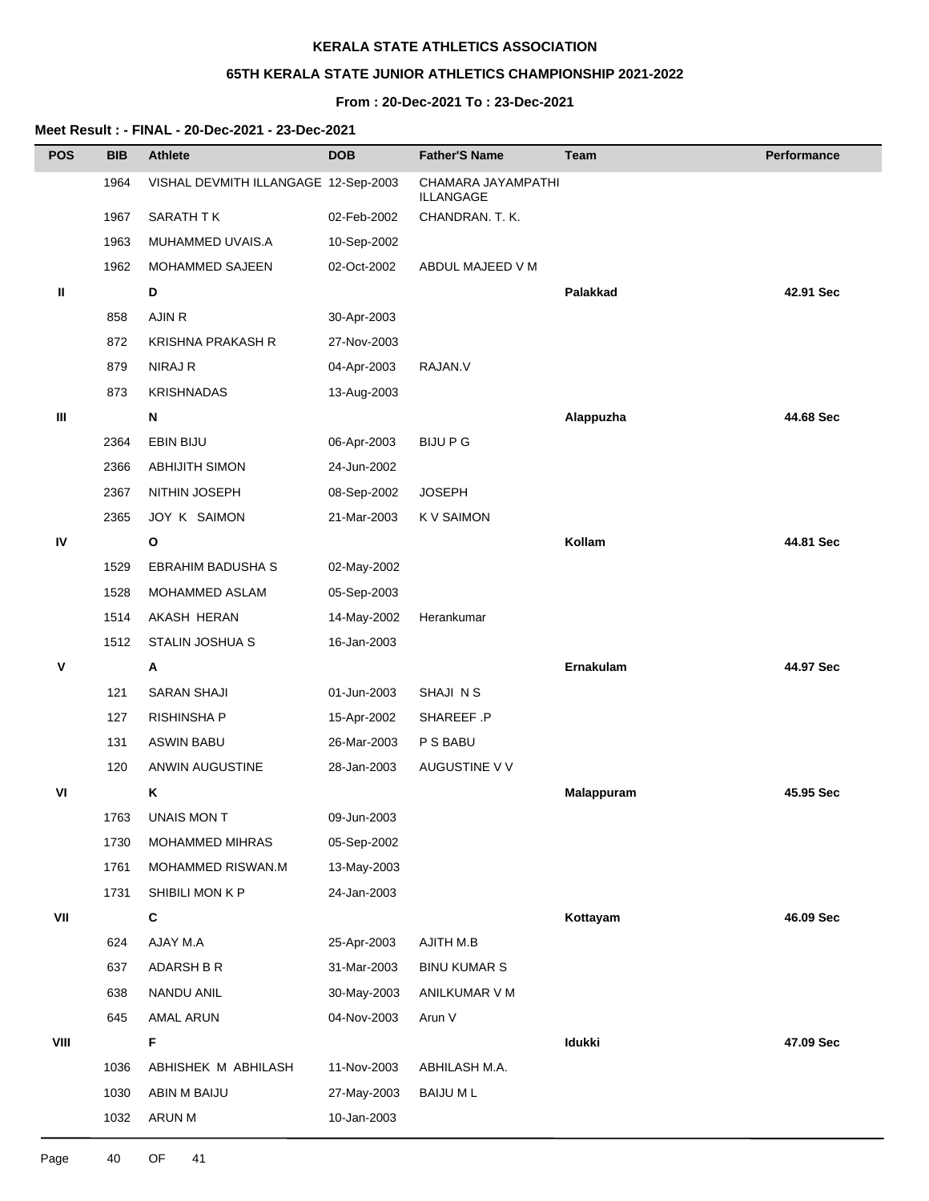**KERALA STATE ATHLETICS ASSOCIATION**

**65TH KERALA STATE JUNIOR ATHLETICS CHAMPIONSHIP 2021-2022**

**From : 20-Dec-2021 To : 23-Dec-2021**

**Meet Result : - FINAL - 20-Dec-2021 - 23-Dec-2021**

| POS | BIB | Athlete | DOB | Father'S Name | Team | Performance |
|---|---|---|---|---|---|---|
| | 1964 | VISHAL DEVMITH ILLANGAGE | 12-Sep-2003 | CHAMARA JAYAMPATHI ILLANGAGE | | |
| | 1967 | SARATH T K | 02-Feb-2002 | CHANDRAN. T. K. | | |
| | 1963 | MUHAMMED UVAIS.A | 10-Sep-2002 | | | |
| | 1962 | MOHAMMED SAJEEN | 02-Oct-2002 | ABDUL MAJEED V M | | |
| **II** | | **D** | | | **Palakkad** | **42.91 Sec** |
| | 858 | AJIN R | 30-Apr-2003 | | | |
| | 872 | KRISHNA PRAKASH R | 27-Nov-2003 | | | |
| | 879 | NIRAJ R | 04-Apr-2003 | RAJAN.V | | |
| | 873 | KRISHNADAS | 13-Aug-2003 | | | |
| **III** | | **N** | | | **Alappuzha** | **44.68 Sec** |
| | 2364 | EBIN BIJU | 06-Apr-2003 | BIJU P G | | |
| | 2366 | ABHIJITH SIMON | 24-Jun-2002 | | | |
| | 2367 | NITHIN JOSEPH | 08-Sep-2002 | JOSEPH | | |
| | 2365 | JOY K SAIMON | 21-Mar-2003 | K V SAIMON | | |
| **IV** | | **O** | | | **Kollam** | **44.81 Sec** |
| | 1529 | EBRAHIM BADUSHA S | 02-May-2002 | | | |
| | 1528 | MOHAMMED ASLAM | 05-Sep-2003 | | | |
| | 1514 | AKASH HERAN | 14-May-2002 | Herankumar | | |
| | 1512 | STALIN JOSHUA S | 16-Jan-2003 | | | |
| **V** | | **A** | | | **Ernakulam** | **44.97 Sec** |
| | 121 | SARAN SHAJI | 01-Jun-2003 | SHAJI N S | | |
| | 127 | RISHINSHA P | 15-Apr-2002 | SHAREEF .P | | |
| | 131 | ASWIN BABU | 26-Mar-2003 | P S BABU | | |
| | 120 | ANWIN AUGUSTINE | 28-Jan-2003 | AUGUSTINE V V | | |
| **VI** | | **K** | | | **Malappuram** | **45.95 Sec** |
| | 1763 | UNAIS MON T | 09-Jun-2003 | | | |
| | 1730 | MOHAMMED MIHRAS | 05-Sep-2002 | | | |
| | 1761 | MOHAMMED RISWAN.M | 13-May-2003 | | | |
| | 1731 | SHIBILI MON K P | 24-Jan-2003 | | | |
| **VII** | | **C** | | | **Kottayam** | **46.09 Sec** |
| | 624 | AJAY M.A | 25-Apr-2003 | AJITH M.B | | |
| | 637 | ADARSH B R | 31-Mar-2003 | BINU KUMAR S | | |
| | 638 | NANDU ANIL | 30-May-2003 | ANILKUMAR V M | | |
| | 645 | AMAL ARUN | 04-Nov-2003 | Arun V | | |
| **VIII** | | **F** | | | **Idukki** | **47.09 Sec** |
| | 1036 | ABHISHEK M ABHILASH | 11-Nov-2003 | ABHILASH M.A. | | |
| | 1030 | ABIN M BAIJU | 27-May-2003 | BAIJU M L | | |
| | 1032 | ARUN M | 10-Jan-2003 | | | |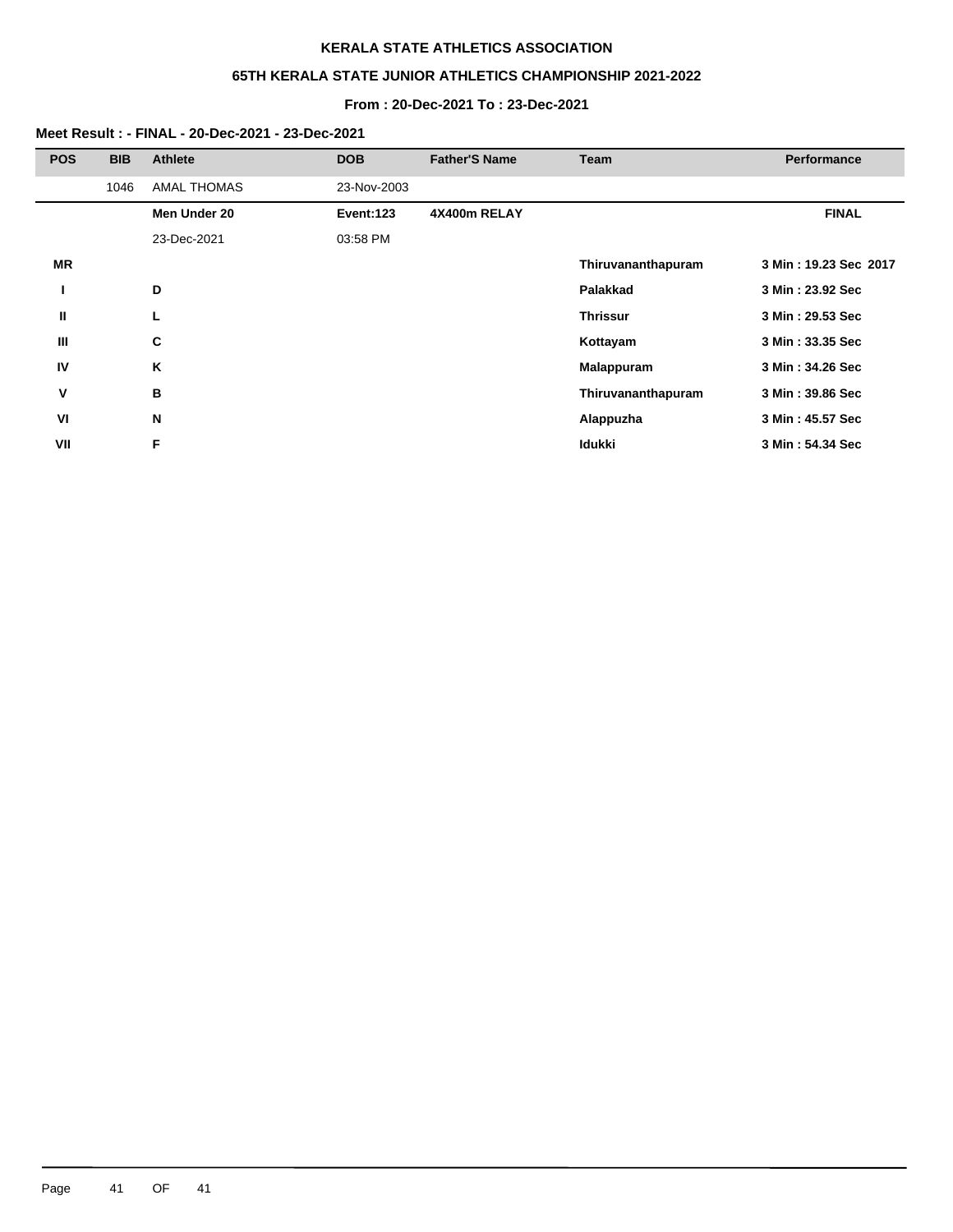**KERALA STATE ATHLETICS ASSOCIATION**

**65TH KERALA STATE JUNIOR ATHLETICS CHAMPIONSHIP 2021-2022**

**From : 20-Dec-2021 To : 23-Dec-2021**

**Meet Result : - FINAL - 20-Dec-2021 - 23-Dec-2021**

| POS | BIB | Athlete | DOB | Father'S Name | Team | Performance |
|---|---|---|---|---|---|---|
| | 1046 | AMAL THOMAS | 23-Nov-2003 | | | |
| | | **Men Under 20** | **Event:123** | **4X400m RELAY** | | **FINAL** |
| | | 23-Dec-2021 | 03:58 PM | | | |
| **MR** | | | | | **Thiruvananthapuram** | **3 Min : 19.23 Sec 2017** |
| **I** | | **D** | | | **Palakkad** | **3 Min : 23.92 Sec** |
| **II** | | **L** | | | **Thrissur** | **3 Min : 29.53 Sec** |
| **III** | | **C** | | | **Kottayam** | **3 Min : 33.35 Sec** |
| **IV** | | **K** | | | **Malappuram** | **3 Min : 34.26 Sec** |
| **V** | | **B** | | | **Thiruvananthapuram** | **3 Min : 39.86 Sec** |
| **VI** | | **N** | | | **Alappuzha** | **3 Min : 45.57 Sec** |
| **VII** | | **F** | | | **Idukki** | **3 Min : 54.34 Sec** |